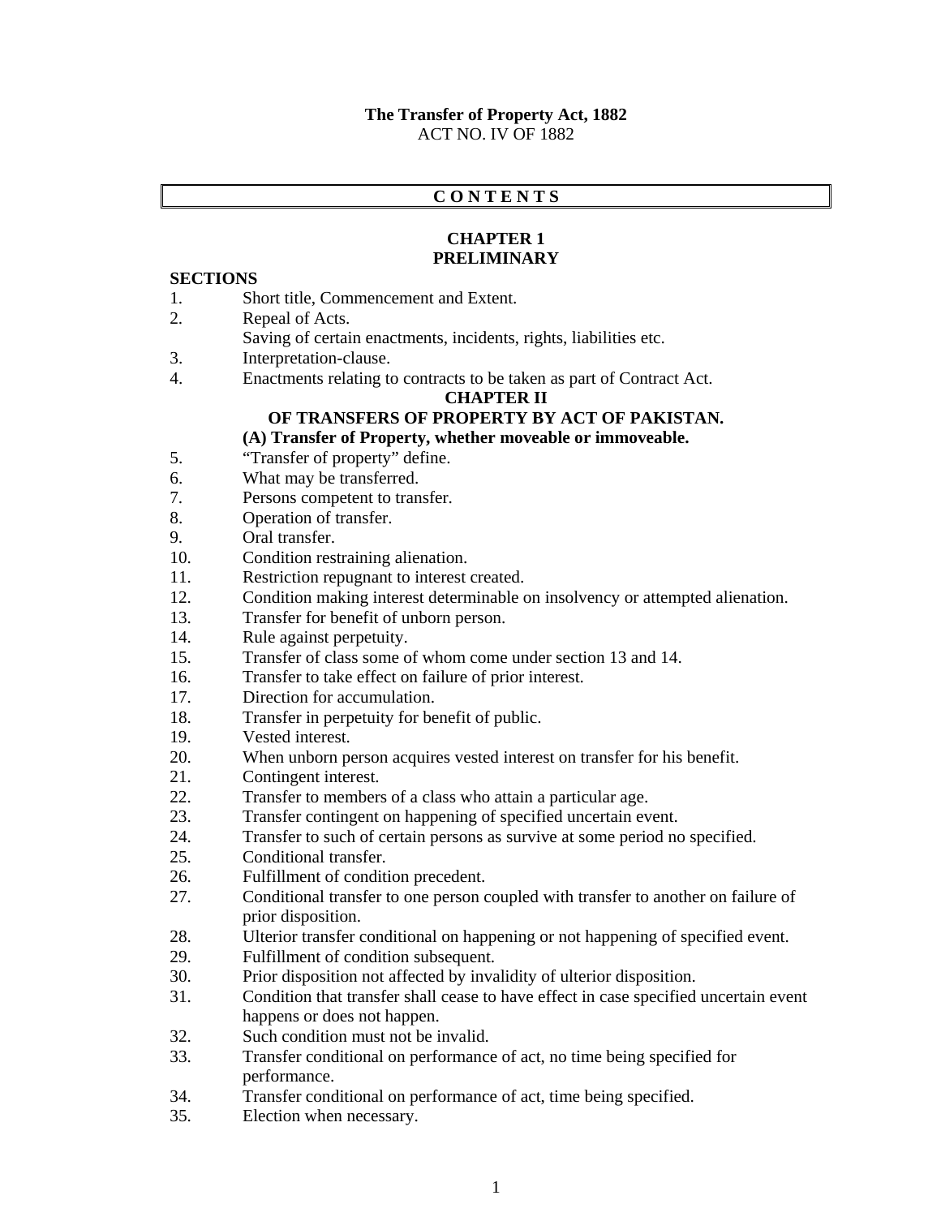**The Transfer of Property Act, 1882**
ACT NO. IV OF 1882

**C O N T E N T S**

**CHAPTER 1**
**PRELIMINARY**

**SECTIONS**

1. Short title, Commencement and Extent.
2. Repeal of Acts.
   Saving of certain enactments, incidents, rights, liabilities etc.
3. Interpretation-clause.
4. Enactments relating to contracts to be taken as part of Contract Act.

**CHAPTER II**
**OF TRANSFERS OF PROPERTY BY ACT OF PAKISTAN.**
**(A) Transfer of Property, whether moveable or immoveable.**

5. "Transfer of property" define.
6. What may be transferred.
7. Persons competent to transfer.
8. Operation of transfer.
9. Oral transfer.
10. Condition restraining alienation.
11. Restriction repugnant to interest created.
12. Condition making interest determinable on insolvency or attempted alienation.
13. Transfer for benefit of unborn person.
14. Rule against perpetuity.
15. Transfer of class some of whom come under section 13 and 14.
16. Transfer to take effect on failure of prior interest.
17. Direction for accumulation.
18. Transfer in perpetuity for benefit of public.
19. Vested interest.
20. When unborn person acquires vested interest on transfer for his benefit.
21. Contingent interest.
22. Transfer to members of a class who attain a particular age.
23. Transfer contingent on happening of specified uncertain event.
24. Transfer to such of certain persons as survive at some period no specified.
25. Conditional transfer.
26. Fulfillment of condition precedent.
27. Conditional transfer to one person coupled with transfer to another on failure of prior disposition.
28. Ulterior transfer conditional on happening or not happening of specified event.
29. Fulfillment of condition subsequent.
30. Prior disposition not affected by invalidity of ulterior disposition.
31. Condition that transfer shall cease to have effect in case specified uncertain event happens or does not happen.
32. Such condition must not be invalid.
33. Transfer conditional on performance of act, no time being specified for performance.
34. Transfer conditional on performance of act, time being specified.
35. Election when necessary.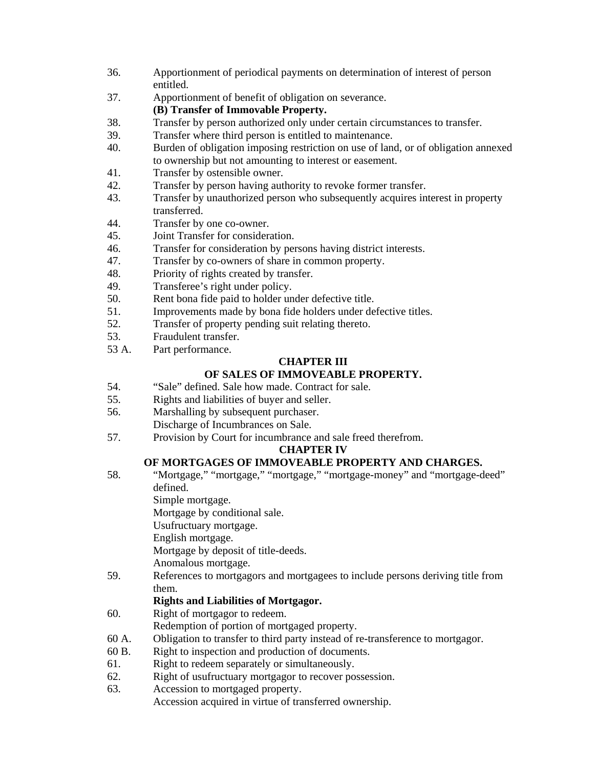36. Apportionment of periodical payments on determination of interest of person entitled.
37. Apportionment of benefit of obligation on severance.

**(B) Transfer of Immovable Property.**

38. Transfer by person authorized only under certain circumstances to transfer.
39. Transfer where third person is entitled to maintenance.
40. Burden of obligation imposing restriction on use of land, or of obligation annexed to ownership but not amounting to interest or easement.
41. Transfer by ostensible owner.
42. Transfer by person having authority to revoke former transfer.
43. Transfer by unauthorized person who subsequently acquires interest in property transferred.
44. Transfer by one co-owner.
45. Joint Transfer for consideration.
46. Transfer for consideration by persons having district interests.
47. Transfer by co-owners of share in common property.
48. Priority of rights created by transfer.
49. Transferee's right under policy.
50. Rent bona fide paid to holder under defective title.
51. Improvements made by bona fide holders under defective titles.
52. Transfer of property pending suit relating thereto.
53. Fraudulent transfer.

53 A. Part performance.

## CHAPTER III

## OF SALES OF IMMOVEABLE PROPERTY.

54. "Sale" defined. Sale how made. Contract for sale.
55. Rights and liabilities of buyer and seller.
56. Marshalling by subsequent purchaser.

    Discharge of Incumbrances on Sale.

57. Provision by Court for incumbrance and sale freed therefrom.

## CHAPTER IV

## OF MORTGAGES OF IMMOVEABLE PROPERTY AND CHARGES.

58. "Mortgage," "mortgage," "mortgage," "mortgage-money" and "mortgage-deed" defined.

    Simple mortgage.

    Mortgage by conditional sale.

    Usufructuary mortgage.

    English mortgage.

    Mortgage by deposit of title-deeds.

    Anomalous mortgage.

59. References to mortgagors and mortgagees to include persons deriving title from them.

**Rights and Liabilities of Mortgagor.**

60. Right of mortgagor to redeem.

    Redemption of portion of mortgaged property.

60 A. Obligation to transfer to third party instead of re-transference to mortgagor.

60 B. Right to inspection and production of documents.

61. Right to redeem separately or simultaneously.
62. Right of usufructuary mortgagor to recover possession.
63. Accession to mortgaged property.

    Accession acquired in virtue of transferred ownership.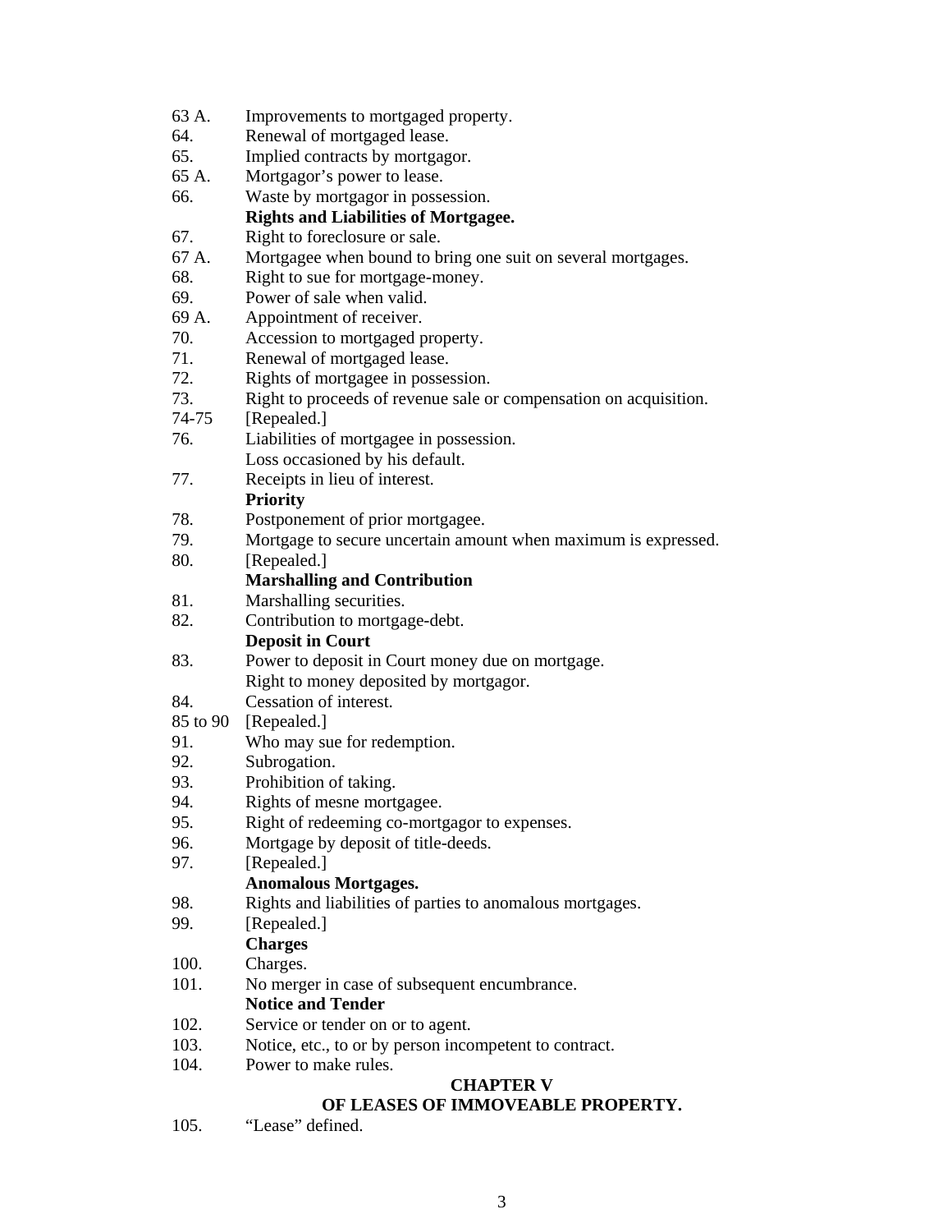63 A. Improvements to mortgaged property.
64. Renewal of mortgaged lease.
65. Implied contracts by mortgagor.
65 A. Mortgagor's power to lease.
66. Waste by mortgagor in possession.

**Rights and Liabilities of Mortgagee.**

67. Right to foreclosure or sale.
67 A. Mortgagee when bound to bring one suit on several mortgages.
68. Right to sue for mortgage-money.
69. Power of sale when valid.
69 A. Appointment of receiver.
70. Accession to mortgaged property.
71. Renewal of mortgaged lease.
72. Rights of mortgagee in possession.
73. Right to proceeds of revenue sale or compensation on acquisition.
74-75 [Repealed.]
76. Liabilities of mortgagee in possession.
Loss occasioned by his default.
77. Receipts in lieu of interest.

**Priority**

78. Postponement of prior mortgagee.
79. Mortgage to secure uncertain amount when maximum is expressed.
80. [Repealed.]

**Marshalling and Contribution**

81. Marshalling securities.
82. Contribution to mortgage-debt.

**Deposit in Court**

83. Power to deposit in Court money due on mortgage.
Right to money deposited by mortgagor.
84. Cessation of interest.
85 to 90 [Repealed.]
91. Who may sue for redemption.
92. Subrogation.
93. Prohibition of taking.
94. Rights of mesne mortgagee.
95. Right of redeeming co-mortgagor to expenses.
96. Mortgage by deposit of title-deeds.
97. [Repealed.]

**Anomalous Mortgages.**

98. Rights and liabilities of parties to anomalous mortgages.
99. [Repealed.]

**Charges**

100. Charges.
101. No merger in case of subsequent encumbrance.

**Notice and Tender**

102. Service or tender on or to agent.
103. Notice, etc., to or by person incompetent to contract.
104. Power to make rules.

## CHAPTER V

## OF LEASES OF IMMOVEABLE PROPERTY.

105. "Lease" defined.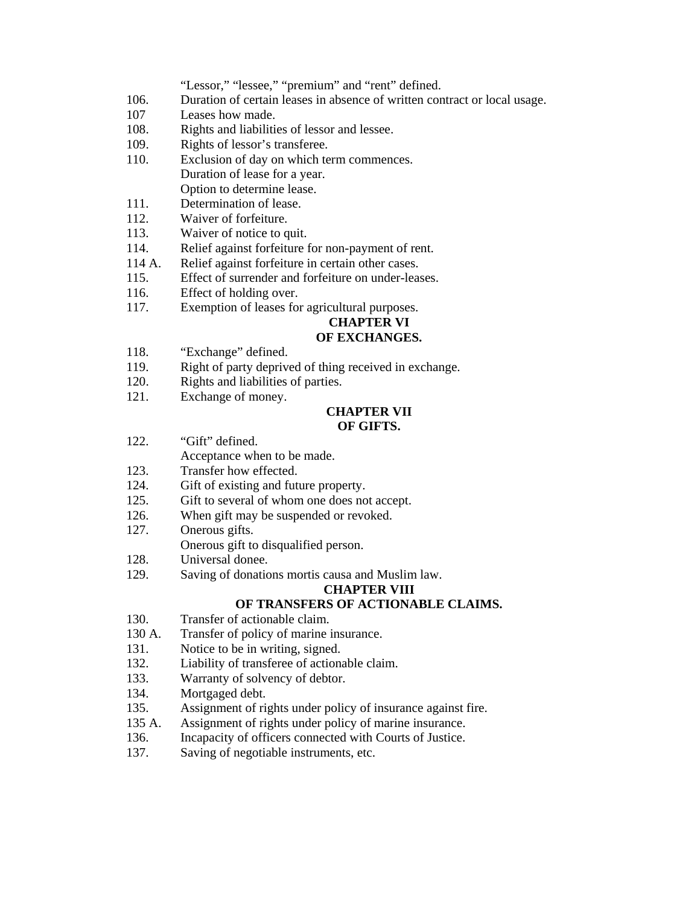"Lessor," "lessee," "premium" and "rent" defined.

106. Duration of certain leases in absence of written contract or local usage.

107 Leases how made.

108. Rights and liabilities of lessor and lessee.

109. Rights of lessor's transferee.

110. Exclusion of day on which term commences.
Duration of lease for a year.
Option to determine lease.

111. Determination of lease.

112. Waiver of forfeiture.

113. Waiver of notice to quit.

114. Relief against forfeiture for non-payment of rent.

114 A. Relief against forfeiture in certain other cases.

115. Effect of surrender and forfeiture on under-leases.

116. Effect of holding over.

117. Exemption of leases for agricultural purposes.

## CHAPTER VI
## OF EXCHANGES.

118. "Exchange" defined.

119. Right of party deprived of thing received in exchange.

120. Rights and liabilities of parties.

121. Exchange of money.

## CHAPTER VII
## OF GIFTS.

122. "Gift" defined.
Acceptance when to be made.

123. Transfer how effected.

124. Gift of existing and future property.

125. Gift to several of whom one does not accept.

126. When gift may be suspended or revoked.

127. Onerous gifts.
Onerous gift to disqualified person.

128. Universal donee.

129. Saving of donations mortis causa and Muslim law.

## CHAPTER VIII
## OF TRANSFERS OF ACTIONABLE CLAIMS.

130. Transfer of actionable claim.

130 A. Transfer of policy of marine insurance.

131. Notice to be in writing, signed.

132. Liability of transferee of actionable claim.

133. Warranty of solvency of debtor.

134. Mortgaged debt.

135. Assignment of rights under policy of insurance against fire.

135 A. Assignment of rights under policy of marine insurance.

136. Incapacity of officers connected with Courts of Justice.

137. Saving of negotiable instruments, etc.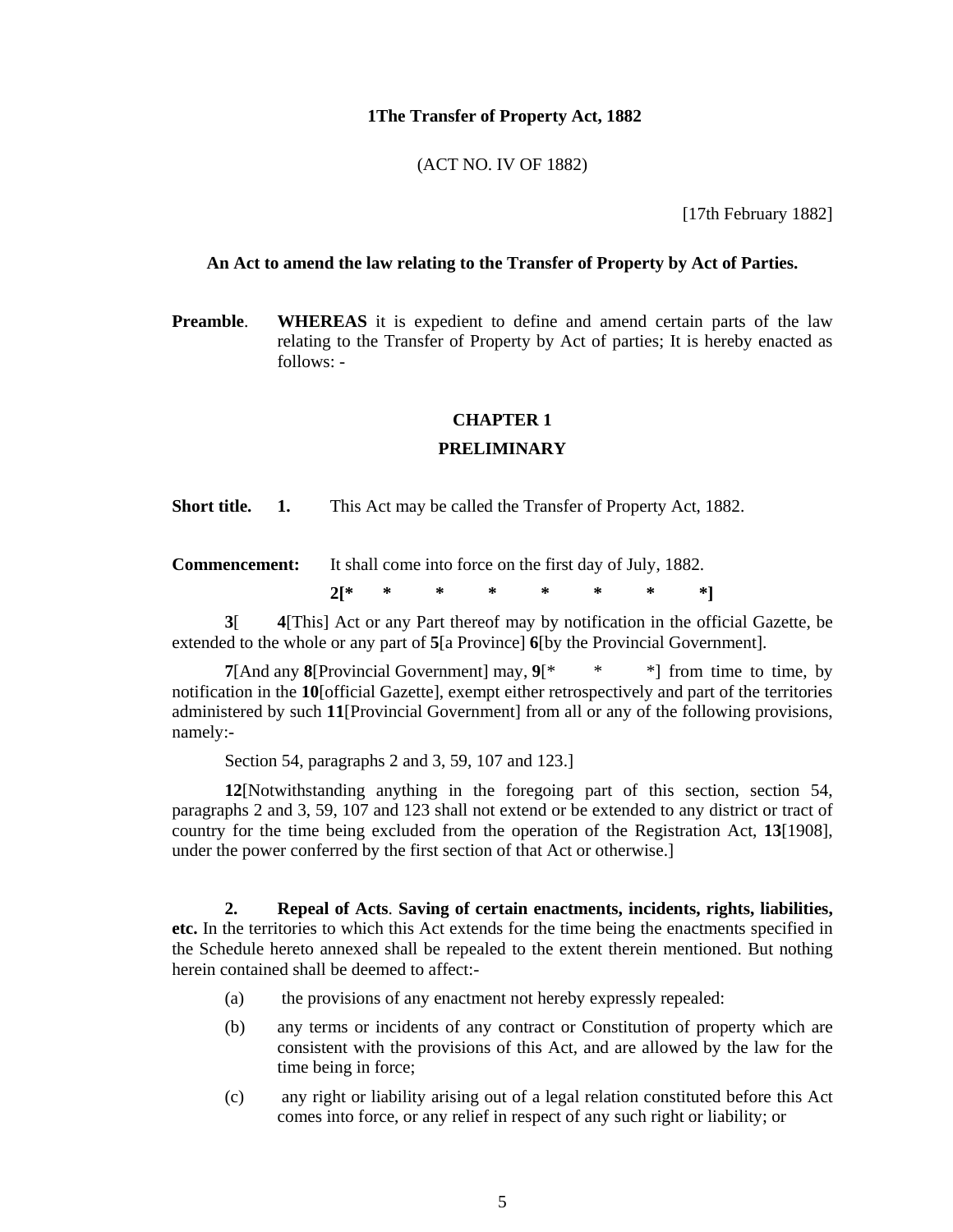**1The Transfer of Property Act, 1882**

(ACT NO. IV OF 1882)

[17th February 1882]

**An Act to amend the law relating to the Transfer of Property by Act of Parties.**

**Preamble**. **WHEREAS** it is expedient to define and amend certain parts of the law relating to the Transfer of Property by Act of parties; It is hereby enacted as follows: -

## CHAPTER 1

## PRELIMINARY

**Short title. 1.** This Act may be called the Transfer of Property Act, 1882.

**Commencement:** It shall come into force on the first day of July, 1882.

**2[* * * * * * * *]**

**3**[ **4**[This] Act or any Part thereof may by notification in the official Gazette, be extended to the whole or any part of **5**[a Province] **6**[by the Provincial Government].

**7**[And any **8**[Provincial Government] may, **9**[* * *] from time to time, by notification in the **10**[official Gazette], exempt either retrospectively and part of the territories administered by such **11**[Provincial Government] from all or any of the following provisions, namely:-

Section 54, paragraphs 2 and 3, 59, 107 and 123.]

**12**[Notwithstanding anything in the foregoing part of this section, section 54, paragraphs 2 and 3, 59, 107 and 123 shall not extend or be extended to any district or tract of country for the time being excluded from the operation of the Registration Act, **13**[1908], under the power conferred by the first section of that Act or otherwise.]

**2. Repeal of Acts**. **Saving of certain enactments, incidents, rights, liabilities, etc.** In the territories to which this Act extends for the time being the enactments specified in the Schedule hereto annexed shall be repealed to the extent therein mentioned. But nothing herein contained shall be deemed to affect:-

(a) the provisions of any enactment not hereby expressly repealed:

(b) any terms or incidents of any contract or Constitution of property which are consistent with the provisions of this Act, and are allowed by the law for the time being in force;

(c) any right or liability arising out of a legal relation constituted before this Act comes into force, or any relief in respect of any such right or liability; or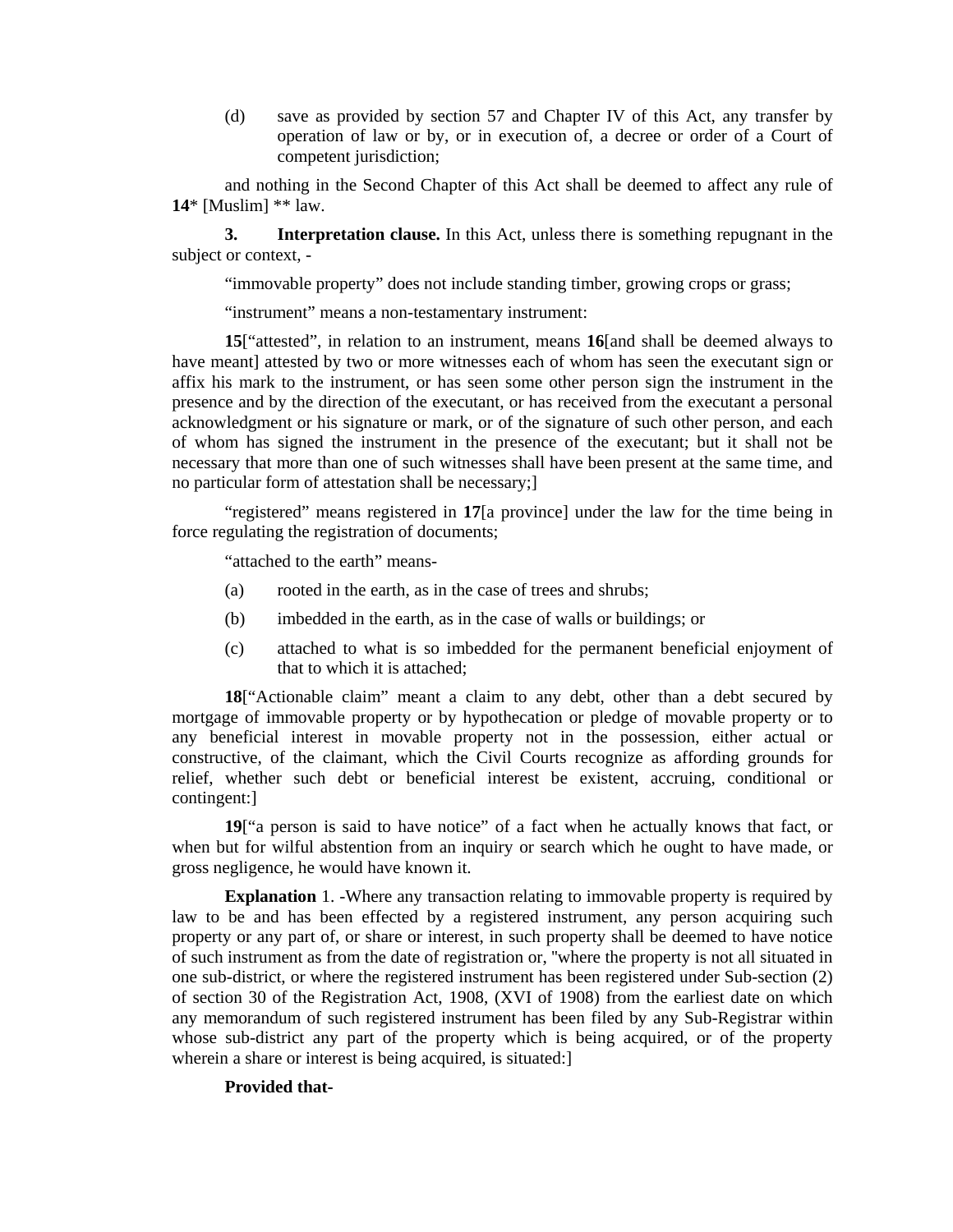(d) save as provided by section 57 and Chapter IV of this Act, any transfer by operation of law or by, or in execution of, a decree or order of a Court of competent jurisdiction;

and nothing in the Second Chapter of this Act shall be deemed to affect any rule of **14*** [Muslim] ** law.

**3. Interpretation clause.** In this Act, unless there is something repugnant in the subject or context, -

"immovable property" does not include standing timber, growing crops or grass;

"instrument" means a non-testamentary instrument:

**15**["attested", in relation to an instrument, means **16**[and shall be deemed always to have meant] attested by two or more witnesses each of whom has seen the executant sign or affix his mark to the instrument, or has seen some other person sign the instrument in the presence and by the direction of the executant, or has received from the executant a personal acknowledgment or his signature or mark, or of the signature of such other person, and each of whom has signed the instrument in the presence of the executant; but it shall not be necessary that more than one of such witnesses shall have been present at the same time, and no particular form of attestation shall be necessary;]

"registered" means registered in **17**[a province] under the law for the time being in force regulating the registration of documents;

"attached to the earth" means-

(a) rooted in the earth, as in the case of trees and shrubs;

(b) imbedded in the earth, as in the case of walls or buildings; or

(c) attached to what is so imbedded for the permanent beneficial enjoyment of that to which it is attached;

**18**["Actionable claim" meant a claim to any debt, other than a debt secured by mortgage of immovable property or by hypothecation or pledge of movable property or to any beneficial interest in movable property not in the possession, either actual or constructive, of the claimant, which the Civil Courts recognize as affording grounds for relief, whether such debt or beneficial interest be existent, accruing, conditional or contingent:]

**19**["a person is said to have notice" of a fact when he actually knows that fact, or when but for wilful abstention from an inquiry or search which he ought to have made, or gross negligence, he would have known it.

**Explanation** 1. -Where any transaction relating to immovable property is required by law to be and has been effected by a registered instrument, any person acquiring such property or any part of, or share or interest, in such property shall be deemed to have notice of such instrument as from the date of registration or, "where the property is not all situated in one sub-district, or where the registered instrument has been registered under Sub-section (2) of section 30 of the Registration Act, 1908, (XVI of 1908) from the earliest date on which any memorandum of such registered instrument has been filed by any Sub-Registrar within whose sub-district any part of the property which is being acquired, or of the property wherein a share or interest is being acquired, is situated:]

**Provided that-**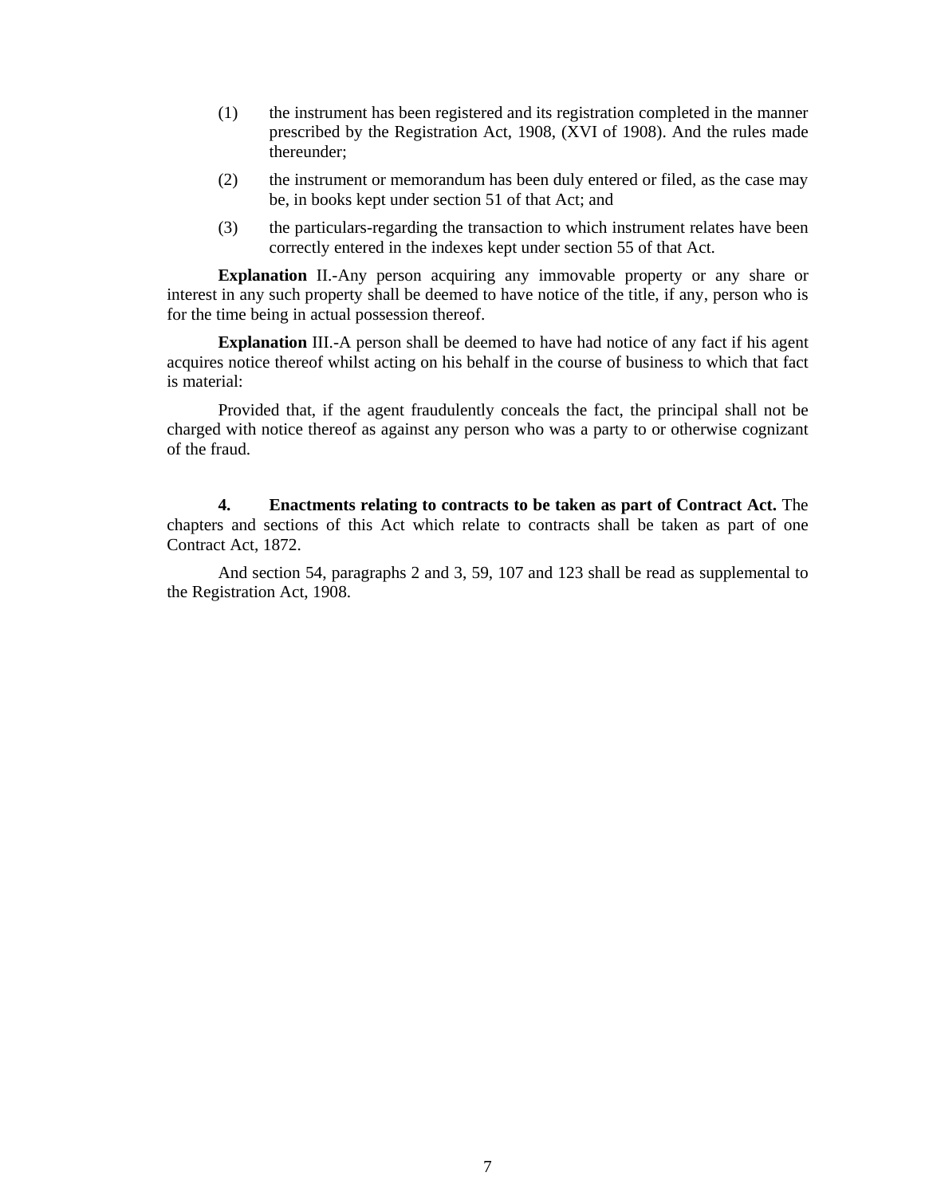(1) the instrument has been registered and its registration completed in the manner prescribed by the Registration Act, 1908, (XVI of 1908). And the rules made thereunder;

(2) the instrument or memorandum has been duly entered or filed, as the case may be, in books kept under section 51 of that Act; and

(3) the particulars-regarding the transaction to which instrument relates have been correctly entered in the indexes kept under section 55 of that Act.

**Explanation** II.-Any person acquiring any immovable property or any share or interest in any such property shall be deemed to have notice of the title, if any, person who is for the time being in actual possession thereof.

**Explanation** III.-A person shall be deemed to have had notice of any fact if his agent acquires notice thereof whilst acting on his behalf in the course of business to which that fact is material:

Provided that, if the agent fraudulently conceals the fact, the principal shall not be charged with notice thereof as against any person who was a party to or otherwise cognizant of the fraud.

**4. Enactments relating to contracts to be taken as part of Contract Act.** The chapters and sections of this Act which relate to contracts shall be taken as part of one Contract Act, 1872.

And section 54, paragraphs 2 and 3, 59, 107 and 123 shall be read as supplemental to the Registration Act, 1908.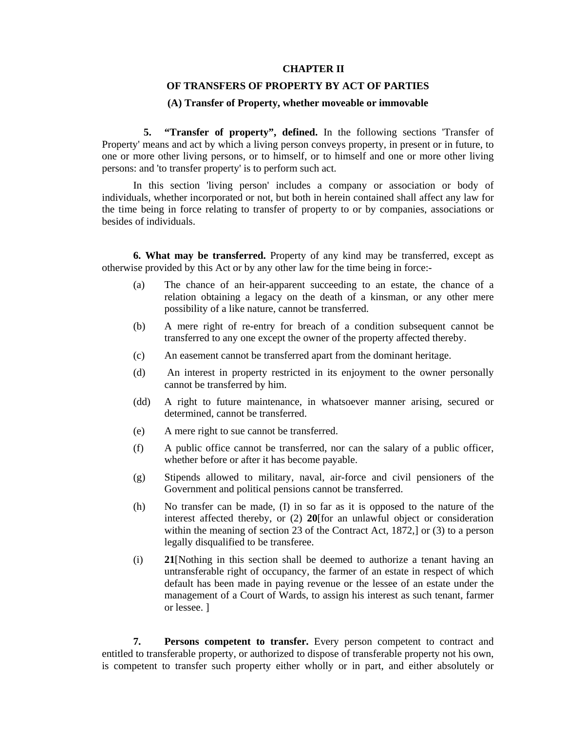## CHAPTER II

## OF TRANSFERS OF PROPERTY BY ACT OF PARTIES

### (A) Transfer of Property, whether moveable or immovable

**5. "Transfer of property", defined.** In the following sections 'Transfer of Property' means and act by which a living person conveys property, in present or in future, to one or more other living persons, or to himself, or to himself and one or more other living persons: and 'to transfer property' is to perform such act.

In this section 'living person' includes a company or association or body of individuals, whether incorporated or not, but both in herein contained shall affect any law for the time being in force relating to transfer of property to or by companies, associations or besides of individuals.

**6. What may be transferred.** Property of any kind may be transferred, except as otherwise provided by this Act or by any other law for the time being in force:-

(a) The chance of an heir-apparent succeeding to an estate, the chance of a relation obtaining a legacy on the death of a kinsman, or any other mere possibility of a like nature, cannot be transferred.

(b) A mere right of re-entry for breach of a condition subsequent cannot be transferred to any one except the owner of the property affected thereby.

(c) An easement cannot be transferred apart from the dominant heritage.

(d) An interest in property restricted in its enjoyment to the owner personally cannot be transferred by him.

(dd) A right to future maintenance, in whatsoever manner arising, secured or determined, cannot be transferred.

(e) A mere right to sue cannot be transferred.

(f) A public office cannot be transferred, nor can the salary of a public officer, whether before or after it has become payable.

(g) Stipends allowed to military, naval, air-force and civil pensioners of the Government and political pensions cannot be transferred.

(h) No transfer can be made, (I) in so far as it is opposed to the nature of the interest affected thereby, or (2) **20**[for an unlawful object or consideration within the meaning of section 23 of the Contract Act, 1872,] or (3) to a person legally disqualified to be transferee.

(i) **21**[Nothing in this section shall be deemed to authorize a tenant having an untransferable right of occupancy, the farmer of an estate in respect of which default has been made in paying revenue or the lessee of an estate under the management of a Court of Wards, to assign his interest as such tenant, farmer or lessee. ]

**7. Persons competent to transfer.** Every person competent to contract and entitled to transferable property, or authorized to dispose of transferable property not his own, is competent to transfer such property either wholly or in part, and either absolutely or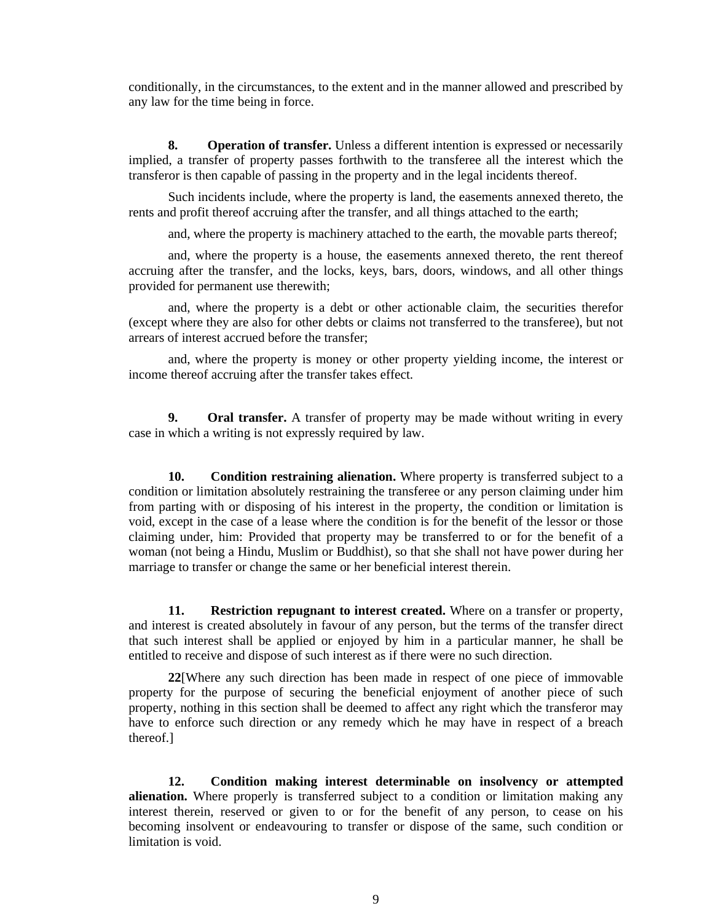conditionally, in the circumstances, to the extent and in the manner allowed and prescribed by any law for the time being in force.

**8. Operation of transfer.** Unless a different intention is expressed or necessarily implied, a transfer of property passes forthwith to the transferee all the interest which the transferor is then capable of passing in the property and in the legal incidents thereof.

Such incidents include, where the property is land, the easements annexed thereto, the rents and profit thereof accruing after the transfer, and all things attached to the earth;

and, where the property is machinery attached to the earth, the movable parts thereof;

and, where the property is a house, the easements annexed thereto, the rent thereof accruing after the transfer, and the locks, keys, bars, doors, windows, and all other things provided for permanent use therewith;

and, where the property is a debt or other actionable claim, the securities therefor (except where they are also for other debts or claims not transferred to the transferee), but not arrears of interest accrued before the transfer;

and, where the property is money or other property yielding income, the interest or income thereof accruing after the transfer takes effect.

**9. Oral transfer.** A transfer of property may be made without writing in every case in which a writing is not expressly required by law.

**10. Condition restraining alienation.** Where property is transferred subject to a condition or limitation absolutely restraining the transferee or any person claiming under him from parting with or disposing of his interest in the property, the condition or limitation is void, except in the case of a lease where the condition is for the benefit of the lessor or those claiming under, him: Provided that property may be transferred to or for the benefit of a woman (not being a Hindu, Muslim or Buddhist), so that she shall not have power during her marriage to transfer or change the same or her beneficial interest therein.

**11. Restriction repugnant to interest created.** Where on a transfer or property, and interest is created absolutely in favour of any person, but the terms of the transfer direct that such interest shall be applied or enjoyed by him in a particular manner, he shall be entitled to receive and dispose of such interest as if there were no such direction.

**22**[Where any such direction has been made in respect of one piece of immovable property for the purpose of securing the beneficial enjoyment of another piece of such property, nothing in this section shall be deemed to affect any right which the transferor may have to enforce such direction or any remedy which he may have in respect of a breach thereof.]

**12. Condition making interest determinable on insolvency or attempted alienation.** Where properly is transferred subject to a condition or limitation making any interest therein, reserved or given to or for the benefit of any person, to cease on his becoming insolvent or endeavouring to transfer or dispose of the same, such condition or limitation is void.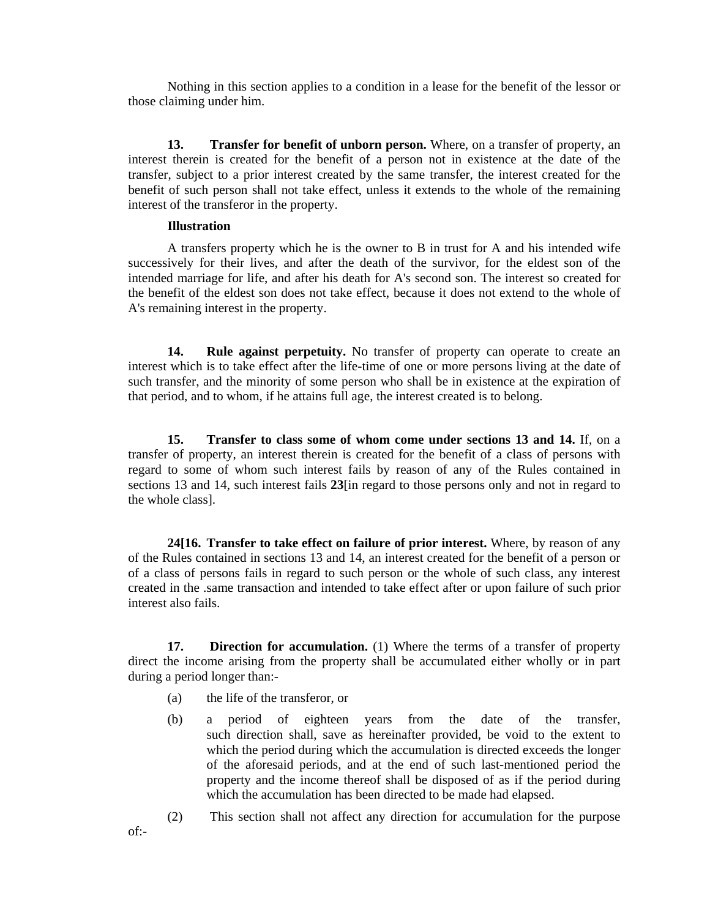Nothing in this section applies to a condition in a lease for the benefit of the lessor or those claiming under him.

**13. Transfer for benefit of unborn person.** Where, on a transfer of property, an interest therein is created for the benefit of a person not in existence at the date of the transfer, subject to a prior interest created by the same transfer, the interest created for the benefit of such person shall not take effect, unless it extends to the whole of the remaining interest of the transferor in the property.

**Illustration**

A transfers property which he is the owner to B in trust for A and his intended wife successively for their lives, and after the death of the survivor, for the eldest son of the intended marriage for life, and after his death for A's second son. The interest so created for the benefit of the eldest son does not take effect, because it does not extend to the whole of A's remaining interest in the property.

**14. Rule against perpetuity.** No transfer of property can operate to create an interest which is to take effect after the life-time of one or more persons living at the date of such transfer, and the minority of some person who shall be in existence at the expiration of that period, and to whom, if he attains full age, the interest created is to belong.

**15. Transfer to class some of whom come under sections 13 and 14.** If, on a transfer of property, an interest therein is created for the benefit of a class of persons with regard to some of whom such interest fails by reason of any of the Rules contained in sections 13 and 14, such interest fails **23**[in regard to those persons only and not in regard to the whole class].

**24[16. Transfer to take effect on failure of prior interest.** Where, by reason of any of the Rules contained in sections 13 and 14, an interest created for the benefit of a person or of a class of persons fails in regard to such person or the whole of such class, any interest created in the .same transaction and intended to take effect after or upon failure of such prior interest also fails.

**17. Direction for accumulation.** (1) Where the terms of a transfer of property direct the income arising from the property shall be accumulated either wholly or in part during a period longer than:-

(a) the life of the transferor, or

(b) a period of eighteen years from the date of the transfer, such direction shall, save as hereinafter provided, be void to the extent to which the period during which the accumulation is directed exceeds the longer of the aforesaid periods, and at the end of such last-mentioned period the property and the income thereof shall be disposed of as if the period during which the accumulation has been directed to be made had elapsed.

(2) This section shall not affect any direction for accumulation for the purpose of:-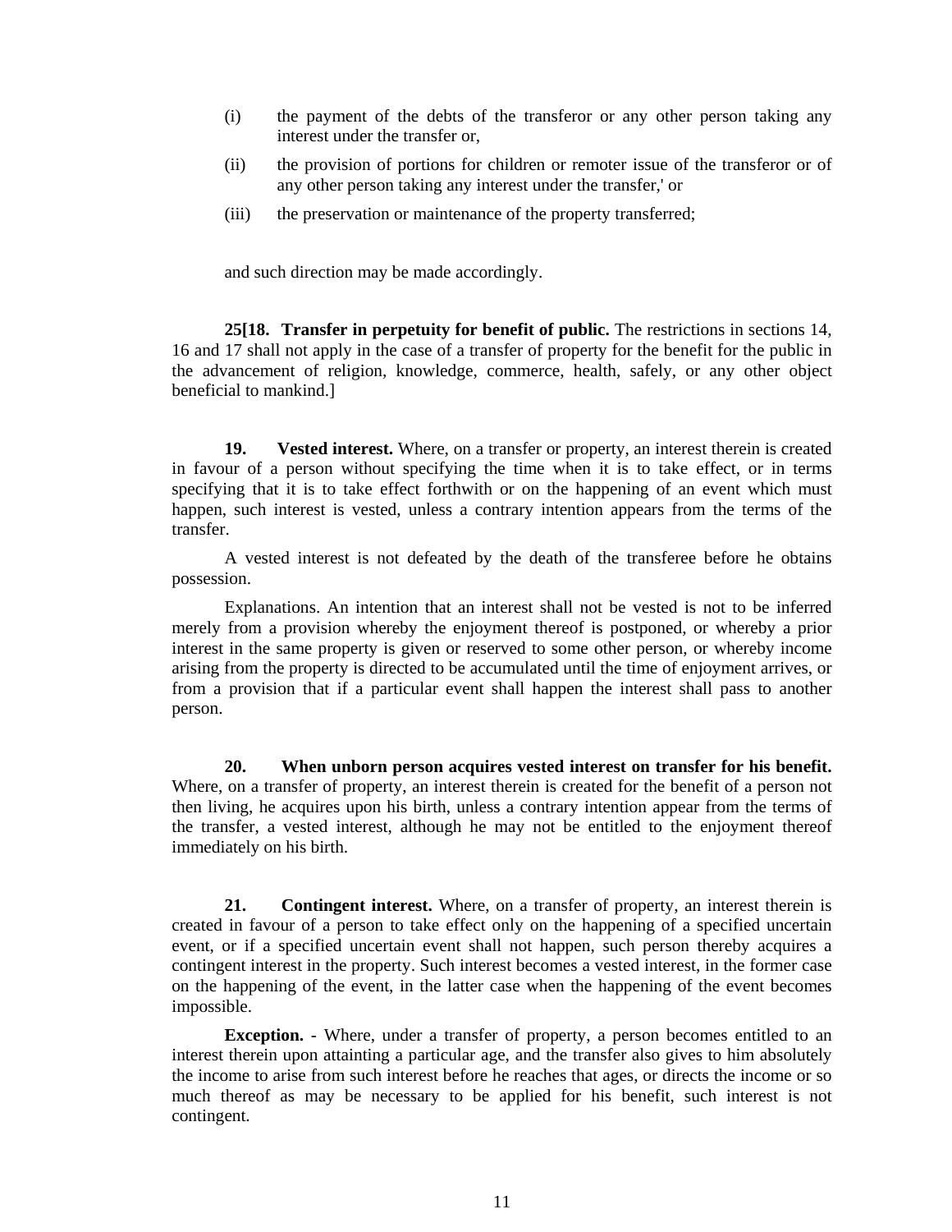(i) the payment of the debts of the transferor or any other person taking any interest under the transfer or,

(ii) the provision of portions for children or remoter issue of the transferor or of any other person taking any interest under the transfer,' or

(iii) the preservation or maintenance of the property transferred;

and such direction may be made accordingly.

**25[18. Transfer in perpetuity for benefit of public.** The restrictions in sections 14, 16 and 17 shall not apply in the case of a transfer of property for the benefit for the public in the advancement of religion, knowledge, commerce, health, safely, or any other object beneficial to mankind.]

**19. Vested interest.** Where, on a transfer or property, an interest therein is created in favour of a person without specifying the time when it is to take effect, or in terms specifying that it is to take effect forthwith or on the happening of an event which must happen, such interest is vested, unless a contrary intention appears from the terms of the transfer.

A vested interest is not defeated by the death of the transferee before he obtains possession.

Explanations. An intention that an interest shall not be vested is not to be inferred merely from a provision whereby the enjoyment thereof is postponed, or whereby a prior interest in the same property is given or reserved to some other person, or whereby income arising from the property is directed to be accumulated until the time of enjoyment arrives, or from a provision that if a particular event shall happen the interest shall pass to another person.

**20. When unborn person acquires vested interest on transfer for his benefit.** Where, on a transfer of property, an interest therein is created for the benefit of a person not then living, he acquires upon his birth, unless a contrary intention appear from the terms of the transfer, a vested interest, although he may not be entitled to the enjoyment thereof immediately on his birth.

**21. Contingent interest.** Where, on a transfer of property, an interest therein is created in favour of a person to take effect only on the happening of a specified uncertain event, or if a specified uncertain event shall not happen, such person thereby acquires a contingent interest in the property. Such interest becomes a vested interest, in the former case on the happening of the event, in the latter case when the happening of the event becomes impossible.

**Exception.** - Where, under a transfer of property, a person becomes entitled to an interest therein upon attainting a particular age, and the transfer also gives to him absolutely the income to arise from such interest before he reaches that ages, or directs the income or so much thereof as may be necessary to be applied for his benefit, such interest is not contingent.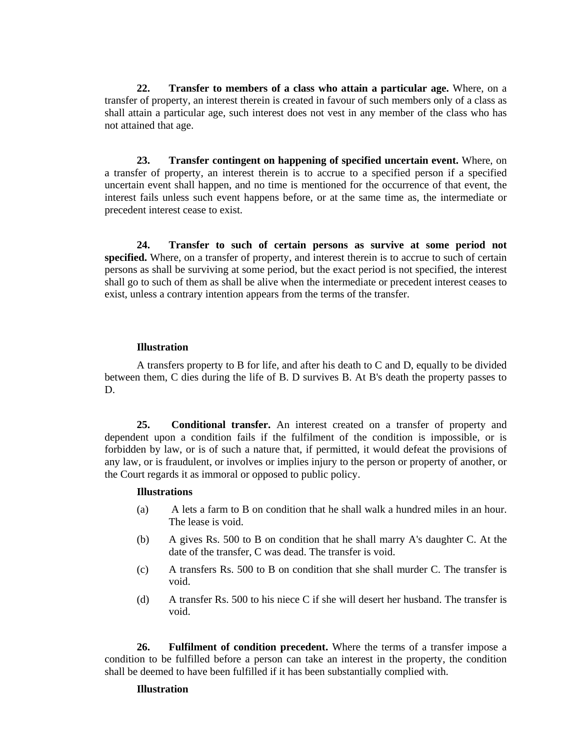**22. Transfer to members of a class who attain a particular age.** Where, on a transfer of property, an interest therein is created in favour of such members only of a class as shall attain a particular age, such interest does not vest in any member of the class who has not attained that age.

**23. Transfer contingent on happening of specified uncertain event.** Where, on a transfer of property, an interest therein is to accrue to a specified person if a specified uncertain event shall happen, and no time is mentioned for the occurrence of that event, the interest fails unless such event happens before, or at the same time as, the intermediate or precedent interest cease to exist.

**24. Transfer to such of certain persons as survive at some period not specified.** Where, on a transfer of property, and interest therein is to accrue to such of certain persons as shall be surviving at some period, but the exact period is not specified, the interest shall go to such of them as shall be alive when the intermediate or precedent interest ceases to exist, unless a contrary intention appears from the terms of the transfer.

**Illustration**

A transfers property to B for life, and after his death to C and D, equally to be divided between them, C dies during the life of B. D survives B. At B's death the property passes to D.

**25. Conditional transfer.** An interest created on a transfer of property and dependent upon a condition fails if the fulfilment of the condition is impossible, or is forbidden by law, or is of such a nature that, if permitted, it would defeat the provisions of any law, or is fraudulent, or involves or implies injury to the person or property of another, or the Court regards it as immoral or opposed to public policy.

**Illustrations**

(a) A lets a farm to B on condition that he shall walk a hundred miles in an hour. The lease is void.

(b) A gives Rs. 500 to B on condition that he shall marry A's daughter C. At the date of the transfer, C was dead. The transfer is void.

(c) A transfers Rs. 500 to B on condition that she shall murder C. The transfer is void.

(d) A transfer Rs. 500 to his niece C if she will desert her husband. The transfer is void.

**26. Fulfilment of condition precedent.** Where the terms of a transfer impose a condition to be fulfilled before a person can take an interest in the property, the condition shall be deemed to have been fulfilled if it has been substantially complied with.

**Illustration**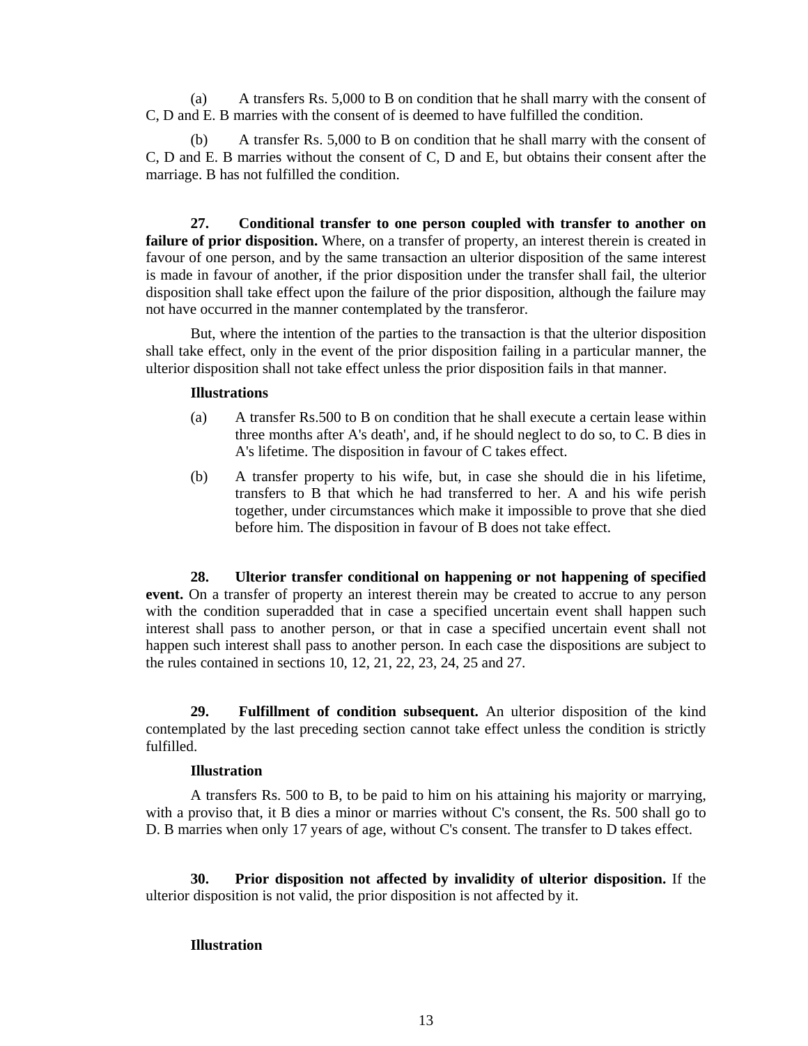(a) A transfers Rs. 5,000 to B on condition that he shall marry with the consent of C, D and E. B marries with the consent of is deemed to have fulfilled the condition.

(b) A transfer Rs. 5,000 to B on condition that he shall marry with the consent of C, D and E. B marries without the consent of C, D and E, but obtains their consent after the marriage. B has not fulfilled the condition.

**27. Conditional transfer to one person coupled with transfer to another on failure of prior disposition.** Where, on a transfer of property, an interest therein is created in favour of one person, and by the same transaction an ulterior disposition of the same interest is made in favour of another, if the prior disposition under the transfer shall fail, the ulterior disposition shall take effect upon the failure of the prior disposition, although the failure may not have occurred in the manner contemplated by the transferor.

But, where the intention of the parties to the transaction is that the ulterior disposition shall take effect, only in the event of the prior disposition failing in a particular manner, the ulterior disposition shall not take effect unless the prior disposition fails in that manner.

**Illustrations**

(a) A transfer Rs.500 to B on condition that he shall execute a certain lease within three months after A's death', and, if he should neglect to do so, to C. B dies in A's lifetime. The disposition in favour of C takes effect.

(b) A transfer property to his wife, but, in case she should die in his lifetime, transfers to B that which he had transferred to her. A and his wife perish together, under circumstances which make it impossible to prove that she died before him. The disposition in favour of B does not take effect.

**28. Ulterior transfer conditional on happening or not happening of specified event.** On a transfer of property an interest therein may be created to accrue to any person with the condition superadded that in case a specified uncertain event shall happen such interest shall pass to another person, or that in case a specified uncertain event shall not happen such interest shall pass to another person. In each case the dispositions are subject to the rules contained in sections 10, 12, 21, 22, 23, 24, 25 and 27.

**29. Fulfillment of condition subsequent.** An ulterior disposition of the kind contemplated by the last preceding section cannot take effect unless the condition is strictly fulfilled.

**Illustration**

A transfers Rs. 500 to B, to be paid to him on his attaining his majority or marrying, with a proviso that, it B dies a minor or marries without C's consent, the Rs. 500 shall go to D. B marries when only 17 years of age, without C's consent. The transfer to D takes effect.

**30. Prior disposition not affected by invalidity of ulterior disposition.** If the ulterior disposition is not valid, the prior disposition is not affected by it.

**Illustration**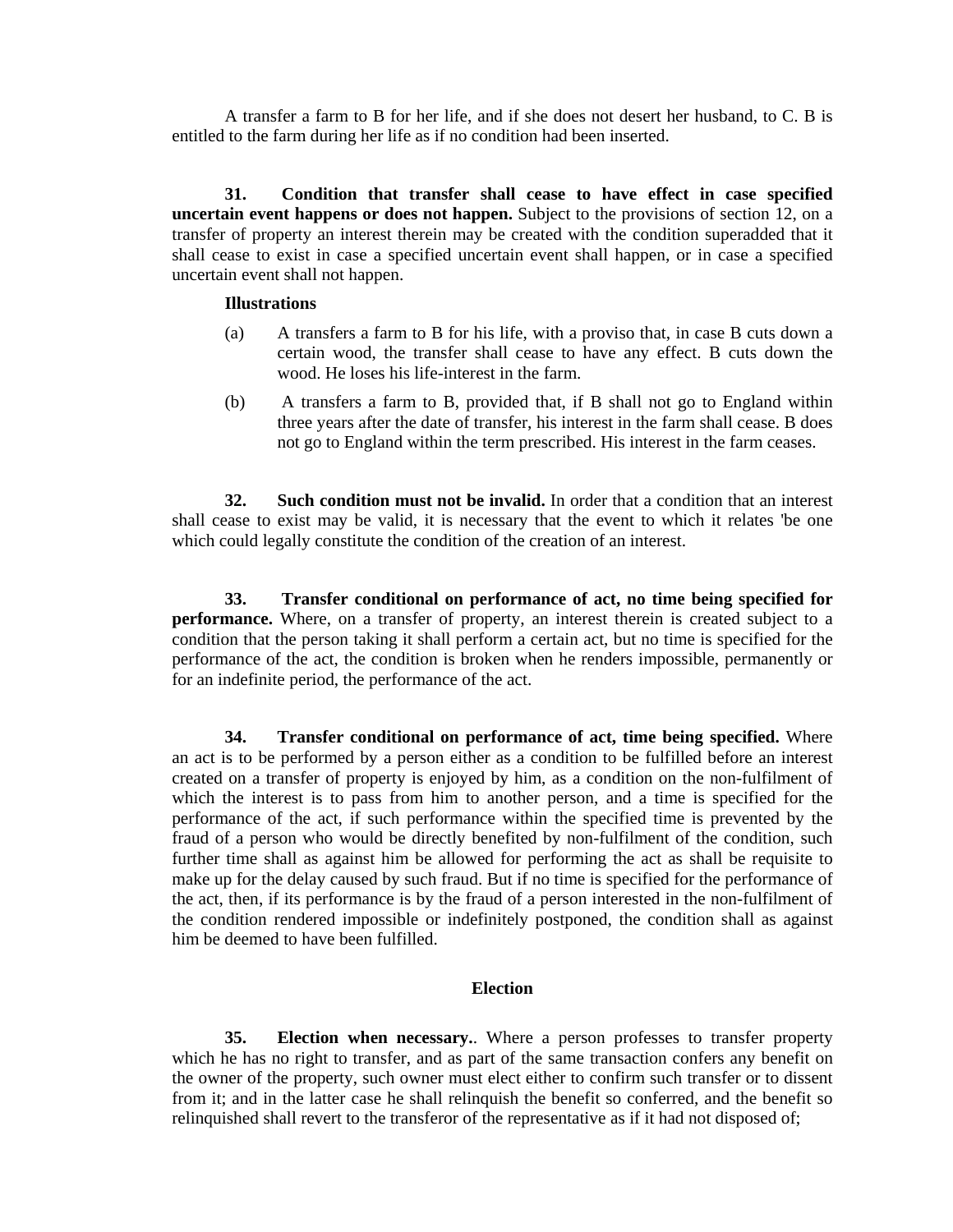A transfer a farm to B for her life, and if she does not desert her husband, to C. B is entitled to the farm during her life as if no condition had been inserted.

**31. Condition that transfer shall cease to have effect in case specified uncertain event happens or does not happen.** Subject to the provisions of section 12, on a transfer of property an interest therein may be created with the condition superadded that it shall cease to exist in case a specified uncertain event shall happen, or in case a specified uncertain event shall not happen.

**Illustrations**

(a) A transfers a farm to B for his life, with a proviso that, in case B cuts down a certain wood, the transfer shall cease to have any effect. B cuts down the wood. He loses his life-interest in the farm.

(b) A transfers a farm to B, provided that, if B shall not go to England within three years after the date of transfer, his interest in the farm shall cease. B does not go to England within the term prescribed. His interest in the farm ceases.

**32. Such condition must not be invalid.** In order that a condition that an interest shall cease to exist may be valid, it is necessary that the event to which it relates 'be one which could legally constitute the condition of the creation of an interest.

**33. Transfer conditional on performance of act, no time being specified for performance.** Where, on a transfer of property, an interest therein is created subject to a condition that the person taking it shall perform a certain act, but no time is specified for the performance of the act, the condition is broken when he renders impossible, permanently or for an indefinite period, the performance of the act.

**34. Transfer conditional on performance of act, time being specified.** Where an act is to be performed by a person either as a condition to be fulfilled before an interest created on a transfer of property is enjoyed by him, as a condition on the non-fulfilment of which the interest is to pass from him to another person, and a time is specified for the performance of the act, if such performance within the specified time is prevented by the fraud of a person who would be directly benefited by non-fulfilment of the condition, such further time shall as against him be allowed for performing the act as shall be requisite to make up for the delay caused by such fraud. But if no time is specified for the performance of the act, then, if its performance is by the fraud of a person interested in the non-fulfilment of the condition rendered impossible or indefinitely postponed, the condition shall as against him be deemed to have been fulfilled.

## Election

**35. Election when necessary.**. Where a person professes to transfer property which he has no right to transfer, and as part of the same transaction confers any benefit on the owner of the property, such owner must elect either to confirm such transfer or to dissent from it; and in the latter case he shall relinquish the benefit so conferred, and the benefit so relinquished shall revert to the transferor of the representative as if it had not disposed of;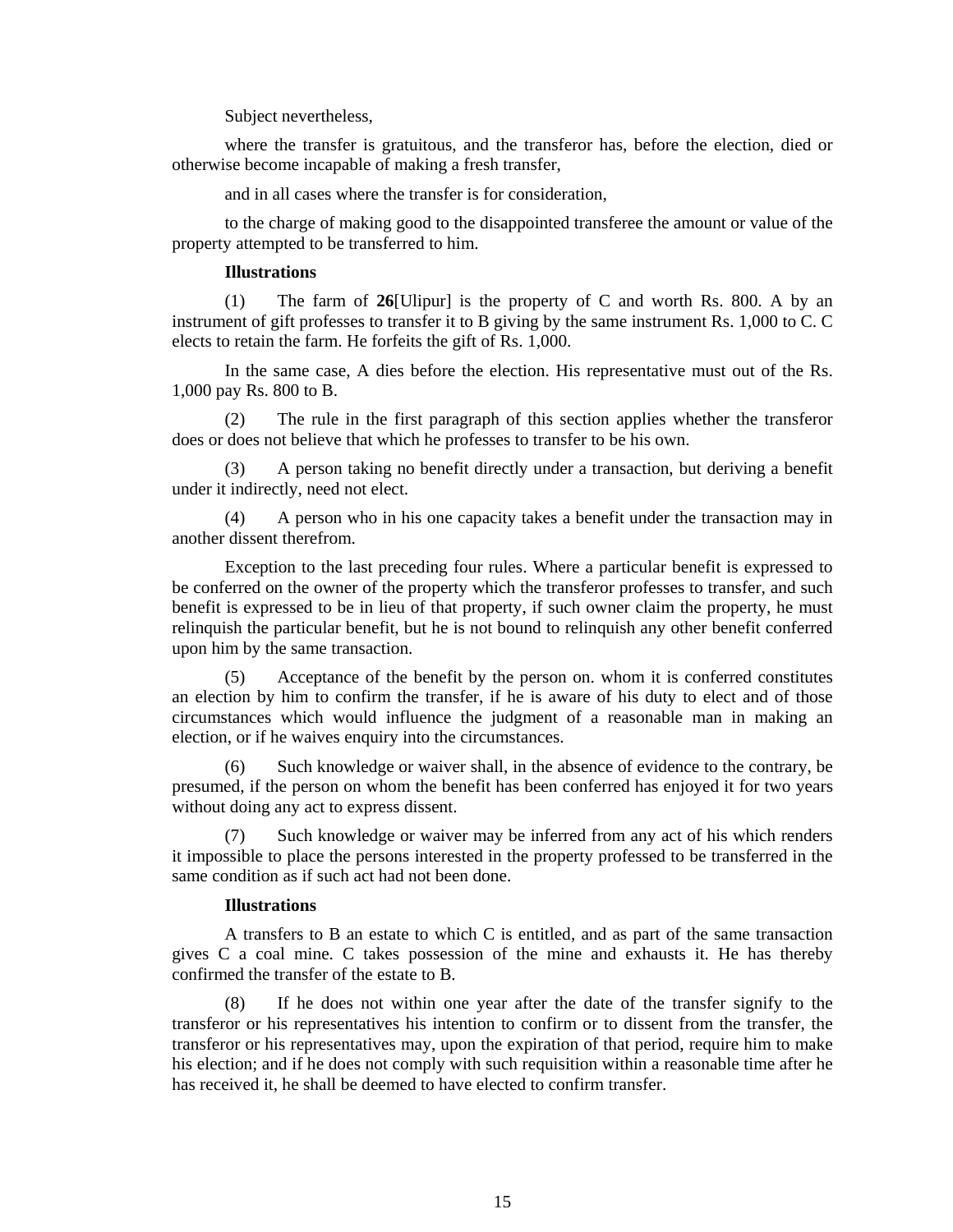Subject nevertheless,

where the transfer is gratuitous, and the transferor has, before the election, died or otherwise become incapable of making a fresh transfer,

and in all cases where the transfer is for consideration,

to the charge of making good to the disappointed transferee the amount or value of the property attempted to be transferred to him.

**Illustrations**

(1) The farm of **26**[Ulipur] is the property of C and worth Rs. 800. A by an instrument of gift professes to transfer it to B giving by the same instrument Rs. 1,000 to C. C elects to retain the farm. He forfeits the gift of Rs. 1,000.

In the same case, A dies before the election. His representative must out of the Rs. 1,000 pay Rs. 800 to B.

(2) The rule in the first paragraph of this section applies whether the transferor does or does not believe that which he professes to transfer to be his own.

(3) A person taking no benefit directly under a transaction, but deriving a benefit under it indirectly, need not elect.

(4) A person who in his one capacity takes a benefit under the transaction may in another dissent therefrom.

Exception to the last preceding four rules. Where a particular benefit is expressed to be conferred on the owner of the property which the transferor professes to transfer, and such benefit is expressed to be in lieu of that property, if such owner claim the property, he must relinquish the particular benefit, but he is not bound to relinquish any other benefit conferred upon him by the same transaction.

(5) Acceptance of the benefit by the person on. whom it is conferred constitutes an election by him to confirm the transfer, if he is aware of his duty to elect and of those circumstances which would influence the judgment of a reasonable man in making an election, or if he waives enquiry into the circumstances.

(6) Such knowledge or waiver shall, in the absence of evidence to the contrary, be presumed, if the person on whom the benefit has been conferred has enjoyed it for two years without doing any act to express dissent.

(7) Such knowledge or waiver may be inferred from any act of his which renders it impossible to place the persons interested in the property professed to be transferred in the same condition as if such act had not been done.

**Illustrations**

A transfers to B an estate to which C is entitled, and as part of the same transaction gives C a coal mine. C takes possession of the mine and exhausts it. He has thereby confirmed the transfer of the estate to B.

(8) If he does not within one year after the date of the transfer signify to the transferor or his representatives his intention to confirm or to dissent from the transfer, the transferor or his representatives may, upon the expiration of that period, require him to make his election; and if he does not comply with such requisition within a reasonable time after he has received it, he shall be deemed to have elected to confirm transfer.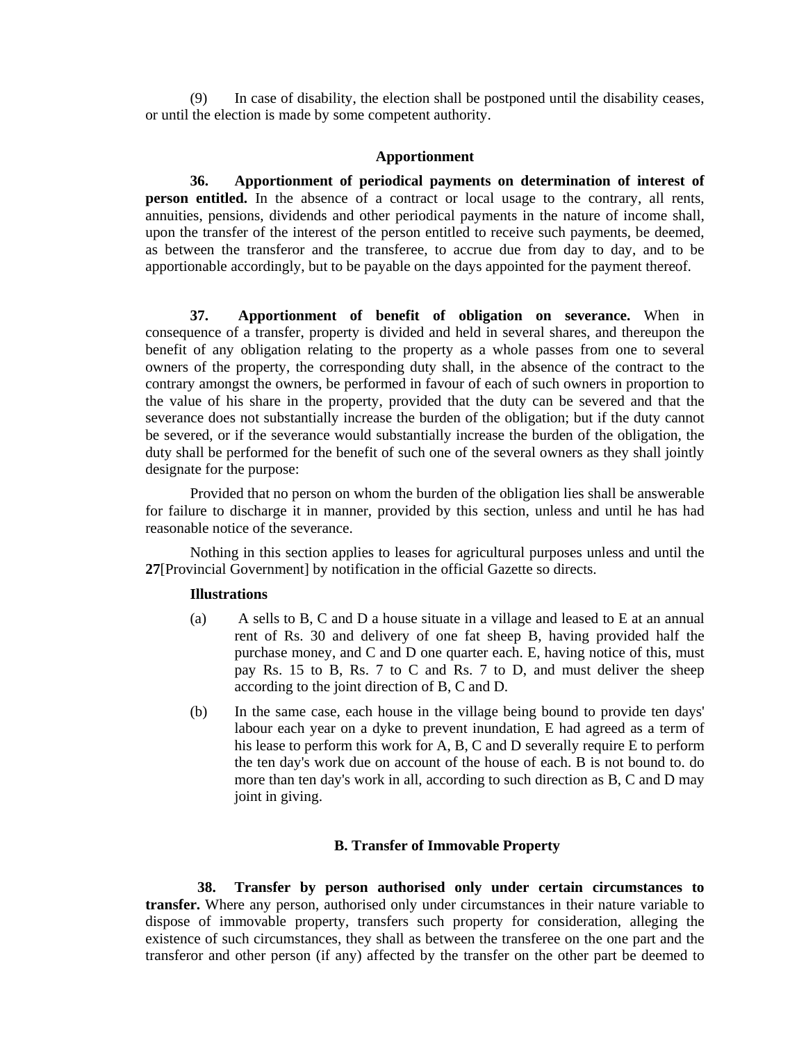(9) In case of disability, the election shall be postponed until the disability ceases, or until the election is made by some competent authority.

### Apportionment

**36. Apportionment of periodical payments on determination of interest of person entitled.** In the absence of a contract or local usage to the contrary, all rents, annuities, pensions, dividends and other periodical payments in the nature of income shall, upon the transfer of the interest of the person entitled to receive such payments, be deemed, as between the transferor and the transferee, to accrue due from day to day, and to be apportionable accordingly, but to be payable on the days appointed for the payment thereof.

**37. Apportionment of benefit of obligation on severance.** When in consequence of a transfer, property is divided and held in several shares, and thereupon the benefit of any obligation relating to the property as a whole passes from one to several owners of the property, the corresponding duty shall, in the absence of the contract to the contrary amongst the owners, be performed in favour of each of such owners in proportion to the value of his share in the property, provided that the duty can be severed and that the severance does not substantially increase the burden of the obligation; but if the duty cannot be severed, or if the severance would substantially increase the burden of the obligation, the duty shall be performed for the benefit of such one of the several owners as they shall jointly designate for the purpose:

Provided that no person on whom the burden of the obligation lies shall be answerable for failure to discharge it in manner, provided by this section, unless and until he has had reasonable notice of the severance.

Nothing in this section applies to leases for agricultural purposes unless and until the **27**[Provincial Government] by notification in the official Gazette so directs.

**Illustrations**

(a) A sells to B, C and D a house situate in a village and leased to E at an annual rent of Rs. 30 and delivery of one fat sheep B, having provided half the purchase money, and C and D one quarter each. E, having notice of this, must pay Rs. 15 to B, Rs. 7 to C and Rs. 7 to D, and must deliver the sheep according to the joint direction of B, C and D.

(b) In the same case, each house in the village being bound to provide ten days' labour each year on a dyke to prevent inundation, E had agreed as a term of his lease to perform this work for A, B, C and D severally require E to perform the ten day's work due on account of the house of each. B is not bound to. do more than ten day's work in all, according to such direction as B, C and D may joint in giving.

### B. Transfer of Immovable Property

**38. Transfer by person authorised only under certain circumstances to transfer.** Where any person, authorised only under circumstances in their nature variable to dispose of immovable property, transfers such property for consideration, alleging the existence of such circumstances, they shall as between the transferee on the one part and the transferor and other person (if any) affected by the transfer on the other part be deemed to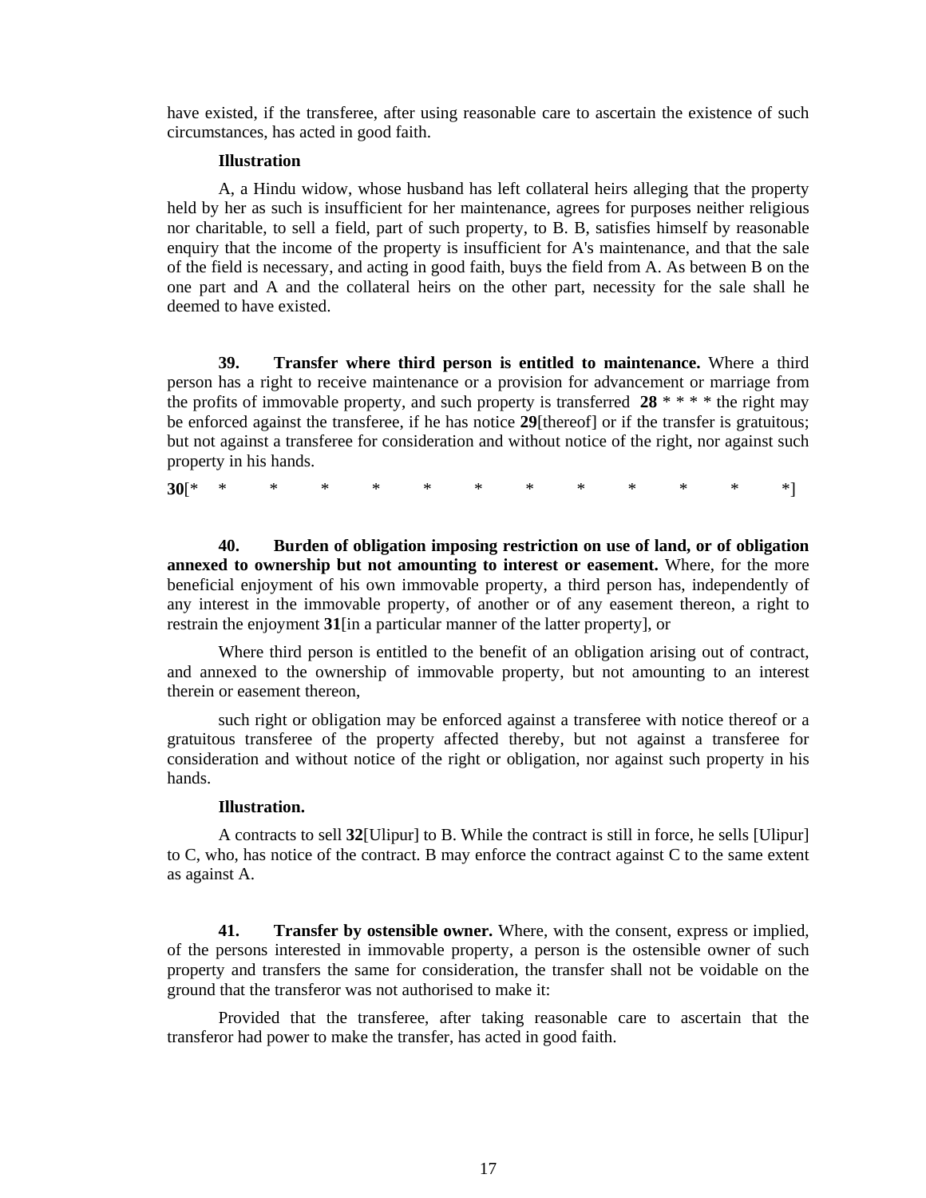have existed, if the transferee, after using reasonable care to ascertain the existence of such circumstances, has acted in good faith.

**Illustration**

A, a Hindu widow, whose husband has left collateral heirs alleging that the property held by her as such is insufficient for her maintenance, agrees for purposes neither religious nor charitable, to sell a field, part of such property, to B. B, satisfies himself by reasonable enquiry that the income of the property is insufficient for A's maintenance, and that the sale of the field is necessary, and acting in good faith, buys the field from A. As between B on the one part and A and the collateral heirs on the other part, necessity for the sale shall he deemed to have existed.

**39. Transfer where third person is entitled to maintenance.** Where a third person has a right to receive maintenance or a provision for advancement or marriage from the profits of immovable property, and such property is transferred **28** * * * * the right may be enforced against the transferee, if he has notice **29**[thereof] or if the transfer is gratuitous; but not against a transferee for consideration and without notice of the right, nor against such property in his hands.

**30**[* * * * * * * * * * * * *]

**40. Burden of obligation imposing restriction on use of land, or of obligation annexed to ownership but not amounting to interest or easement.** Where, for the more beneficial enjoyment of his own immovable property, a third person has, independently of any interest in the immovable property, of another or of any easement thereon, a right to restrain the enjoyment **31**[in a particular manner of the latter property], or

Where third person is entitled to the benefit of an obligation arising out of contract, and annexed to the ownership of immovable property, but not amounting to an interest therein or easement thereon,

such right or obligation may be enforced against a transferee with notice thereof or a gratuitous transferee of the property affected thereby, but not against a transferee for consideration and without notice of the right or obligation, nor against such property in his hands.

**Illustration.**

A contracts to sell **32**[Ulipur] to B. While the contract is still in force, he sells [Ulipur] to C, who, has notice of the contract. B may enforce the contract against C to the same extent as against A.

**41. Transfer by ostensible owner.** Where, with the consent, express or implied, of the persons interested in immovable property, a person is the ostensible owner of such property and transfers the same for consideration, the transfer shall not be voidable on the ground that the transferor was not authorised to make it:

Provided that the transferee, after taking reasonable care to ascertain that the transferor had power to make the transfer, has acted in good faith.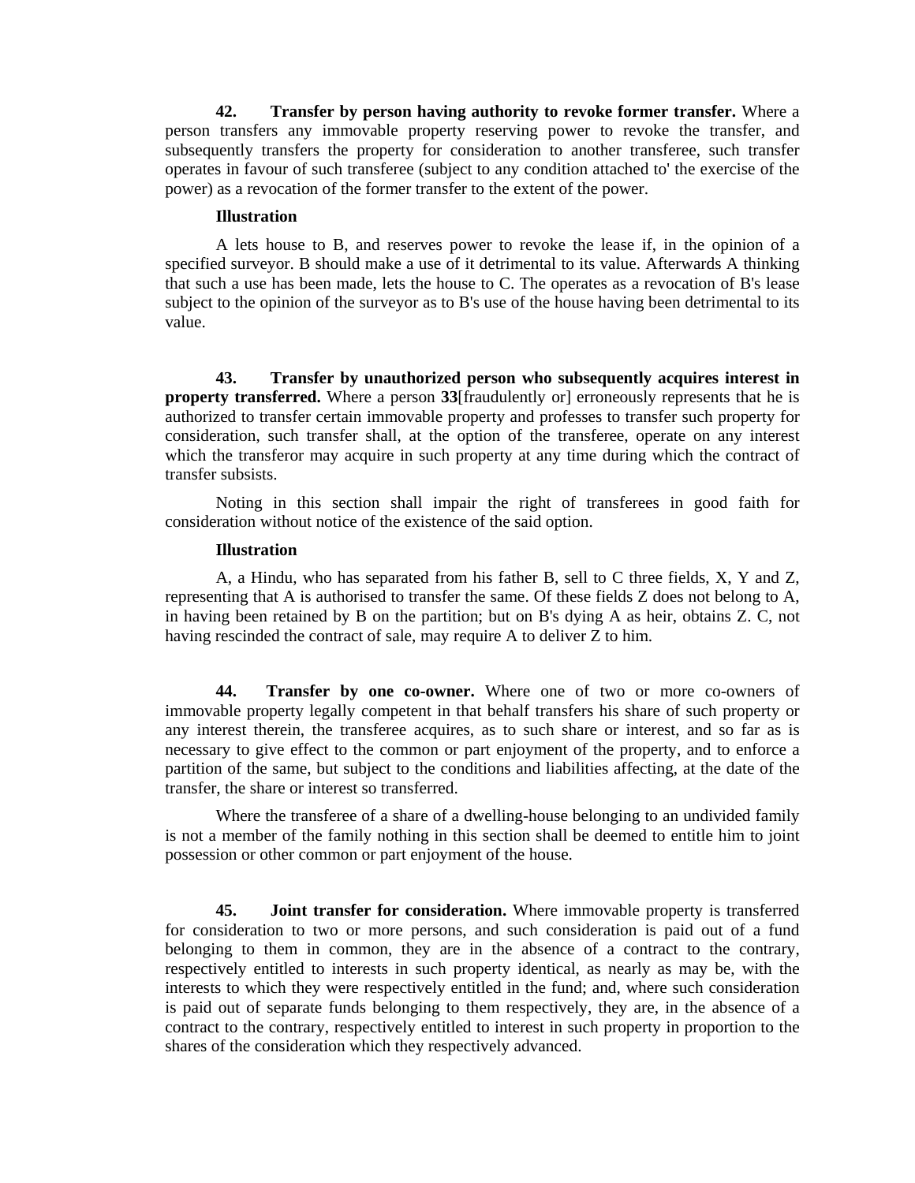**42. Transfer by person having authority to revoke former transfer.** Where a person transfers any immovable property reserving power to revoke the transfer, and subsequently transfers the property for consideration to another transferee, such transfer operates in favour of such transferee (subject to any condition attached to' the exercise of the power) as a revocation of the former transfer to the extent of the power.

**Illustration**

A lets house to B, and reserves power to revoke the lease if, in the opinion of a specified surveyor. B should make a use of it detrimental to its value. Afterwards A thinking that such a use has been made, lets the house to C. The operates as a revocation of B's lease subject to the opinion of the surveyor as to B's use of the house having been detrimental to its value.

**43. Transfer by unauthorized person who subsequently acquires interest in property transferred.** Where a person **33**[fraudulently or] erroneously represents that he is authorized to transfer certain immovable property and professes to transfer such property for consideration, such transfer shall, at the option of the transferee, operate on any interest which the transferor may acquire in such property at any time during which the contract of transfer subsists.

Noting in this section shall impair the right of transferees in good faith for consideration without notice of the existence of the said option.

**Illustration**

A, a Hindu, who has separated from his father B, sell to C three fields, X, Y and Z, representing that A is authorised to transfer the same. Of these fields Z does not belong to A, in having been retained by B on the partition; but on B's dying A as heir, obtains Z. C, not having rescinded the contract of sale, may require A to deliver Z to him.

**44. Transfer by one co-owner.** Where one of two or more co-owners of immovable property legally competent in that behalf transfers his share of such property or any interest therein, the transferee acquires, as to such share or interest, and so far as is necessary to give effect to the common or part enjoyment of the property, and to enforce a partition of the same, but subject to the conditions and liabilities affecting, at the date of the transfer, the share or interest so transferred.

Where the transferee of a share of a dwelling-house belonging to an undivided family is not a member of the family nothing in this section shall be deemed to entitle him to joint possession or other common or part enjoyment of the house.

**45. Joint transfer for consideration.** Where immovable property is transferred for consideration to two or more persons, and such consideration is paid out of a fund belonging to them in common, they are in the absence of a contract to the contrary, respectively entitled to interests in such property identical, as nearly as may be, with the interests to which they were respectively entitled in the fund; and, where such consideration is paid out of separate funds belonging to them respectively, they are, in the absence of a contract to the contrary, respectively entitled to interest in such property in proportion to the shares of the consideration which they respectively advanced.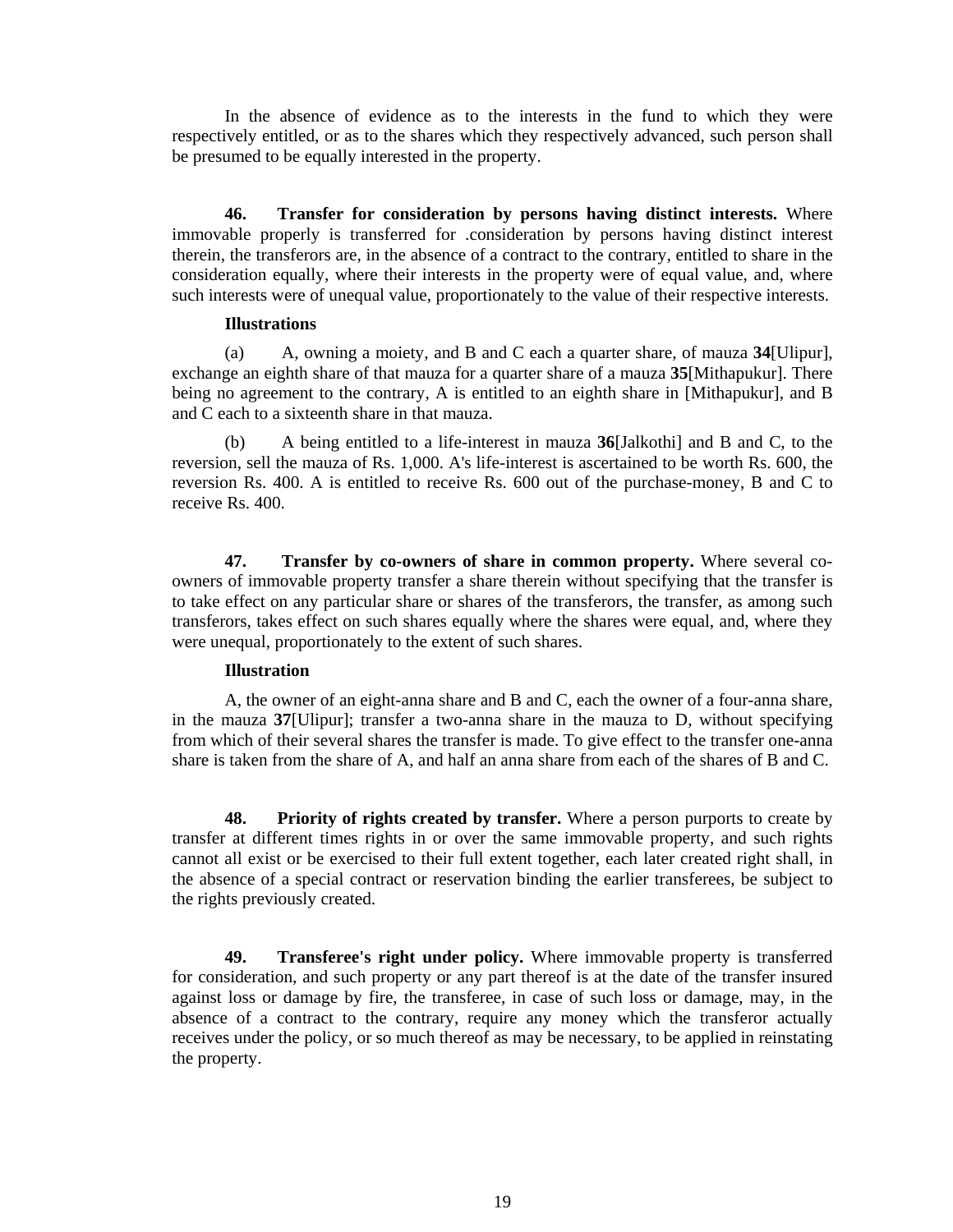In the absence of evidence as to the interests in the fund to which they were respectively entitled, or as to the shares which they respectively advanced, such person shall be presumed to be equally interested in the property.

**46. Transfer for consideration by persons having distinct interests.** Where immovable properly is transferred for .consideration by persons having distinct interest therein, the transferors are, in the absence of a contract to the contrary, entitled to share in the consideration equally, where their interests in the property were of equal value, and, where such interests were of unequal value, proportionately to the value of their respective interests.

**Illustrations**

(a) A, owning a moiety, and B and C each a quarter share, of mauza **34**[Ulipur], exchange an eighth share of that mauza for a quarter share of a mauza **35**[Mithapukur]. There being no agreement to the contrary, A is entitled to an eighth share in [Mithapukur], and B and C each to a sixteenth share in that mauza.

(b) A being entitled to a life-interest in mauza **36**[Jalkothi] and B and C, to the reversion, sell the mauza of Rs. 1,000. A's life-interest is ascertained to be worth Rs. 600, the reversion Rs. 400. A is entitled to receive Rs. 600 out of the purchase-money, B and C to receive Rs. 400.

**47. Transfer by co-owners of share in common property.** Where several co-owners of immovable property transfer a share therein without specifying that the transfer is to take effect on any particular share or shares of the transferors, the transfer, as among such transferors, takes effect on such shares equally where the shares were equal, and, where they were unequal, proportionately to the extent of such shares.

**Illustration**

A, the owner of an eight-anna share and B and C, each the owner of a four-anna share, in the mauza **37**[Ulipur]; transfer a two-anna share in the mauza to D, without specifying from which of their several shares the transfer is made. To give effect to the transfer one-anna share is taken from the share of A, and half an anna share from each of the shares of B and C.

**48. Priority of rights created by transfer.** Where a person purports to create by transfer at different times rights in or over the same immovable property, and such rights cannot all exist or be exercised to their full extent together, each later created right shall, in the absence of a special contract or reservation binding the earlier transferees, be subject to the rights previously created.

**49. Transferee's right under policy.** Where immovable property is transferred for consideration, and such property or any part thereof is at the date of the transfer insured against loss or damage by fire, the transferee, in case of such loss or damage, may, in the absence of a contract to the contrary, require any money which the transferor actually receives under the policy, or so much thereof as may be necessary, to be applied in reinstating the property.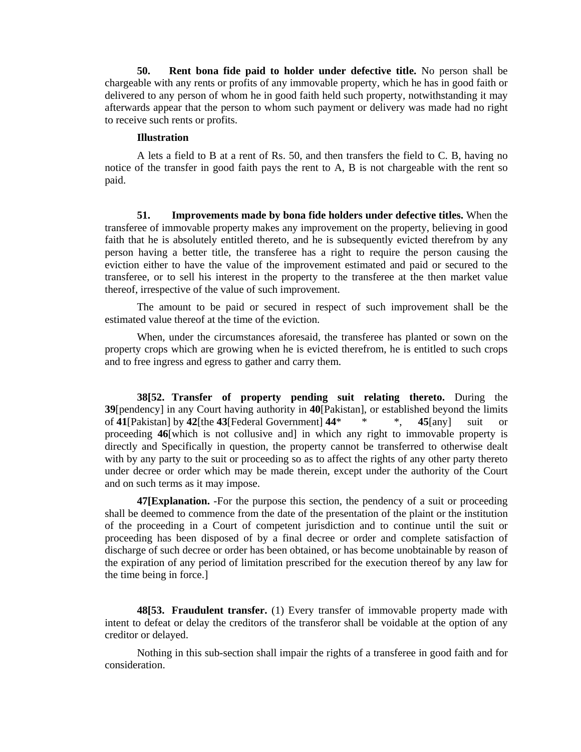**50. Rent bona fide paid to holder under defective title.** No person shall be chargeable with any rents or profits of any immovable property, which he has in good faith or delivered to any person of whom he in good faith held such property, notwithstanding it may afterwards appear that the person to whom such payment or delivery was made had no right to receive such rents or profits.

**Illustration**

A lets a field to B at a rent of Rs. 50, and then transfers the field to C. B, having no notice of the transfer in good faith pays the rent to A, B is not chargeable with the rent so paid.

**51. Improvements made by bona fide holders under defective titles.** When the transferee of immovable property makes any improvement on the property, believing in good faith that he is absolutely entitled thereto, and he is subsequently evicted therefrom by any person having a better title, the transferee has a right to require the person causing the eviction either to have the value of the improvement estimated and paid or secured to the transferee, or to sell his interest in the property to the transferee at the then market value thereof, irrespective of the value of such improvement.

The amount to be paid or secured in respect of such improvement shall be the estimated value thereof at the time of the eviction.

When, under the circumstances aforesaid, the transferee has planted or sown on the property crops which are growing when he is evicted therefrom, he is entitled to such crops and to free ingress and egress to gather and carry them.

**38[52. Transfer of property pending suit relating thereto.** During the **39**[pendency] in any Court having authority in **40**[Pakistan], or established beyond the limits of **41**[Pakistan] by **42**[the **43**[Federal Government] **44*** * *, **45**[any] suit or proceeding **46**[which is not collusive and] in which any right to immovable property is directly and Specifically in question, the property cannot be transferred to otherwise dealt with by any party to the suit or proceeding so as to affect the rights of any other party thereto under decree or order which may be made therein, except under the authority of the Court and on such terms as it may impose.

**47[Explanation.** -For the purpose this section, the pendency of a suit or proceeding shall be deemed to commence from the date of the presentation of the plaint or the institution of the proceeding in a Court of competent jurisdiction and to continue until the suit or proceeding has been disposed of by a final decree or order and complete satisfaction of discharge of such decree or order has been obtained, or has become unobtainable by reason of the expiration of any period of limitation prescribed for the execution thereof by any law for the time being in force.]

**48[53. Fraudulent transfer.** (1) Every transfer of immovable property made with intent to defeat or delay the creditors of the transferor shall be voidable at the option of any creditor or delayed.

Nothing in this sub-section shall impair the rights of a transferee in good faith and for consideration.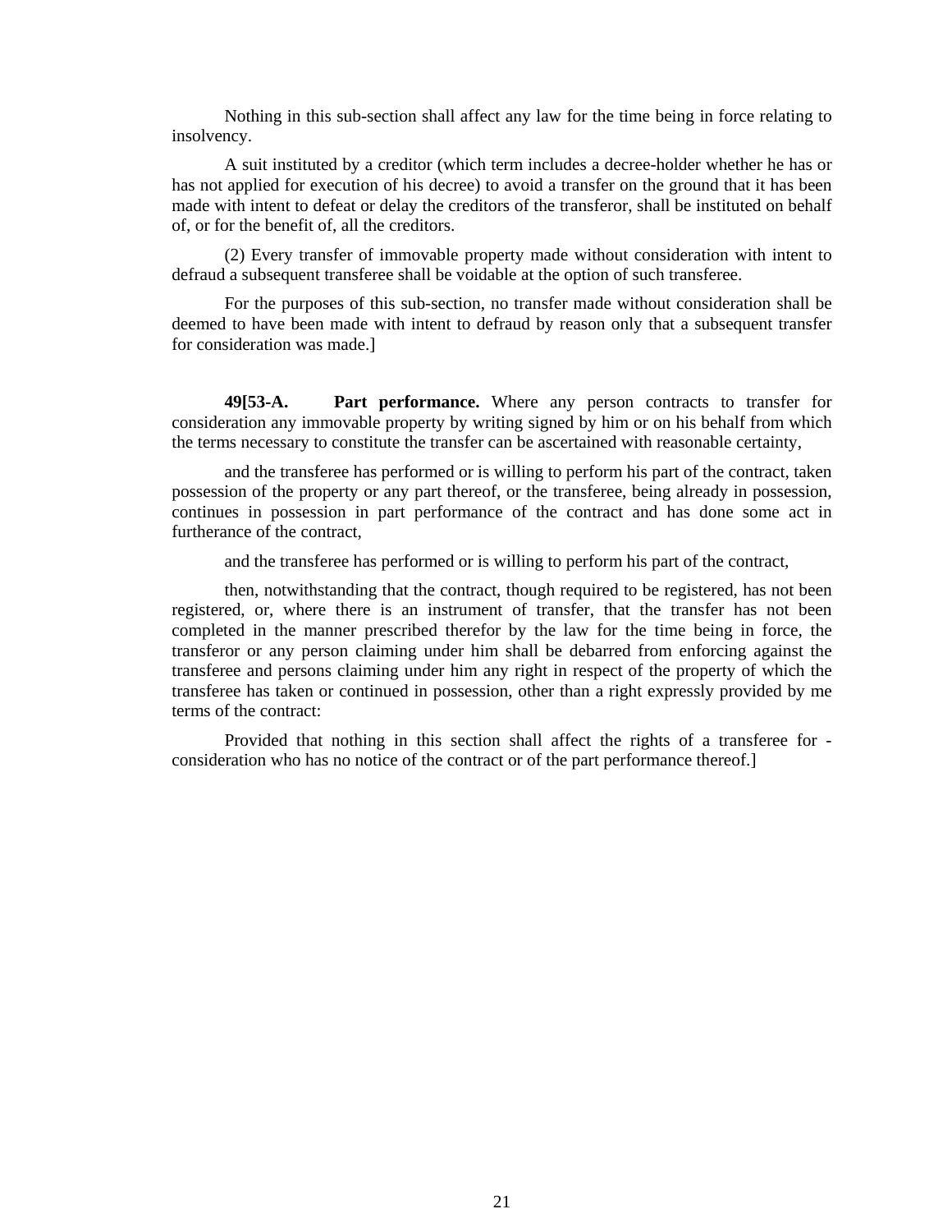Nothing in this sub-section shall affect any law for the time being in force relating to insolvency.

A suit instituted by a creditor (which term includes a decree-holder whether he has or has not applied for execution of his decree) to avoid a transfer on the ground that it has been made with intent to defeat or delay the creditors of the transferor, shall be instituted on behalf of, or for the benefit of, all the creditors.

(2) Every transfer of immovable property made without consideration with intent to defraud a subsequent transferee shall be voidable at the option of such transferee.

For the purposes of this sub-section, no transfer made without consideration shall be deemed to have been made with intent to defraud by reason only that a subsequent transfer for consideration was made.]

**49[53-A. Part performance.** Where any person contracts to transfer for consideration any immovable property by writing signed by him or on his behalf from which the terms necessary to constitute the transfer can be ascertained with reasonable certainty,

and the transferee has performed or is willing to perform his part of the contract, taken possession of the property or any part thereof, or the transferee, being already in possession, continues in possession in part performance of the contract and has done some act in furtherance of the contract,

and the transferee has performed or is willing to perform his part of the contract,

then, notwithstanding that the contract, though required to be registered, has not been registered, or, where there is an instrument of transfer, that the transfer has not been completed in the manner prescribed therefor by the law for the time being in force, the transferor or any person claiming under him shall be debarred from enforcing against the transferee and persons claiming under him any right in respect of the property of which the transferee has taken or continued in possession, other than a right expressly provided by me terms of the contract:

Provided that nothing in this section shall affect the rights of a transferee for -consideration who has no notice of the contract or of the part performance thereof.]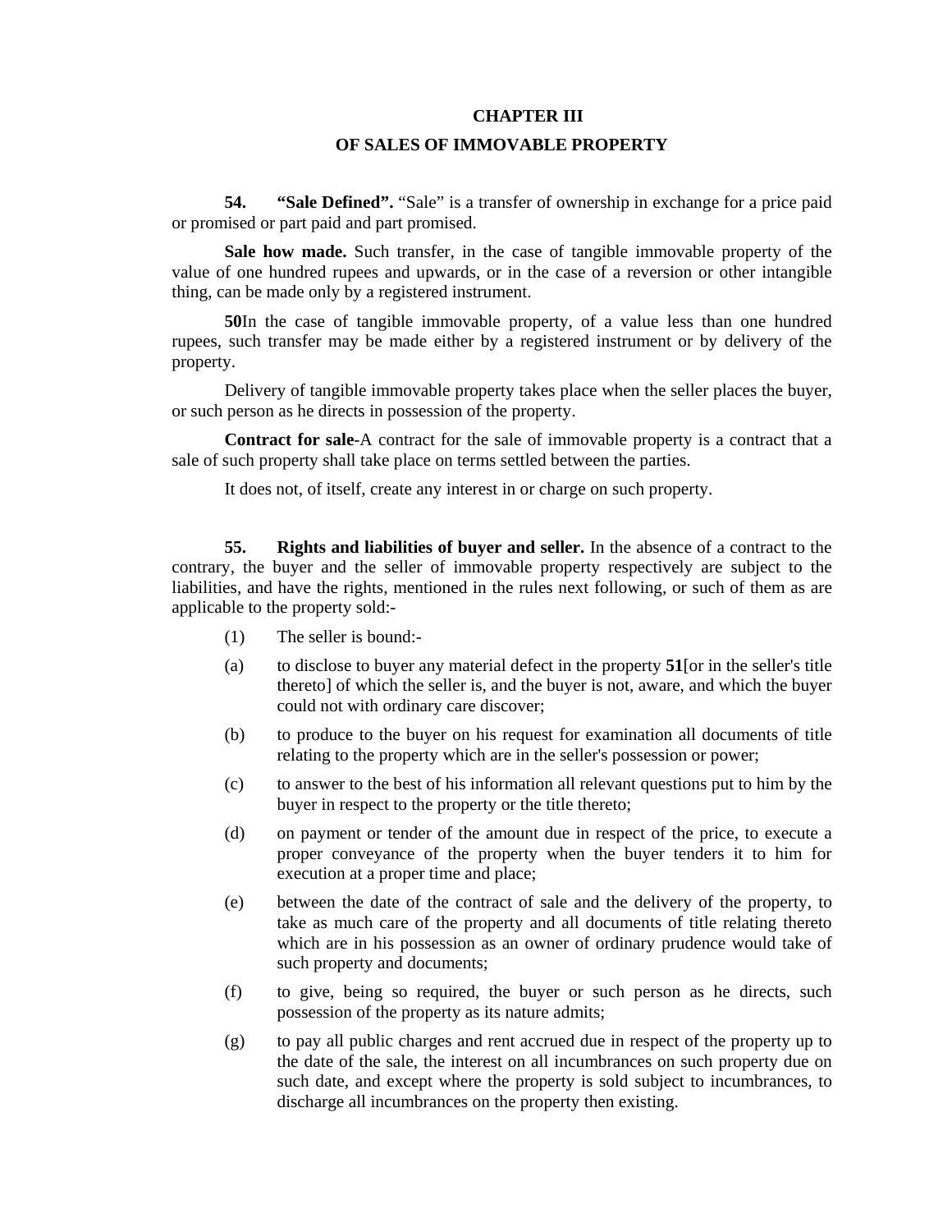## CHAPTER III

## OF SALES OF IMMOVABLE PROPERTY

**54. "Sale Defined".** "Sale" is a transfer of ownership in exchange for a price paid or promised or part paid and part promised.

**Sale how made.** Such transfer, in the case of tangible immovable property of the value of one hundred rupees and upwards, or in the case of a reversion or other intangible thing, can be made only by a registered instrument.

**50**In the case of tangible immovable property, of a value less than one hundred rupees, such transfer may be made either by a registered instrument or by delivery of the property.

Delivery of tangible immovable property takes place when the seller places the buyer, or such person as he directs in possession of the property.

**Contract for sale**-A contract for the sale of immovable property is a contract that a sale of such property shall take place on terms settled between the parties.

It does not, of itself, create any interest in or charge on such property.

**55. Rights and liabilities of buyer and seller.** In the absence of a contract to the contrary, the buyer and the seller of immovable property respectively are subject to the liabilities, and have the rights, mentioned in the rules next following, or such of them as are applicable to the property sold:-

(1) The seller is bound:-

(a) to disclose to buyer any material defect in the property **51**[or in the seller's title thereto] of which the seller is, and the buyer is not, aware, and which the buyer could not with ordinary care discover;

(b) to produce to the buyer on his request for examination all documents of title relating to the property which are in the seller's possession or power;

(c) to answer to the best of his information all relevant questions put to him by the buyer in respect to the property or the title thereto;

(d) on payment or tender of the amount due in respect of the price, to execute a proper conveyance of the property when the buyer tenders it to him for execution at a proper time and place;

(e) between the date of the contract of sale and the delivery of the property, to take as much care of the property and all documents of title relating thereto which are in his possession as an owner of ordinary prudence would take of such property and documents;

(f) to give, being so required, the buyer or such person as he directs, such possession of the property as its nature admits;

(g) to pay all public charges and rent accrued due in respect of the property up to the date of the sale, the interest on all incumbrances on such property due on such date, and except where the property is sold subject to incumbrances, to discharge all incumbrances on the property then existing.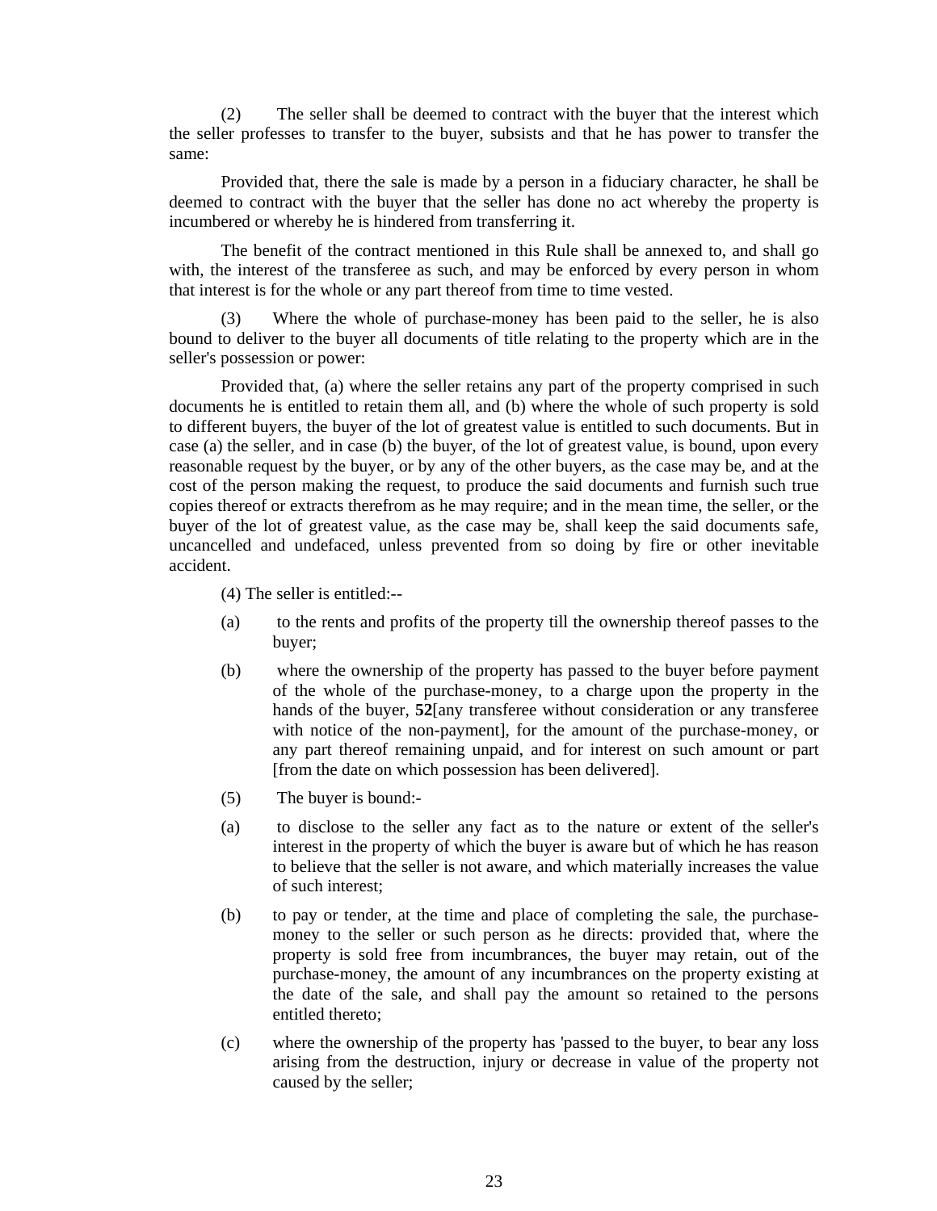(2) The seller shall be deemed to contract with the buyer that the interest which the seller professes to transfer to the buyer, subsists and that he has power to transfer the same:

Provided that, there the sale is made by a person in a fiduciary character, he shall be deemed to contract with the buyer that the seller has done no act whereby the property is incumbered or whereby he is hindered from transferring it.

The benefit of the contract mentioned in this Rule shall be annexed to, and shall go with, the interest of the transferee as such, and may be enforced by every person in whom that interest is for the whole or any part thereof from time to time vested.

(3) Where the whole of purchase-money has been paid to the seller, he is also bound to deliver to the buyer all documents of title relating to the property which are in the seller's possession or power:

Provided that, (a) where the seller retains any part of the property comprised in such documents he is entitled to retain them all, and (b) where the whole of such property is sold to different buyers, the buyer of the lot of greatest value is entitled to such documents. But in case (a) the seller, and in case (b) the buyer, of the lot of greatest value, is bound, upon every reasonable request by the buyer, or by any of the other buyers, as the case may be, and at the cost of the person making the request, to produce the said documents and furnish such true copies thereof or extracts therefrom as he may require; and in the mean time, the seller, or the buyer of the lot of greatest value, as the case may be, shall keep the said documents safe, uncancelled and undefaced, unless prevented from so doing by fire or other inevitable accident.

(4) The seller is entitled:--

(a) to the rents and profits of the property till the ownership thereof passes to the buyer;

(b) where the ownership of the property has passed to the buyer before payment of the whole of the purchase-money, to a charge upon the property in the hands of the buyer, **52**[any transferee without consideration or any transferee with notice of the non-payment], for the amount of the purchase-money, or any part thereof remaining unpaid, and for interest on such amount or part [from the date on which possession has been delivered].

(5) The buyer is bound:-

(a) to disclose to the seller any fact as to the nature or extent of the seller's interest in the property of which the buyer is aware but of which he has reason to believe that the seller is not aware, and which materially increases the value of such interest;

(b) to pay or tender, at the time and place of completing the sale, the purchase-money to the seller or such person as he directs: provided that, where the property is sold free from incumbrances, the buyer may retain, out of the purchase-money, the amount of any incumbrances on the property existing at the date of the sale, and shall pay the amount so retained to the persons entitled thereto;

(c) where the ownership of the property has 'passed to the buyer, to bear any loss arising from the destruction, injury or decrease in value of the property not caused by the seller;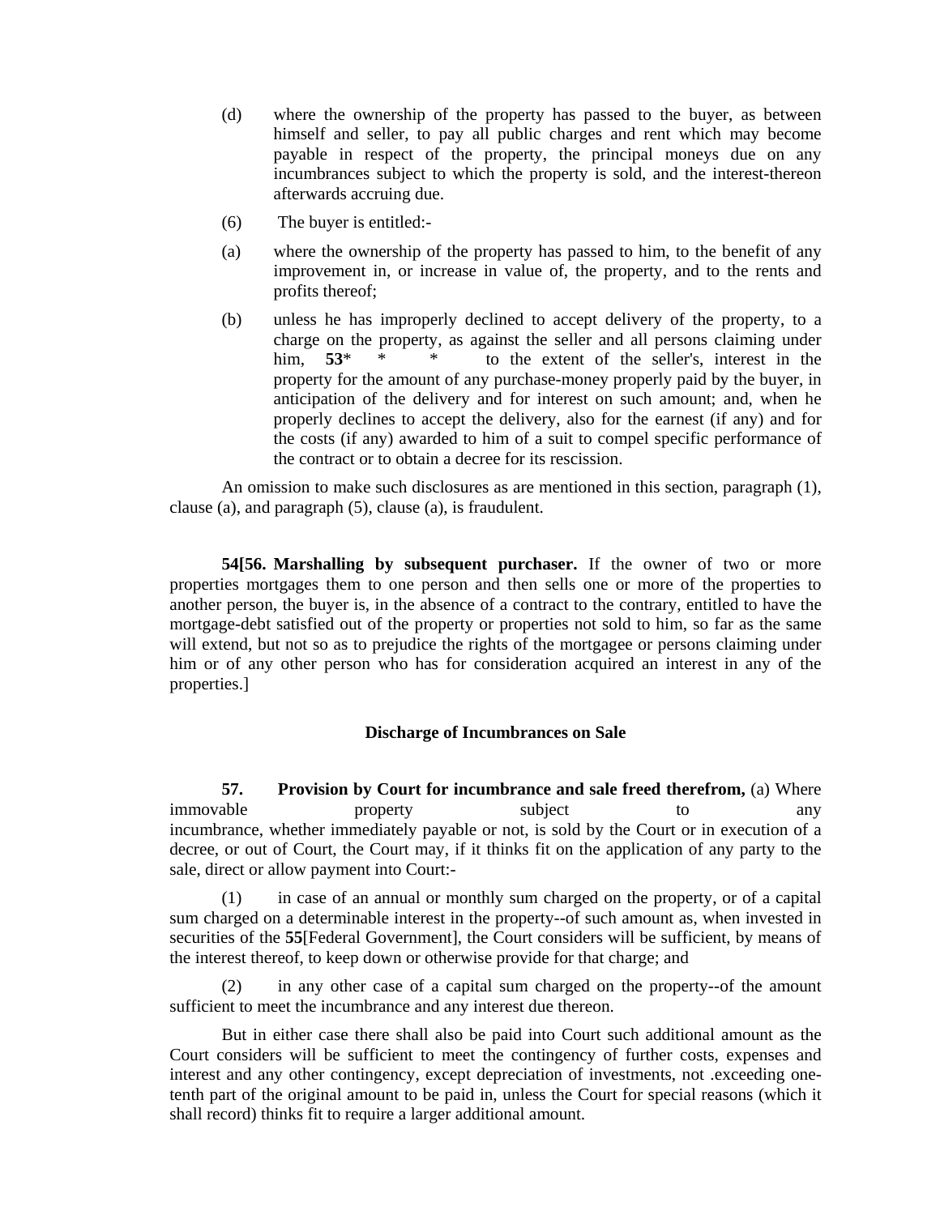(d) where the ownership of the property has passed to the buyer, as between himself and seller, to pay all public charges and rent which may become payable in respect of the property, the principal moneys due on any incumbrances subject to which the property is sold, and the interest-thereon afterwards accruing due.

(6) The buyer is entitled:-

(a) where the ownership of the property has passed to him, to the benefit of any improvement in, or increase in value of, the property, and to the rents and profits thereof;

(b) unless he has improperly declined to accept delivery of the property, to a charge on the property, as against the seller and all persons claiming under him, **53*** * * to the extent of the seller's, interest in the property for the amount of any purchase-money properly paid by the buyer, in anticipation of the delivery and for interest on such amount; and, when he properly declines to accept the delivery, also for the earnest (if any) and for the costs (if any) awarded to him of a suit to compel specific performance of the contract or to obtain a decree for its rescission.

An omission to make such disclosures as are mentioned in this section, paragraph (1), clause (a), and paragraph (5), clause (a), is fraudulent.

**54[56. Marshalling by subsequent purchaser.** If the owner of two or more properties mortgages them to one person and then sells one or more of the properties to another person, the buyer is, in the absence of a contract to the contrary, entitled to have the mortgage-debt satisfied out of the property or properties not sold to him, so far as the same will extend, but not so as to prejudice the rights of the mortgagee or persons claiming under him or of any other person who has for consideration acquired an interest in any of the properties.]

### Discharge of Incumbrances on Sale

**57. Provision by Court for incumbrance and sale freed therefrom,** (a) Where immovable property subject to any incumbrance, whether immediately payable or not, is sold by the Court or in execution of a decree, or out of Court, the Court may, if it thinks fit on the application of any party to the sale, direct or allow payment into Court:-

(1) in case of an annual or monthly sum charged on the property, or of a capital sum charged on a determinable interest in the property--of such amount as, when invested in securities of the **55**[Federal Government], the Court considers will be sufficient, by means of the interest thereof, to keep down or otherwise provide for that charge; and

(2) in any other case of a capital sum charged on the property--of the amount sufficient to meet the incumbrance and any interest due thereon.

But in either case there shall also be paid into Court such additional amount as the Court considers will be sufficient to meet the contingency of further costs, expenses and interest and any other contingency, except depreciation of investments, not .exceeding one-tenth part of the original amount to be paid in, unless the Court for special reasons (which it shall record) thinks fit to require a larger additional amount.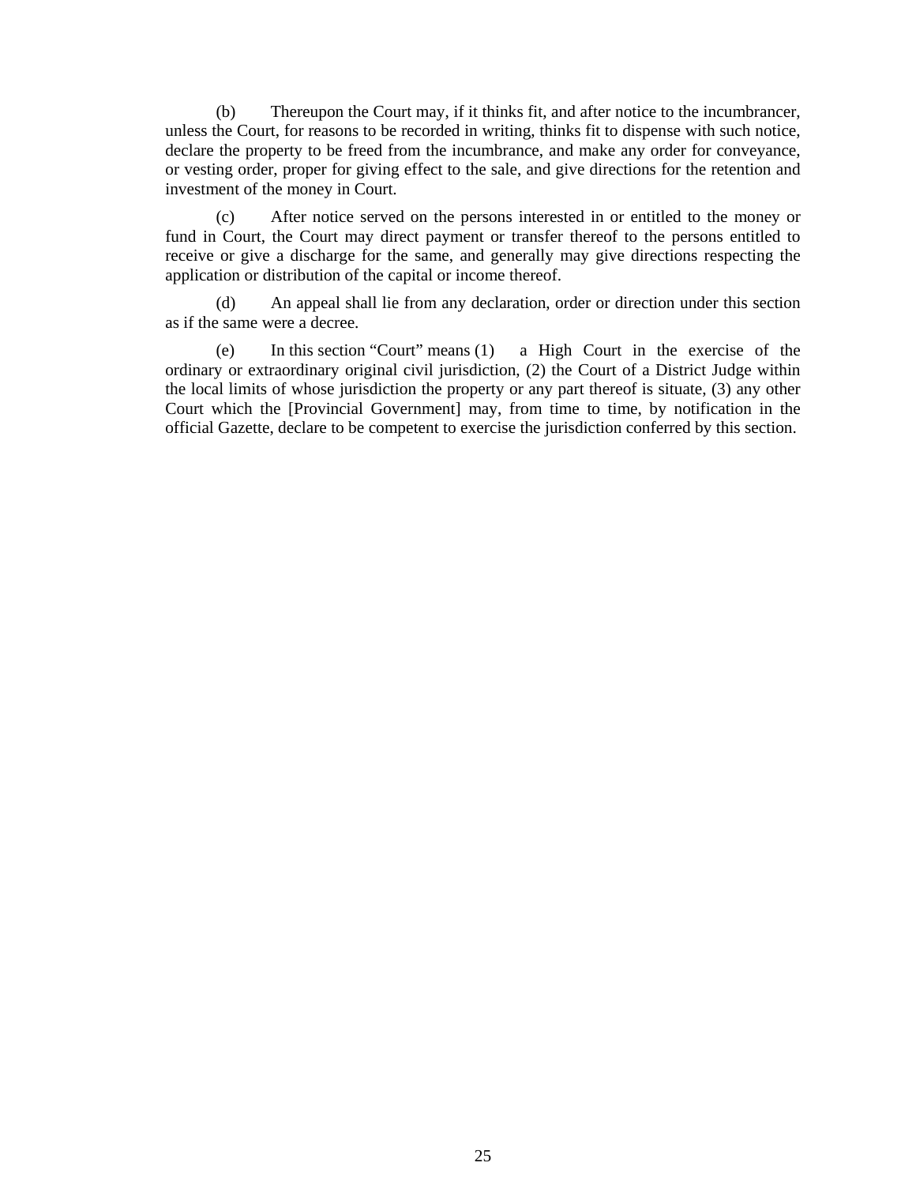(b) Thereupon the Court may, if it thinks fit, and after notice to the incumbrancer, unless the Court, for reasons to be recorded in writing, thinks fit to dispense with such notice, declare the property to be freed from the incumbrance, and make any order for conveyance, or vesting order, proper for giving effect to the sale, and give directions for the retention and investment of the money in Court.

(c) After notice served on the persons interested in or entitled to the money or fund in Court, the Court may direct payment or transfer thereof to the persons entitled to receive or give a discharge for the same, and generally may give directions respecting the application or distribution of the capital or income thereof.

(d) An appeal shall lie from any declaration, order or direction under this section as if the same were a decree.

(e) In this section "Court" means (1) a High Court in the exercise of the ordinary or extraordinary original civil jurisdiction, (2) the Court of a District Judge within the local limits of whose jurisdiction the property or any part thereof is situate, (3) any other Court which the [Provincial Government] may, from time to time, by notification in the official Gazette, declare to be competent to exercise the jurisdiction conferred by this section.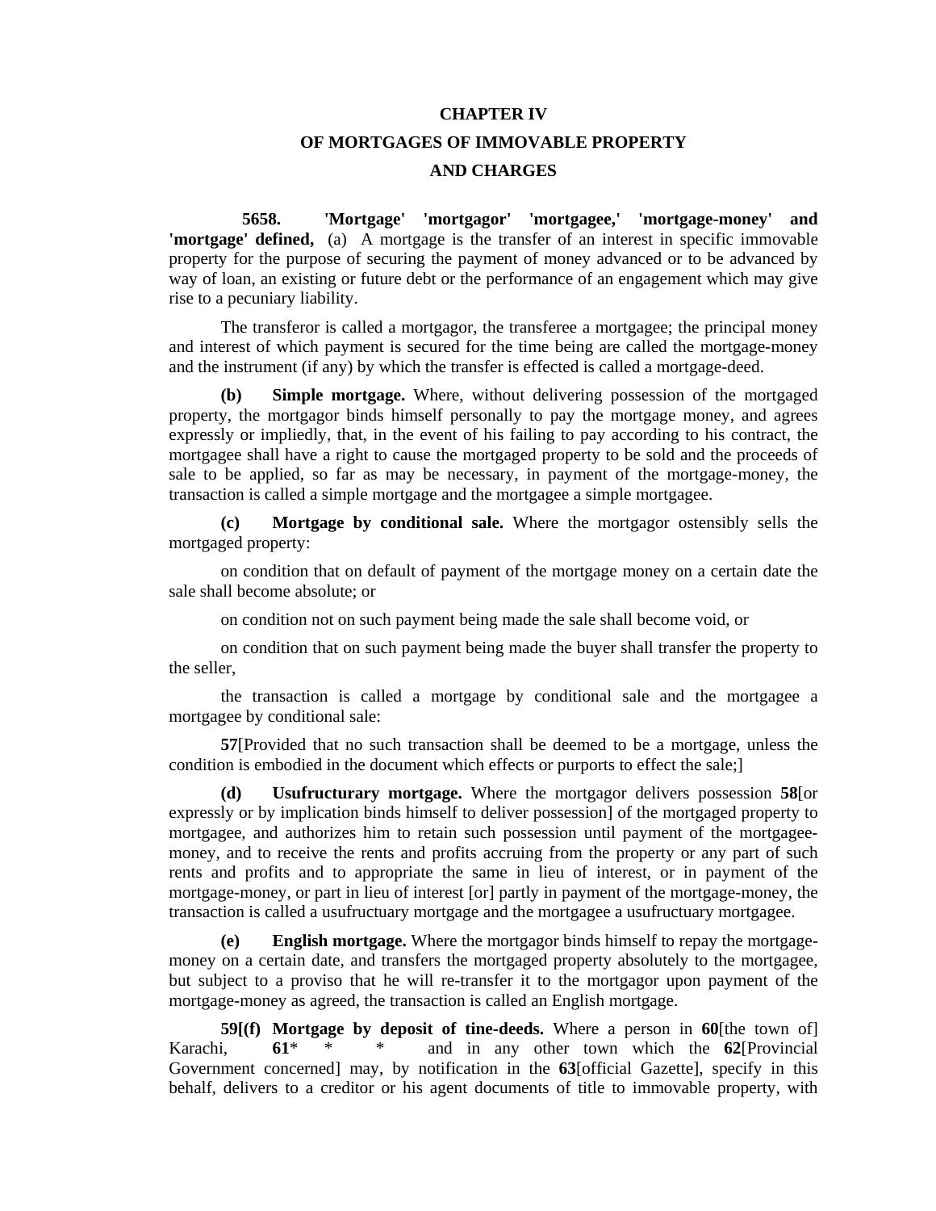## CHAPTER IV

## OF MORTGAGES OF IMMOVABLE PROPERTY

## AND CHARGES

**5658. 'Mortgage' 'mortgagor' 'mortgagee,' 'mortgage-money' and 'mortgage' defined,** (a) A mortgage is the transfer of an interest in specific immovable property for the purpose of securing the payment of money advanced or to be advanced by way of loan, an existing or future debt or the performance of an engagement which may give rise to a pecuniary liability.

The transferor is called a mortgagor, the transferee a mortgagee; the principal money and interest of which payment is secured for the time being are called the mortgage-money and the instrument (if any) by which the transfer is effected is called a mortgage-deed.

**(b) Simple mortgage.** Where, without delivering possession of the mortgaged property, the mortgagor binds himself personally to pay the mortgage money, and agrees expressly or impliedly, that, in the event of his failing to pay according to his contract, the mortgagee shall have a right to cause the mortgaged property to be sold and the proceeds of sale to be applied, so far as may be necessary, in payment of the mortgage-money, the transaction is called a simple mortgage and the mortgagee a simple mortgagee.

**(c) Mortgage by conditional sale.** Where the mortgagor ostensibly sells the mortgaged property:

on condition that on default of payment of the mortgage money on a certain date the sale shall become absolute; or

on condition not on such payment being made the sale shall become void, or

on condition that on such payment being made the buyer shall transfer the property to the seller,

the transaction is called a mortgage by conditional sale and the mortgagee a mortgagee by conditional sale:

**57**[Provided that no such transaction shall be deemed to be a mortgage, unless the condition is embodied in the document which effects or purports to effect the sale;]

**(d) Usufructurary mortgage.** Where the mortgagor delivers possession **58**[or expressly or by implication binds himself to deliver possession] of the mortgaged property to mortgagee, and authorizes him to retain such possession until payment of the mortgagee-money, and to receive the rents and profits accruing from the property or any part of such rents and profits and to appropriate the same in lieu of interest, or in payment of the mortgage-money, or part in lieu of interest [or] partly in payment of the mortgage-money, the transaction is called a usufructuary mortgage and the mortgagee a usufructuary mortgagee.

**(e) English mortgage.** Where the mortgagor binds himself to repay the mortgage-money on a certain date, and transfers the mortgaged property absolutely to the mortgagee, but subject to a proviso that he will re-transfer it to the mortgagor upon payment of the mortgage-money as agreed, the transaction is called an English mortgage.

**59[(f) Mortgage by deposit of tine-deeds.** Where a person in **60**[the town of] Karachi, **61*** * * and in any other town which the **62**[Provincial Government concerned] may, by notification in the **63**[official Gazette], specify in this behalf, delivers to a creditor or his agent documents of title to immovable property, with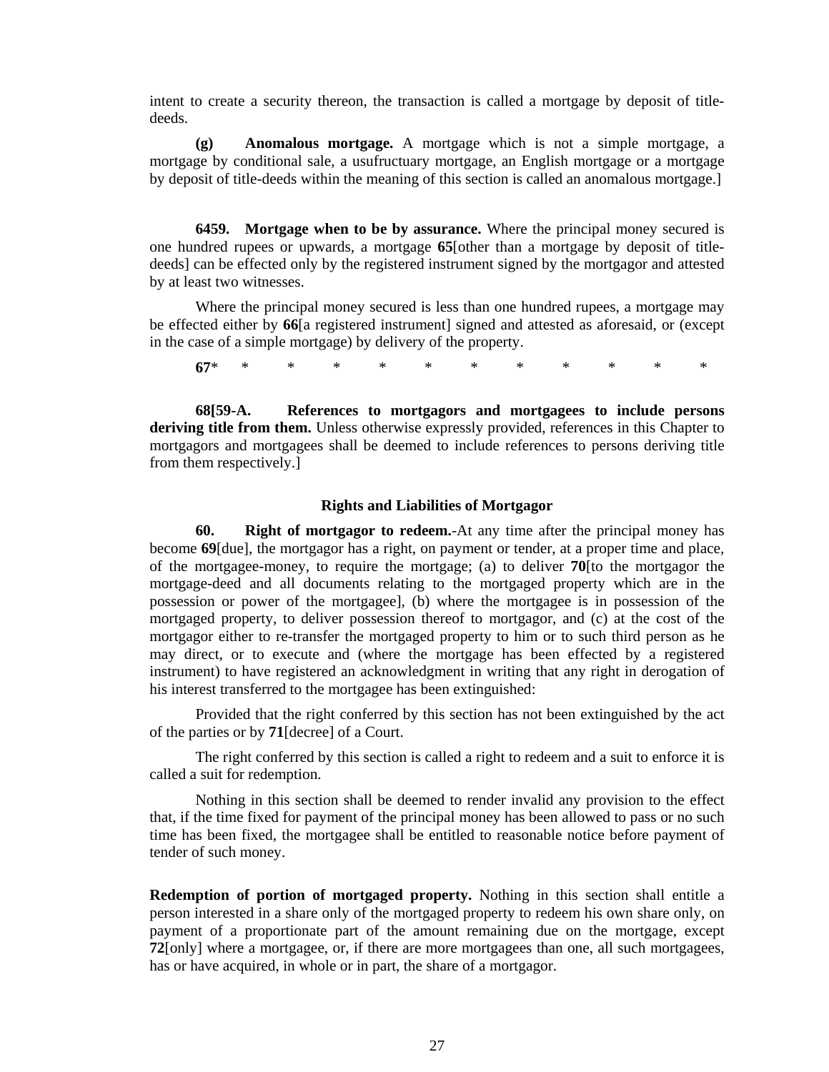intent to create a security thereon, the transaction is called a mortgage by deposit of title-deeds.

**(g) Anomalous mortgage.** A mortgage which is not a simple mortgage, a mortgage by conditional sale, a usufructuary mortgage, an English mortgage or a mortgage by deposit of title-deeds within the meaning of this section is called an anomalous mortgage.]

**6459. Mortgage when to be by assurance.** Where the principal money secured is one hundred rupees or upwards, a mortgage **65**[other than a mortgage by deposit of title-deeds] can be effected only by the registered instrument signed by the mortgagor and attested by at least two witnesses.

Where the principal money secured is less than one hundred rupees, a mortgage may be effected either by **66**[a registered instrument] signed and attested as aforesaid, or (except in the case of a simple mortgage) by delivery of the property.

**67*** * * * * * * * * * * *

**68[59-A. References to mortgagors and mortgagees to include persons deriving title from them.** Unless otherwise expressly provided, references in this Chapter to mortgagors and mortgagees shall be deemed to include references to persons deriving title from them respectively.]

### Rights and Liabilities of Mortgagor

**60. Right of mortgagor to redeem.**-At any time after the principal money has become **69**[due], the mortgagor has a right, on payment or tender, at a proper time and place, of the mortgagee-money, to require the mortgage; (a) to deliver **70**[to the mortgagor the mortgage-deed and all documents relating to the mortgaged property which are in the possession or power of the mortgagee], (b) where the mortgagee is in possession of the mortgaged property, to deliver possession thereof to mortgagor, and (c) at the cost of the mortgagor either to re-transfer the mortgaged property to him or to such third person as he may direct, or to execute and (where the mortgage has been effected by a registered instrument) to have registered an acknowledgment in writing that any right in derogation of his interest transferred to the mortgagee has been extinguished:

Provided that the right conferred by this section has not been extinguished by the act of the parties or by **71**[decree] of a Court.

The right conferred by this section is called a right to redeem and a suit to enforce it is called a suit for redemption.

Nothing in this section shall be deemed to render invalid any provision to the effect that, if the time fixed for payment of the principal money has been allowed to pass or no such time has been fixed, the mortgagee shall be entitled to reasonable notice before payment of tender of such money.

**Redemption of portion of mortgaged property.** Nothing in this section shall entitle a person interested in a share only of the mortgaged property to redeem his own share only, on payment of a proportionate part of the amount remaining due on the mortgage, except **72**[only] where a mortgagee, or, if there are more mortgagees than one, all such mortgagees, has or have acquired, in whole or in part, the share of a mortgagor.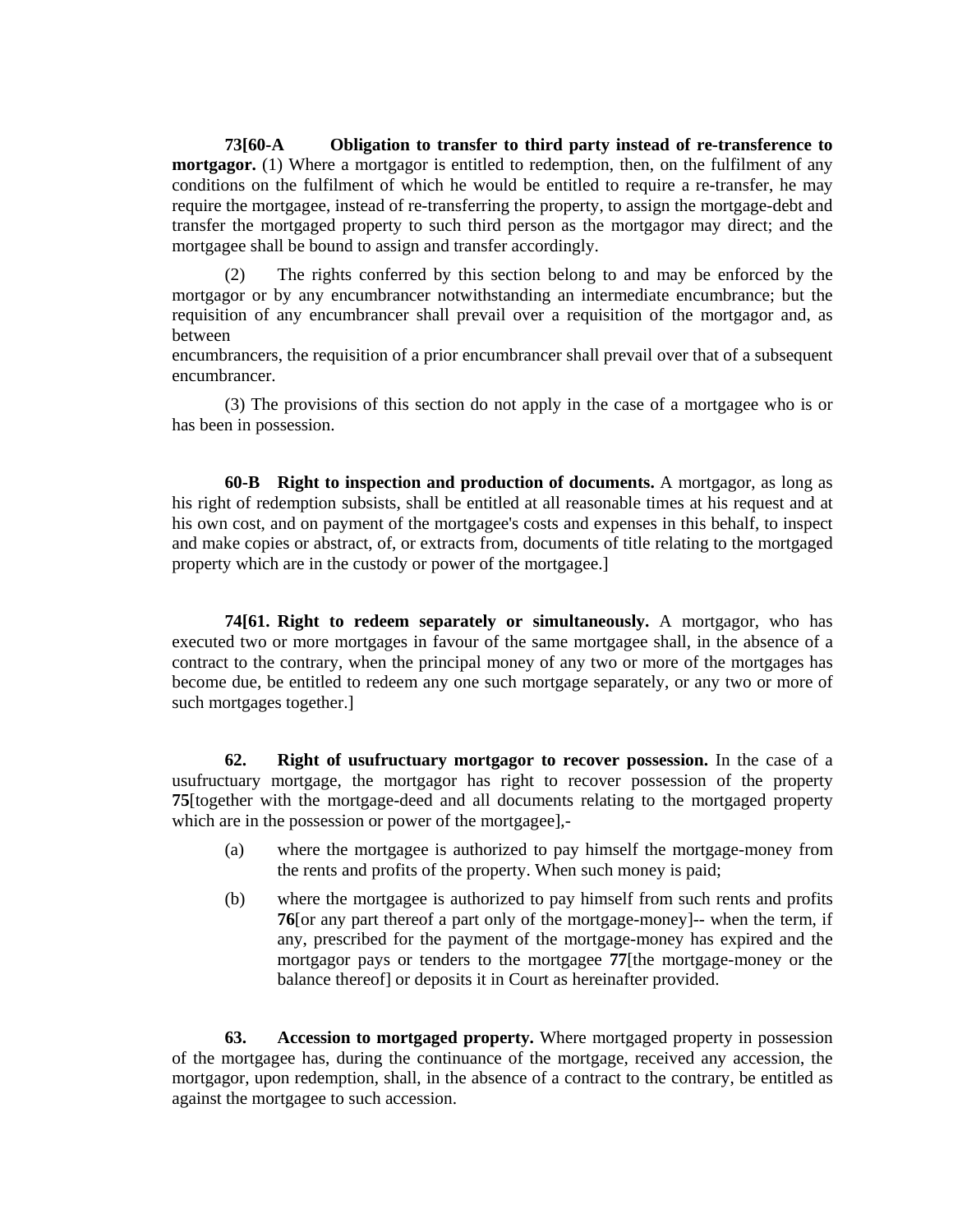**73[60-A Obligation to transfer to third party instead of re-transference to mortgagor.** (1) Where a mortgagor is entitled to redemption, then, on the fulfilment of any conditions on the fulfilment of which he would be entitled to require a re-transfer, he may require the mortgagee, instead of re-transferring the property, to assign the mortgage-debt and transfer the mortgaged property to such third person as the mortgagor may direct; and the mortgagee shall be bound to assign and transfer accordingly.

(2) The rights conferred by this section belong to and may be enforced by the mortgagor or by any encumbrancer notwithstanding an intermediate encumbrance; but the requisition of any encumbrancer shall prevail over a requisition of the mortgagor and, as between encumbrancers, the requisition of a prior encumbrancer shall prevail over that of a subsequent encumbrancer.

(3) The provisions of this section do not apply in the case of a mortgagee who is or has been in possession.

**60-B Right to inspection and production of documents.** A mortgagor, as long as his right of redemption subsists, shall be entitled at all reasonable times at his request and at his own cost, and on payment of the mortgagee's costs and expenses in this behalf, to inspect and make copies or abstract, of, or extracts from, documents of title relating to the mortgaged property which are in the custody or power of the mortgagee.]

**74[61. Right to redeem separately or simultaneously.** A mortgagor, who has executed two or more mortgages in favour of the same mortgagee shall, in the absence of a contract to the contrary, when the principal money of any two or more of the mortgages has become due, be entitled to redeem any one such mortgage separately, or any two or more of such mortgages together.]

**62. Right of usufructuary mortgagor to recover possession.** In the case of a usufructuary mortgage, the mortgagor has right to recover possession of the property **75**[together with the mortgage-deed and all documents relating to the mortgaged property which are in the possession or power of the mortgagee],-

(a) where the mortgagee is authorized to pay himself the mortgage-money from the rents and profits of the property. When such money is paid;

(b) where the mortgagee is authorized to pay himself from such rents and profits **76**[or any part thereof a part only of the mortgage-money]-- when the term, if any, prescribed for the payment of the mortgage-money has expired and the mortgagor pays or tenders to the mortgagee **77**[the mortgage-money or the balance thereof] or deposits it in Court as hereinafter provided.

**63. Accession to mortgaged property.** Where mortgaged property in possession of the mortgagee has, during the continuance of the mortgage, received any accession, the mortgagor, upon redemption, shall, in the absence of a contract to the contrary, be entitled as against the mortgagee to such accession.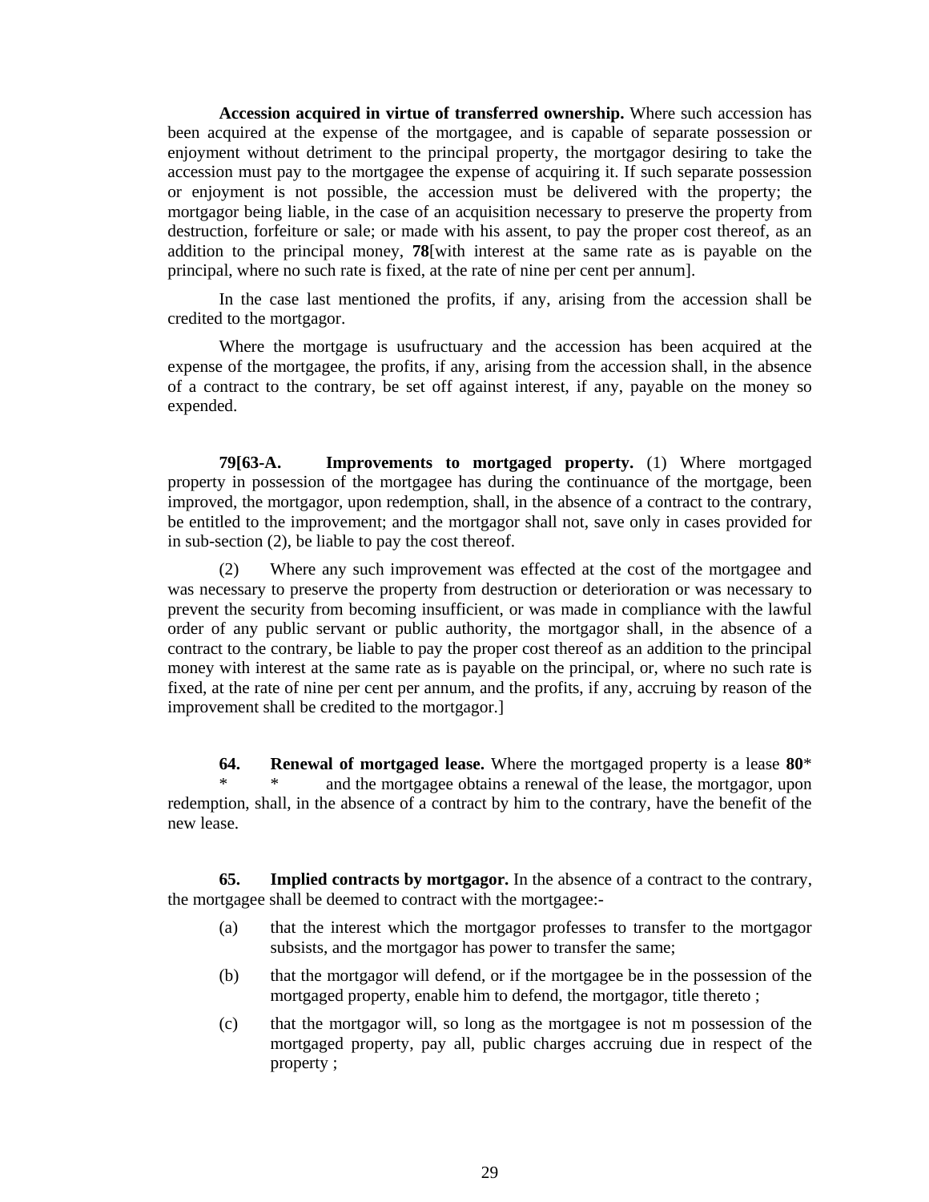**Accession acquired in virtue of transferred ownership.** Where such accession has been acquired at the expense of the mortgagee, and is capable of separate possession or enjoyment without detriment to the principal property, the mortgagor desiring to take the accession must pay to the mortgagee the expense of acquiring it. If such separate possession or enjoyment is not possible, the accession must be delivered with the property; the mortgagor being liable, in the case of an acquisition necessary to preserve the property from destruction, forfeiture or sale; or made with his assent, to pay the proper cost thereof, as an addition to the principal money, **78**[with interest at the same rate as is payable on the principal, where no such rate is fixed, at the rate of nine per cent per annum].

In the case last mentioned the profits, if any, arising from the accession shall be credited to the mortgagor.

Where the mortgage is usufructuary and the accession has been acquired at the expense of the mortgagee, the profits, if any, arising from the accession shall, in the absence of a contract to the contrary, be set off against interest, if any, payable on the money so expended.

**79[63-A. Improvements to mortgaged property.** (1) Where mortgaged property in possession of the mortgagee has during the continuance of the mortgage, been improved, the mortgagor, upon redemption, shall, in the absence of a contract to the contrary, be entitled to the improvement; and the mortgagor shall not, save only in cases provided for in sub-section (2), be liable to pay the cost thereof.

(2) Where any such improvement was effected at the cost of the mortgagee and was necessary to preserve the property from destruction or deterioration or was necessary to prevent the security from becoming insufficient, or was made in compliance with the lawful order of any public servant or public authority, the mortgagor shall, in the absence of a contract to the contrary, be liable to pay the proper cost thereof as an addition to the principal money with interest at the same rate as is payable on the principal, or, where no such rate is fixed, at the rate of nine per cent per annum, and the profits, if any, accruing by reason of the improvement shall be credited to the mortgagor.]

**64. Renewal of mortgaged lease.** Where the mortgaged property is a lease **80*** * * and the mortgagee obtains a renewal of the lease, the mortgagor, upon redemption, shall, in the absence of a contract by him to the contrary, have the benefit of the new lease.

**65. Implied contracts by mortgagor.** In the absence of a contract to the contrary, the mortgagee shall be deemed to contract with the mortgagee:-

(a) that the interest which the mortgagor professes to transfer to the mortgagor subsists, and the mortgagor has power to transfer the same;

(b) that the mortgagor will defend, or if the mortgagee be in the possession of the mortgaged property, enable him to defend, the mortgagor, title thereto ;

(c) that the mortgagor will, so long as the mortgagee is not m possession of the mortgaged property, pay all, public charges accruing due in respect of the property ;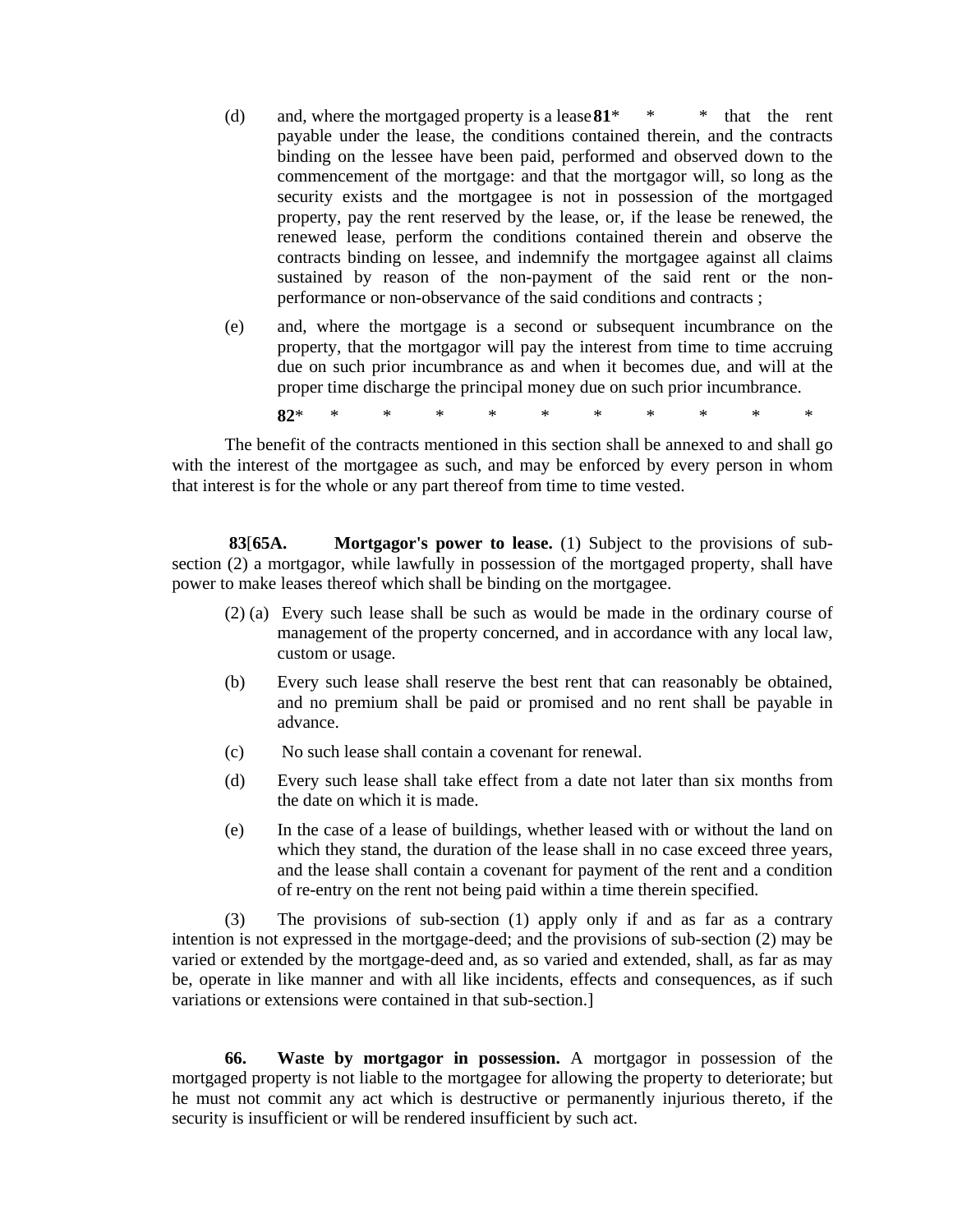(d) and, where the mortgaged property is a lease **81*** * * that the rent payable under the lease, the conditions contained therein, and the contracts binding on the lessee have been paid, performed and observed down to the commencement of the mortgage: and that the mortgagor will, so long as the security exists and the mortgagee is not in possession of the mortgaged property, pay the rent reserved by the lease, or, if the lease be renewed, the renewed lease, perform the conditions contained therein and observe the contracts binding on lessee, and indemnify the mortgagee against all claims sustained by reason of the non-payment of the said rent or the non-performance or non-observance of the said conditions and contracts ;

(e) and, where the mortgage is a second or subsequent incumbrance on the property, that the mortgagor will pay the interest from time to time accruing due on such prior incumbrance as and when it becomes due, and will at the proper time discharge the principal money due on such prior incumbrance.

**82*** * * * * * * * * * *

The benefit of the contracts mentioned in this section shall be annexed to and shall go with the interest of the mortgagee as such, and may be enforced by every person in whom that interest is for the whole or any part thereof from time to time vested.

**83**[**65A. Mortgagor's power to lease.** (1) Subject to the provisions of sub-section (2) a mortgagor, while lawfully in possession of the mortgaged property, shall have power to make leases thereof which shall be binding on the mortgagee.

(2) (a) Every such lease shall be such as would be made in the ordinary course of management of the property concerned, and in accordance with any local law, custom or usage.

(b) Every such lease shall reserve the best rent that can reasonably be obtained, and no premium shall be paid or promised and no rent shall be payable in advance.

(c) No such lease shall contain a covenant for renewal.

(d) Every such lease shall take effect from a date not later than six months from the date on which it is made.

(e) In the case of a lease of buildings, whether leased with or without the land on which they stand, the duration of the lease shall in no case exceed three years, and the lease shall contain a covenant for payment of the rent and a condition of re-entry on the rent not being paid within a time therein specified.

(3) The provisions of sub-section (1) apply only if and as far as a contrary intention is not expressed in the mortgage-deed; and the provisions of sub-section (2) may be varied or extended by the mortgage-deed and, as so varied and extended, shall, as far as may be, operate in like manner and with all like incidents, effects and consequences, as if such variations or extensions were contained in that sub-section.]

**66. Waste by mortgagor in possession.** A mortgagor in possession of the mortgaged property is not liable to the mortgagee for allowing the property to deteriorate; but he must not commit any act which is destructive or permanently injurious thereto, if the security is insufficient or will be rendered insufficient by such act.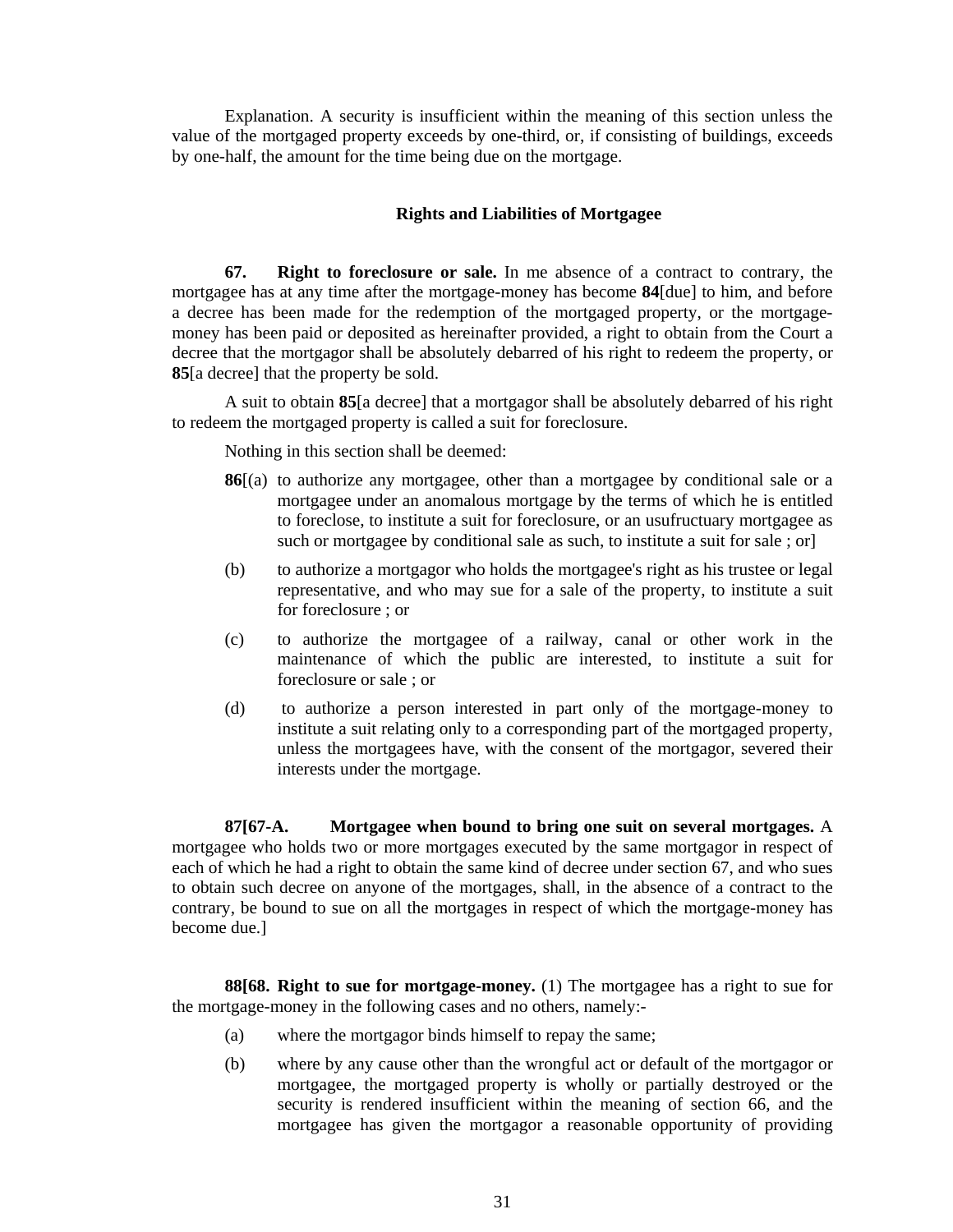Explanation. A security is insufficient within the meaning of this section unless the value of the mortgaged property exceeds by one-third, or, if consisting of buildings, exceeds by one-half, the amount for the time being due on the mortgage.

### Rights and Liabilities of Mortgagee

**67. Right to foreclosure or sale.** In me absence of a contract to contrary, the mortgagee has at any time after the mortgage-money has become **84**[due] to him, and before a decree has been made for the redemption of the mortgaged property, or the mortgage-money has been paid or deposited as hereinafter provided, a right to obtain from the Court a decree that the mortgagor shall be absolutely debarred of his right to redeem the property, or **85**[a decree] that the property be sold.

A suit to obtain **85**[a decree] that a mortgagor shall be absolutely debarred of his right to redeem the mortgaged property is called a suit for foreclosure.

Nothing in this section shall be deemed:

**86**[(a) to authorize any mortgagee, other than a mortgagee by conditional sale or a mortgagee under an anomalous mortgage by the terms of which he is entitled to foreclose, to institute a suit for foreclosure, or an usufructuary mortgagee as such or mortgagee by conditional sale as such, to institute a suit for sale ; or]

(b) to authorize a mortgagor who holds the mortgagee's right as his trustee or legal representative, and who may sue for a sale of the property, to institute a suit for foreclosure ; or

(c) to authorize the mortgagee of a railway, canal or other work in the maintenance of which the public are interested, to institute a suit for foreclosure or sale ; or

(d) to authorize a person interested in part only of the mortgage-money to institute a suit relating only to a corresponding part of the mortgaged property, unless the mortgagees have, with the consent of the mortgagor, severed their interests under the mortgage.

**87[67-A. Mortgagee when bound to bring one suit on several mortgages.** A mortgagee who holds two or more mortgages executed by the same mortgagor in respect of each of which he had a right to obtain the same kind of decree under section 67, and who sues to obtain such decree on anyone of the mortgages, shall, in the absence of a contract to the contrary, be bound to sue on all the mortgages in respect of which the mortgage-money has become due.]

**88[68. Right to sue for mortgage-money.** (1) The mortgagee has a right to sue for the mortgage-money in the following cases and no others, namely:-

(a) where the mortgagor binds himself to repay the same;

(b) where by any cause other than the wrongful act or default of the mortgagor or mortgagee, the mortgaged property is wholly or partially destroyed or the security is rendered insufficient within the meaning of section 66, and the mortgagee has given the mortgagor a reasonable opportunity of providing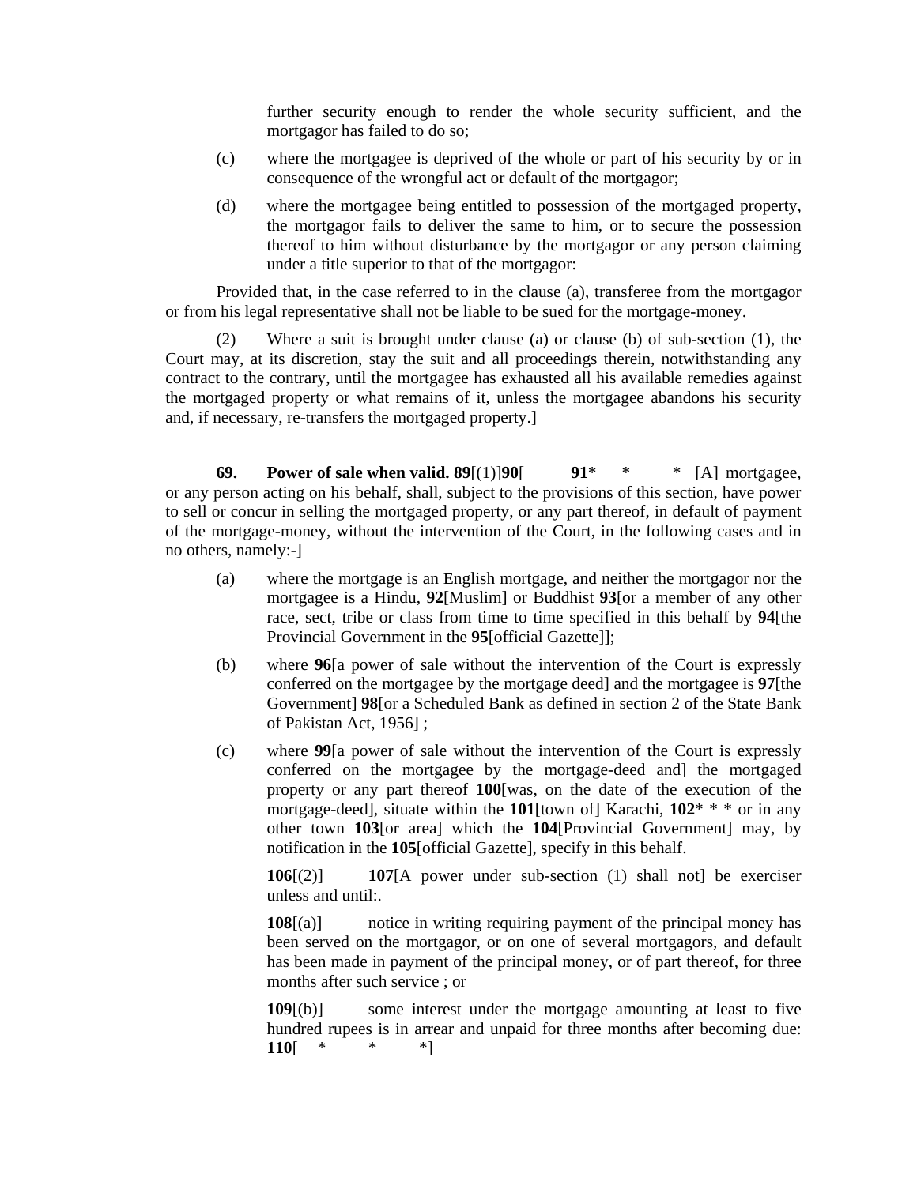further security enough to render the whole security sufficient, and the mortgagor has failed to do so;

(c) where the mortgagee is deprived of the whole or part of his security by or in consequence of the wrongful act or default of the mortgagor;

(d) where the mortgagee being entitled to possession of the mortgaged property, the mortgagor fails to deliver the same to him, or to secure the possession thereof to him without disturbance by the mortgagor or any person claiming under a title superior to that of the mortgagor:

Provided that, in the case referred to in the clause (a), transferee from the mortgagor or from his legal representative shall not be liable to be sued for the mortgage-money.

(2) Where a suit is brought under clause (a) or clause (b) of sub-section (1), the Court may, at its discretion, stay the suit and all proceedings therein, notwithstanding any contract to the contrary, until the mortgagee has exhausted all his available remedies against the mortgaged property or what remains of it, unless the mortgagee abandons his security and, if necessary, re-transfers the mortgaged property.]

**69. Power of sale when valid.** **89**[(1)]**90**[ **91*** * * [A] mortgagee, or any person acting on his behalf, shall, subject to the provisions of this section, have power to sell or concur in selling the mortgaged property, or any part thereof, in default of payment of the mortgage-money, without the intervention of the Court, in the following cases and in no others, namely:-]

(a) where the mortgage is an English mortgage, and neither the mortgagor nor the mortgagee is a Hindu, **92**[Muslim] or Buddhist **93**[or a member of any other race, sect, tribe or class from time to time specified in this behalf by **94**[the Provincial Government in the **95**[official Gazette]];

(b) where **96**[a power of sale without the intervention of the Court is expressly conferred on the mortgagee by the mortgage deed] and the mortgagee is **97**[the Government] **98**[or a Scheduled Bank as defined in section 2 of the State Bank of Pakistan Act, 1956] ;

(c) where **99**[a power of sale without the intervention of the Court is expressly conferred on the mortgagee by the mortgage-deed and] the mortgaged property or any part thereof **100**[was, on the date of the execution of the mortgage-deed], situate within the **101**[town of] Karachi, **102*** * * or in any other town **103**[or area] which the **104**[Provincial Government] may, by notification in the **105**[official Gazette], specify in this behalf.

**106**[(2)] **107**[A power under sub-section (1) shall not] be exerciser unless and until:.

**108**[(a)] notice in writing requiring payment of the principal money has been served on the mortgagor, or on one of several mortgagors, and default has been made in payment of the principal money, or of part thereof, for three months after such service ; or

**109**[(b)] some interest under the mortgage amounting at least to five hundred rupees is in arrear and unpaid for three months after becoming due: **110**[ * * *]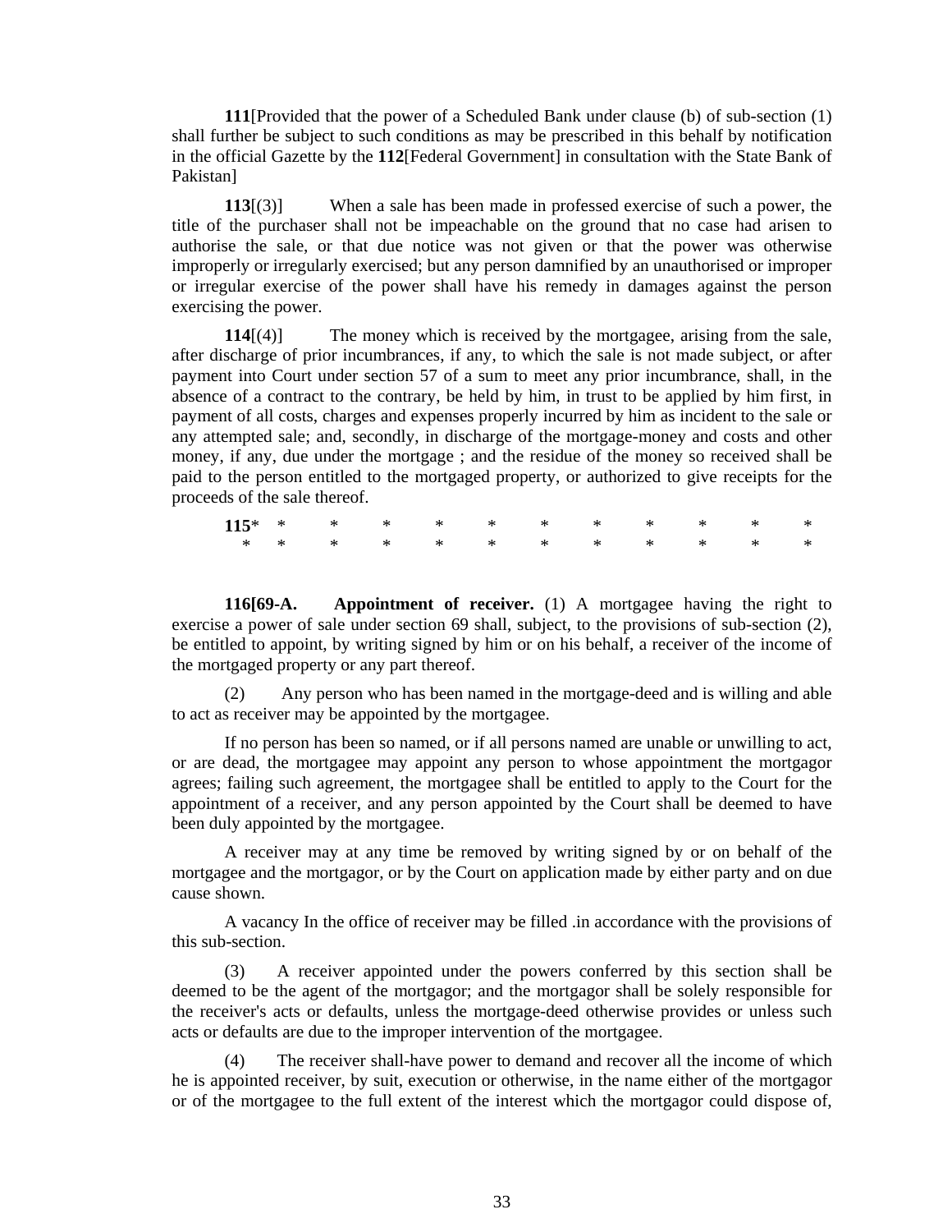**111**[Provided that the power of a Scheduled Bank under clause (b) of sub-section (1) shall further be subject to such conditions as may be prescribed in this behalf by notification in the official Gazette by the **112**[Federal Government] in consultation with the State Bank of Pakistan]

**113**[(3)] When a sale has been made in professed exercise of such a power, the title of the purchaser shall not be impeachable on the ground that no case had arisen to authorise the sale, or that due notice was not given or that the power was otherwise improperly or irregularly exercised; but any person damnified by an unauthorised or improper or irregular exercise of the power shall have his remedy in damages against the person exercising the power.

**114**[(4)] The money which is received by the mortgagee, arising from the sale, after discharge of prior incumbrances, if any, to which the sale is not made subject, or after payment into Court under section 57 of a sum to meet any prior incumbrance, shall, in the absence of a contract to the contrary, be held by him, in trust to be applied by him first, in payment of all costs, charges and expenses properly incurred by him as incident to the sale or any attempted sale; and, secondly, in discharge of the mortgage-money and costs and other money, if any, due under the mortgage ; and the residue of the money so received shall be paid to the person entitled to the mortgaged property, or authorized to give receipts for the proceeds of the sale thereof.

**115**\* \* \* \* \* \* \* \* \* \* \* \*
\* \* \* \* \* \* \* \* \* \* \* \*

**116[69-A. Appointment of receiver.** (1) A mortgagee having the right to exercise a power of sale under section 69 shall, subject, to the provisions of sub-section (2), be entitled to appoint, by writing signed by him or on his behalf, a receiver of the income of the mortgaged property or any part thereof.

(2) Any person who has been named in the mortgage-deed and is willing and able to act as receiver may be appointed by the mortgagee.

If no person has been so named, or if all persons named are unable or unwilling to act, or are dead, the mortgagee may appoint any person to whose appointment the mortgagor agrees; failing such agreement, the mortgagee shall be entitled to apply to the Court for the appointment of a receiver, and any person appointed by the Court shall be deemed to have been duly appointed by the mortgagee.

A receiver may at any time be removed by writing signed by or on behalf of the mortgagee and the mortgagor, or by the Court on application made by either party and on due cause shown.

A vacancy In the office of receiver may be filled .in accordance with the provisions of this sub-section.

(3) A receiver appointed under the powers conferred by this section shall be deemed to be the agent of the mortgagor; and the mortgagor shall be solely responsible for the receiver's acts or defaults, unless the mortgage-deed otherwise provides or unless such acts or defaults are due to the improper intervention of the mortgagee.

(4) The receiver shall-have power to demand and recover all the income of which he is appointed receiver, by suit, execution or otherwise, in the name either of the mortgagor or of the mortgagee to the full extent of the interest which the mortgagor could dispose of,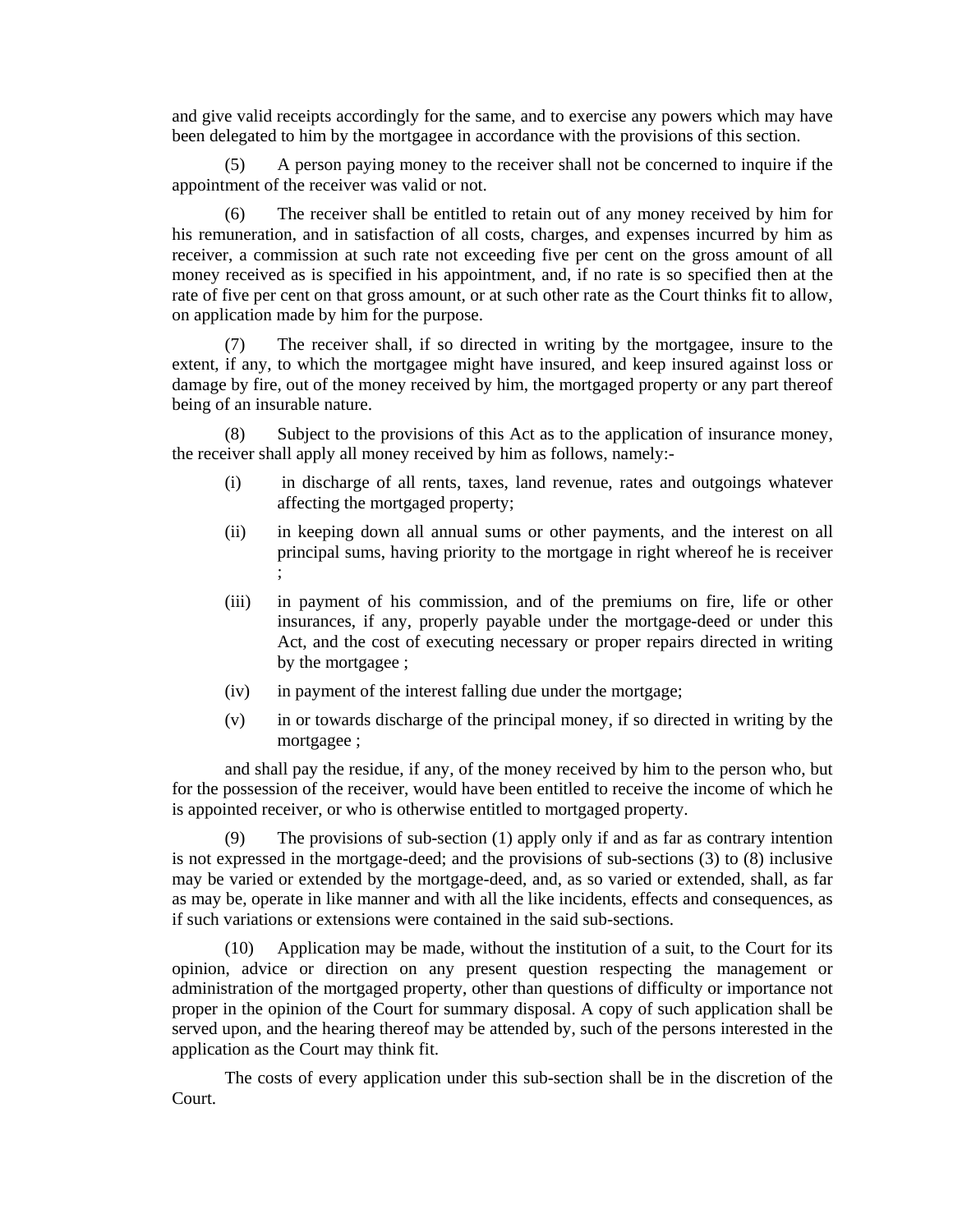and give valid receipts accordingly for the same, and to exercise any powers which may have been delegated to him by the mortgagee in accordance with the provisions of this section.

(5) A person paying money to the receiver shall not be concerned to inquire if the appointment of the receiver was valid or not.

(6) The receiver shall be entitled to retain out of any money received by him for his remuneration, and in satisfaction of all costs, charges, and expenses incurred by him as receiver, a commission at such rate not exceeding five per cent on the gross amount of all money received as is specified in his appointment, and, if no rate is so specified then at the rate of five per cent on that gross amount, or at such other rate as the Court thinks fit to allow, on application made by him for the purpose.

(7) The receiver shall, if so directed in writing by the mortgagee, insure to the extent, if any, to which the mortgagee might have insured, and keep insured against loss or damage by fire, out of the money received by him, the mortgaged property or any part thereof being of an insurable nature.

(8) Subject to the provisions of this Act as to the application of insurance money, the receiver shall apply all money received by him as follows, namely:-

(i) in discharge of all rents, taxes, land revenue, rates and outgoings whatever affecting the mortgaged property;

(ii) in keeping down all annual sums or other payments, and the interest on all principal sums, having priority to the mortgage in right whereof he is receiver ;

(iii) in payment of his commission, and of the premiums on fire, life or other insurances, if any, properly payable under the mortgage-deed or under this Act, and the cost of executing necessary or proper repairs directed in writing by the mortgagee ;

(iv) in payment of the interest falling due under the mortgage;

(v) in or towards discharge of the principal money, if so directed in writing by the mortgagee ;

and shall pay the residue, if any, of the money received by him to the person who, but for the possession of the receiver, would have been entitled to receive the income of which he is appointed receiver, or who is otherwise entitled to mortgaged property.

(9) The provisions of sub-section (1) apply only if and as far as contrary intention is not expressed in the mortgage-deed; and the provisions of sub-sections (3) to (8) inclusive may be varied or extended by the mortgage-deed, and, as so varied or extended, shall, as far as may be, operate in like manner and with all the like incidents, effects and consequences, as if such variations or extensions were contained in the said sub-sections.

(10) Application may be made, without the institution of a suit, to the Court for its opinion, advice or direction on any present question respecting the management or administration of the mortgaged property, other than questions of difficulty or importance not proper in the opinion of the Court for summary disposal. A copy of such application shall be served upon, and the hearing thereof may be attended by, such of the persons interested in the application as the Court may think fit.

The costs of every application under this sub-section shall be in the discretion of the Court.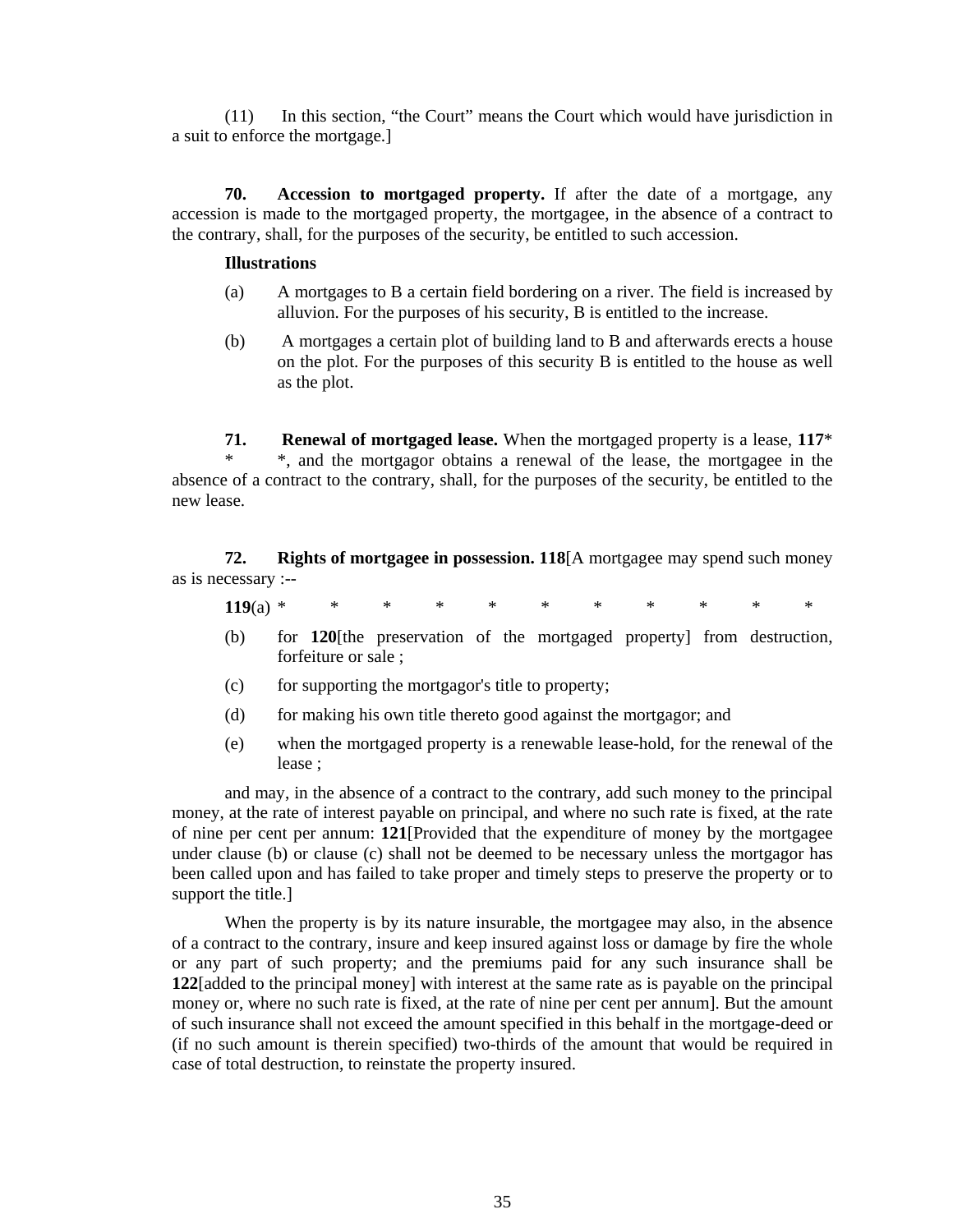(11) In this section, "the Court" means the Court which would have jurisdiction in a suit to enforce the mortgage.]

**70. Accession to mortgaged property.** If after the date of a mortgage, any accession is made to the mortgaged property, the mortgagee, in the absence of a contract to the contrary, shall, for the purposes of the security, be entitled to such accession.

**Illustrations**

(a) A mortgages to B a certain field bordering on a river. The field is increased by alluvion. For the purposes of his security, B is entitled to the increase.

(b) A mortgages a certain plot of building land to B and afterwards erects a house on the plot. For the purposes of this security B is entitled to the house as well as the plot.

**71. Renewal of mortgaged lease.** When the mortgaged property is a lease, **117*** * *, and the mortgagor obtains a renewal of the lease, the mortgagee in the absence of a contract to the contrary, shall, for the purposes of the security, be entitled to the new lease.

**72. Rights of mortgagee in possession.** **118**[A mortgagee may spend such money as is necessary :--

**119**(a) * * * * * * * * * * *

(b) for **120**[the preservation of the mortgaged property] from destruction, forfeiture or sale ;

(c) for supporting the mortgagor's title to property;

(d) for making his own title thereto good against the mortgagor; and

(e) when the mortgaged property is a renewable lease-hold, for the renewal of the lease ;

and may, in the absence of a contract to the contrary, add such money to the principal money, at the rate of interest payable on principal, and where no such rate is fixed, at the rate of nine per cent per annum: **121**[Provided that the expenditure of money by the mortgagee under clause (b) or clause (c) shall not be deemed to be necessary unless the mortgagor has been called upon and has failed to take proper and timely steps to preserve the property or to support the title.]

When the property is by its nature insurable, the mortgagee may also, in the absence of a contract to the contrary, insure and keep insured against loss or damage by fire the whole or any part of such property; and the premiums paid for any such insurance shall be **122**[added to the principal money] with interest at the same rate as is payable on the principal money or, where no such rate is fixed, at the rate of nine per cent per annum]. But the amount of such insurance shall not exceed the amount specified in this behalf in the mortgage-deed or (if no such amount is therein specified) two-thirds of the amount that would be required in case of total destruction, to reinstate the property insured.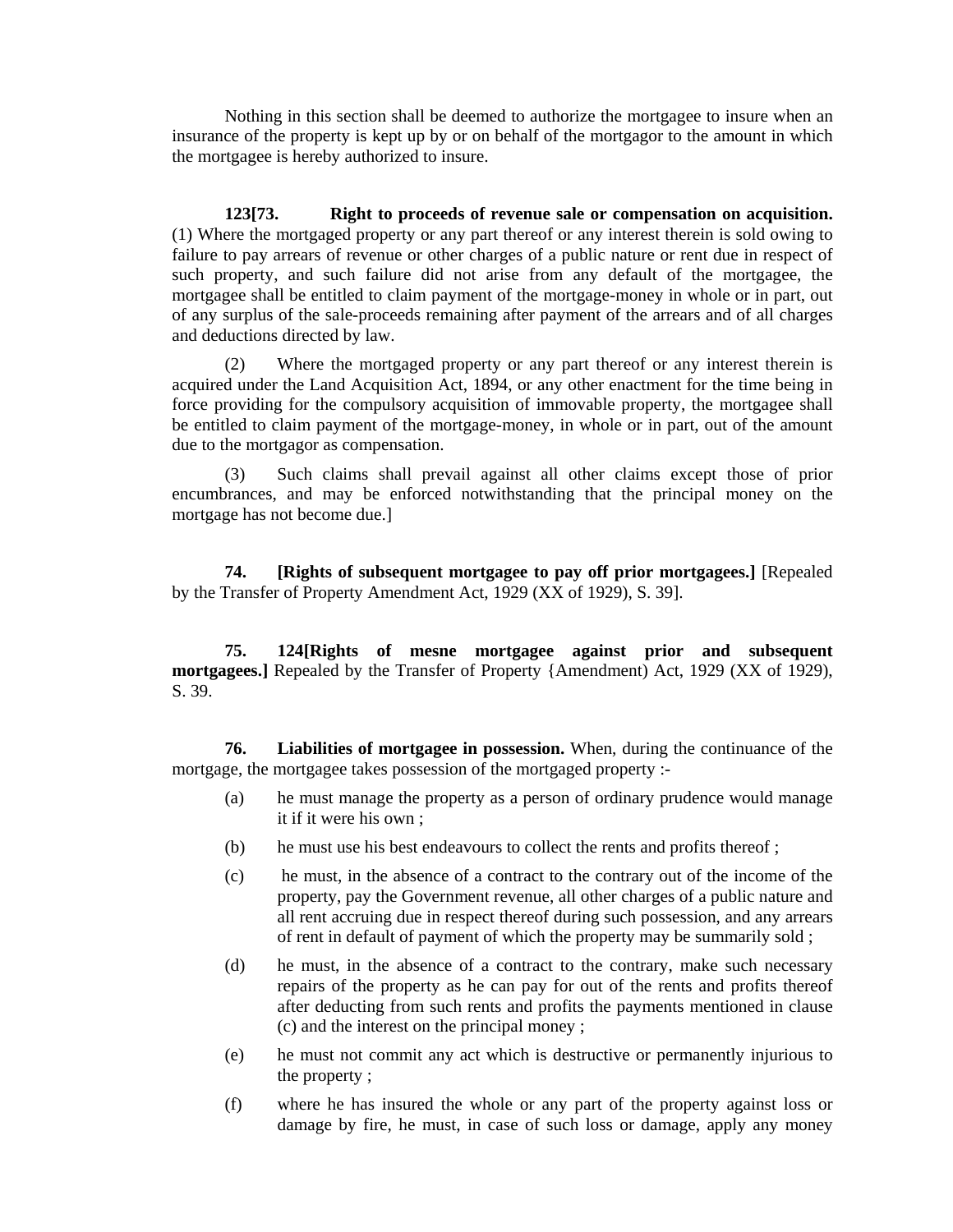Nothing in this section shall be deemed to authorize the mortgagee to insure when an insurance of the property is kept up by or on behalf of the mortgagor to the amount in which the mortgagee is hereby authorized to insure.

**123[73. Right to proceeds of revenue sale or compensation on acquisition.** (1) Where the mortgaged property or any part thereof or any interest therein is sold owing to failure to pay arrears of revenue or other charges of a public nature or rent due in respect of such property, and such failure did not arise from any default of the mortgagee, the mortgagee shall be entitled to claim payment of the mortgage-money in whole or in part, out of any surplus of the sale-proceeds remaining after payment of the arrears and of all charges and deductions directed by law.

(2) Where the mortgaged property or any part thereof or any interest therein is acquired under the Land Acquisition Act, 1894, or any other enactment for the time being in force providing for the compulsory acquisition of immovable property, the mortgagee shall be entitled to claim payment of the mortgage-money, in whole or in part, out of the amount due to the mortgagor as compensation.

(3) Such claims shall prevail against all other claims except those of prior encumbrances, and may be enforced notwithstanding that the principal money on the mortgage has not become due.]

**74. [Rights of subsequent mortgagee to pay off prior mortgagees.]** [Repealed by the Transfer of Property Amendment Act, 1929 (XX of 1929), S. 39].

**75. 124[Rights of mesne mortgagee against prior and subsequent mortgagees.]** Repealed by the Transfer of Property {Amendment) Act, 1929 (XX of 1929), S. 39.

**76. Liabilities of mortgagee in possession.** When, during the continuance of the mortgage, the mortgagee takes possession of the mortgaged property :-

(a) he must manage the property as a person of ordinary prudence would manage it if it were his own ;

(b) he must use his best endeavours to collect the rents and profits thereof ;

(c) he must, in the absence of a contract to the contrary out of the income of the property, pay the Government revenue, all other charges of a public nature and all rent accruing due in respect thereof during such possession, and any arrears of rent in default of payment of which the property may be summarily sold ;

(d) he must, in the absence of a contract to the contrary, make such necessary repairs of the property as he can pay for out of the rents and profits thereof after deducting from such rents and profits the payments mentioned in clause (c) and the interest on the principal money ;

(e) he must not commit any act which is destructive or permanently injurious to the property ;

(f) where he has insured the whole or any part of the property against loss or damage by fire, he must, in case of such loss or damage, apply any money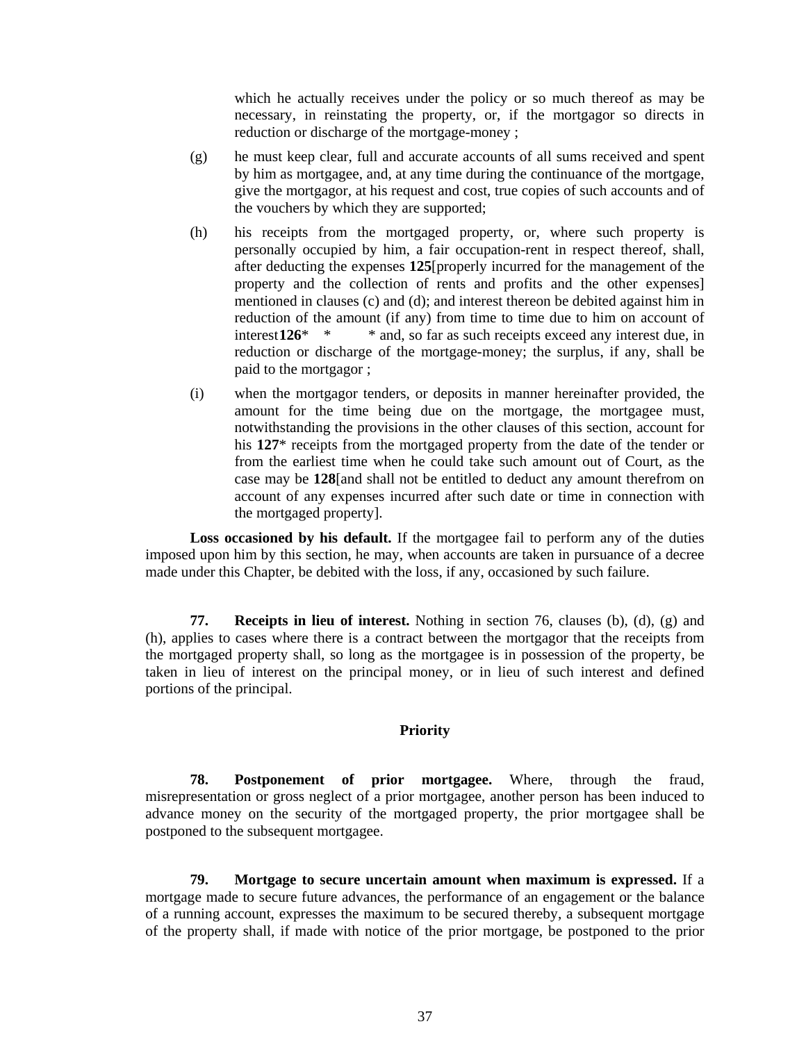which he actually receives under the policy or so much thereof as may be necessary, in reinstating the property, or, if the mortgagor so directs in reduction or discharge of the mortgage-money ;

(g) he must keep clear, full and accurate accounts of all sums received and spent by him as mortgagee, and, at any time during the continuance of the mortgage, give the mortgagor, at his request and cost, true copies of such accounts and of the vouchers by which they are supported;

(h) his receipts from the mortgaged property, or, where such property is personally occupied by him, a fair occupation-rent in respect thereof, shall, after deducting the expenses **125**[properly incurred for the management of the property and the collection of rents and profits and the other expenses] mentioned in clauses (c) and (d); and interest thereon be debited against him in reduction of the amount (if any) from time to time due to him on account of interest**126**\* \* \* and, so far as such receipts exceed any interest due, in reduction or discharge of the mortgage-money; the surplus, if any, shall be paid to the mortgagor ;

(i) when the mortgagor tenders, or deposits in manner hereinafter provided, the amount for the time being due on the mortgage, the mortgagee must, notwithstanding the provisions in the other clauses of this section, account for his **127**\* receipts from the mortgaged property from the date of the tender or from the earliest time when he could take such amount out of Court, as the case may be **128**[and shall not be entitled to deduct any amount therefrom on account of any expenses incurred after such date or time in connection with the mortgaged property].

**Loss occasioned by his default.** If the mortgagee fail to perform any of the duties imposed upon him by this section, he may, when accounts are taken in pursuance of a decree made under this Chapter, be debited with the loss, if any, occasioned by such failure.

**77. Receipts in lieu of interest.** Nothing in section 76, clauses (b), (d), (g) and (h), applies to cases where there is a contract between the mortgagor that the receipts from the mortgaged property shall, so long as the mortgagee is in possession of the property, be taken in lieu of interest on the principal money, or in lieu of such interest and defined portions of the principal.

### Priority

**78. Postponement of prior mortgagee.** Where, through the fraud, misrepresentation or gross neglect of a prior mortgagee, another person has been induced to advance money on the security of the mortgaged property, the prior mortgagee shall be postponed to the subsequent mortgagee.

**79. Mortgage to secure uncertain amount when maximum is expressed.** If a mortgage made to secure future advances, the performance of an engagement or the balance of a running account, expresses the maximum to be secured thereby, a subsequent mortgage of the property shall, if made with notice of the prior mortgage, be postponed to the prior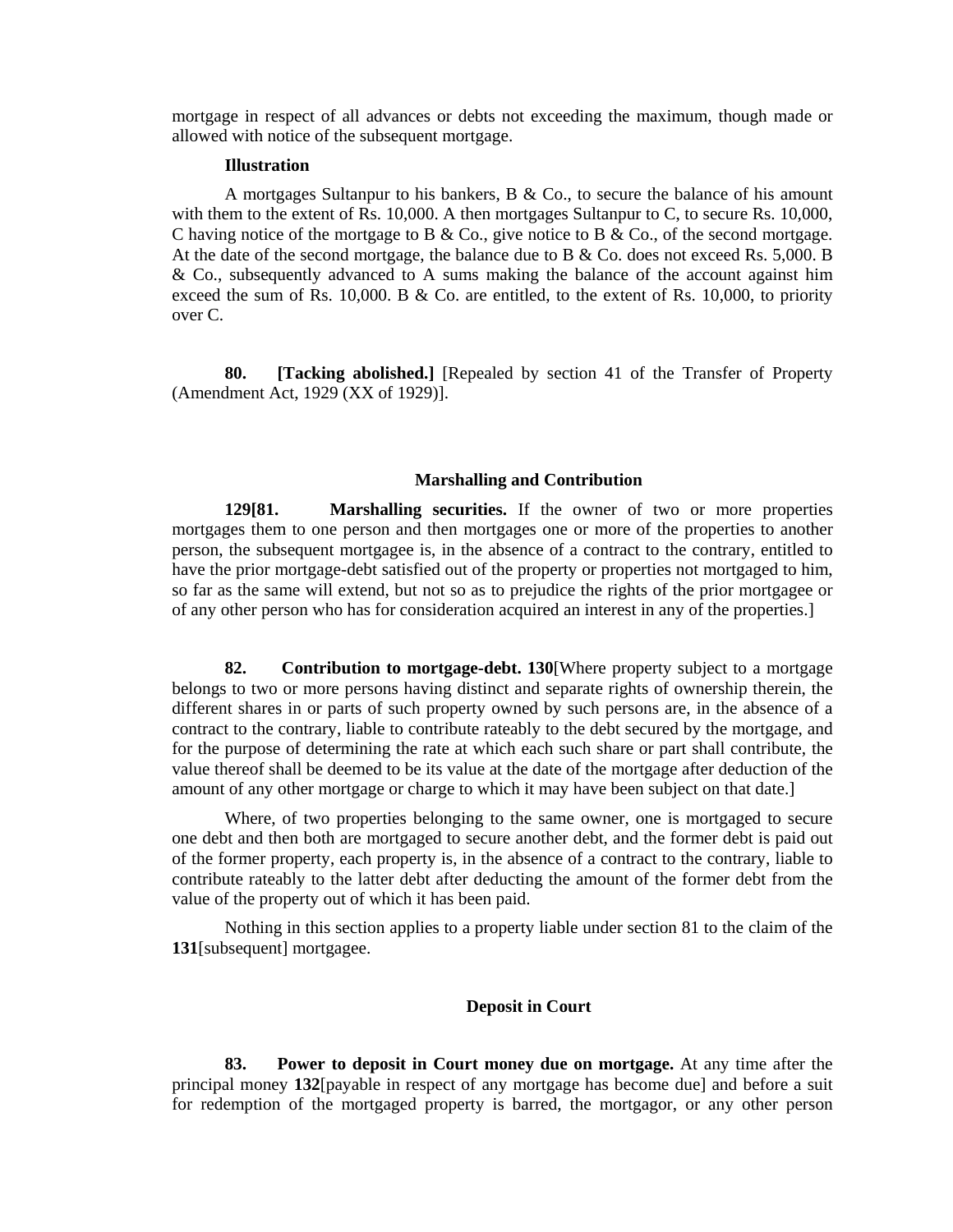mortgage in respect of all advances or debts not exceeding the maximum, though made or allowed with notice of the subsequent mortgage.

**Illustration**

A mortgages Sultanpur to his bankers, B & Co., to secure the balance of his amount with them to the extent of Rs. 10,000. A then mortgages Sultanpur to C, to secure Rs. 10,000, C having notice of the mortgage to B & Co., give notice to B & Co., of the second mortgage. At the date of the second mortgage, the balance due to B & Co. does not exceed Rs. 5,000. B & Co., subsequently advanced to A sums making the balance of the account against him exceed the sum of Rs. 10,000. B & Co. are entitled, to the extent of Rs. 10,000, to priority over C.

**80. [Tacking abolished.]** [Repealed by section 41 of the Transfer of Property (Amendment Act, 1929 (XX of 1929)].

### Marshalling and Contribution

**129[81. Marshalling securities.** If the owner of two or more properties mortgages them to one person and then mortgages one or more of the properties to another person, the subsequent mortgagee is, in the absence of a contract to the contrary, entitled to have the prior mortgage-debt satisfied out of the property or properties not mortgaged to him, so far as the same will extend, but not so as to prejudice the rights of the prior mortgagee or of any other person who has for consideration acquired an interest in any of the properties.]

**82. Contribution to mortgage-debt. 130**[Where property subject to a mortgage belongs to two or more persons having distinct and separate rights of ownership therein, the different shares in or parts of such property owned by such persons are, in the absence of a contract to the contrary, liable to contribute rateably to the debt secured by the mortgage, and for the purpose of determining the rate at which each such share or part shall contribute, the value thereof shall be deemed to be its value at the date of the mortgage after deduction of the amount of any other mortgage or charge to which it may have been subject on that date.]

Where, of two properties belonging to the same owner, one is mortgaged to secure one debt and then both are mortgaged to secure another debt, and the former debt is paid out of the former property, each property is, in the absence of a contract to the contrary, liable to contribute rateably to the latter debt after deducting the amount of the former debt from the value of the property out of which it has been paid.

Nothing in this section applies to a property liable under section 81 to the claim of the **131**[subsequent] mortgagee.

### Deposit in Court

**83. Power to deposit in Court money due on mortgage.** At any time after the principal money **132**[payable in respect of any mortgage has become due] and before a suit for redemption of the mortgaged property is barred, the mortgagor, or any other person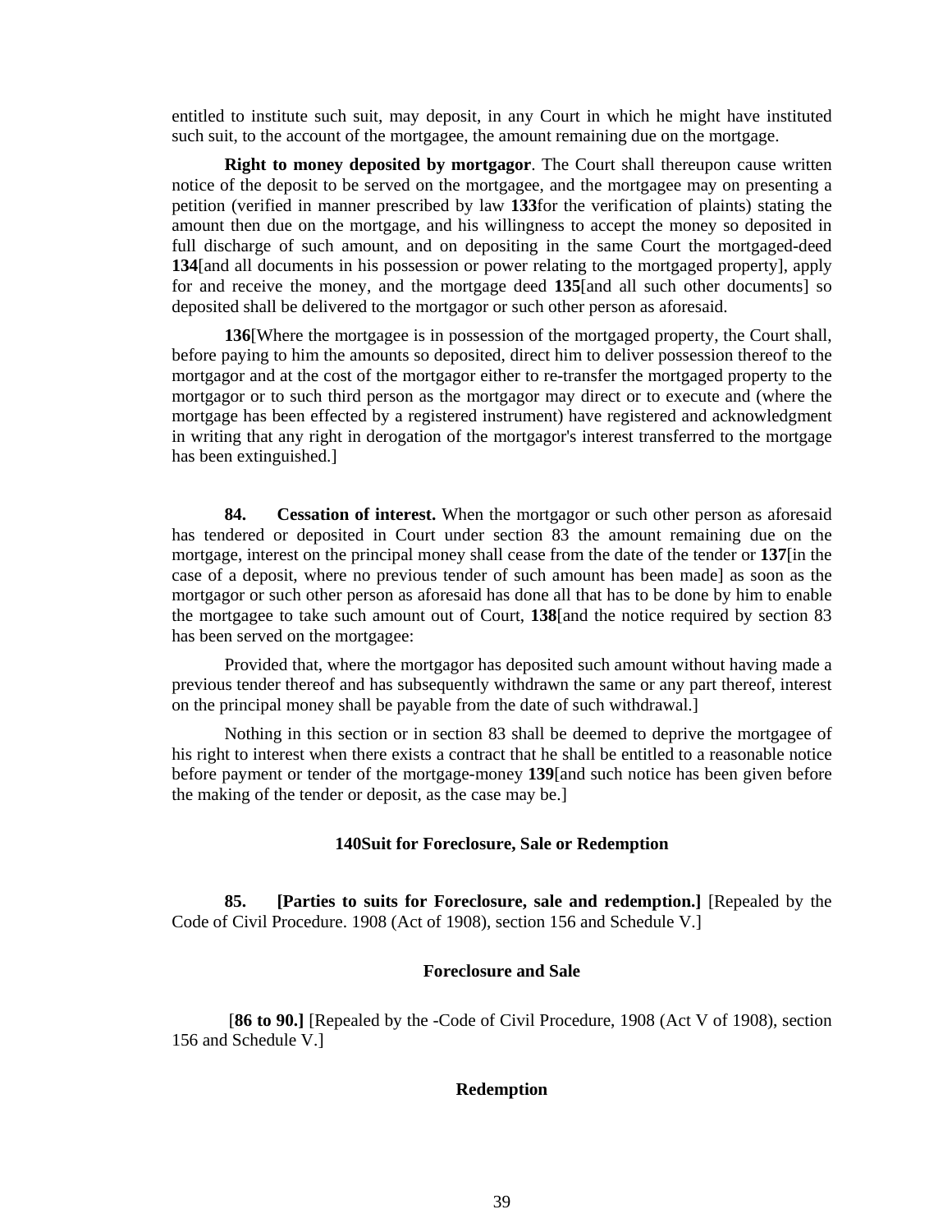entitled to institute such suit, may deposit, in any Court in which he might have instituted such suit, to the account of the mortgagee, the amount remaining due on the mortgage.

**Right to money deposited by mortgagor**. The Court shall thereupon cause written notice of the deposit to be served on the mortgagee, and the mortgagee may on presenting a petition (verified in manner prescribed by law **133**for the verification of plaints) stating the amount then due on the mortgage, and his willingness to accept the money so deposited in full discharge of such amount, and on depositing in the same Court the mortgaged-deed **134**[and all documents in his possession or power relating to the mortgaged property], apply for and receive the money, and the mortgage deed **135**[and all such other documents] so deposited shall be delivered to the mortgagor or such other person as aforesaid.

**136**[Where the mortgagee is in possession of the mortgaged property, the Court shall, before paying to him the amounts so deposited, direct him to deliver possession thereof to the mortgagor and at the cost of the mortgagor either to re-transfer the mortgaged property to the mortgagor or to such third person as the mortgagor may direct or to execute and (where the mortgage has been effected by a registered instrument) have registered and acknowledgment in writing that any right in derogation of the mortgagor's interest transferred to the mortgage has been extinguished.]

**84. Cessation of interest.** When the mortgagor or such other person as aforesaid has tendered or deposited in Court under section 83 the amount remaining due on the mortgage, interest on the principal money shall cease from the date of the tender or **137**[in the case of a deposit, where no previous tender of such amount has been made] as soon as the mortgagor or such other person as aforesaid has done all that has to be done by him to enable the mortgagee to take such amount out of Court, **138**[and the notice required by section 83 has been served on the mortgagee:

Provided that, where the mortgagor has deposited such amount without having made a previous tender thereof and has subsequently withdrawn the same or any part thereof, interest on the principal money shall be payable from the date of such withdrawal.]

Nothing in this section or in section 83 shall be deemed to deprive the mortgagee of his right to interest when there exists a contract that he shall be entitled to a reasonable notice before payment or tender of the mortgage-money **139**[and such notice has been given before the making of the tender or deposit, as the case may be.]

### 140Suit for Foreclosure, Sale or Redemption

**85. [Parties to suits for Foreclosure, sale and redemption.]** [Repealed by the Code of Civil Procedure. 1908 (Act of 1908), section 156 and Schedule V.]

### Foreclosure and Sale

[**86 to 90.]** [Repealed by the -Code of Civil Procedure, 1908 (Act V of 1908), section 156 and Schedule V.]

### Redemption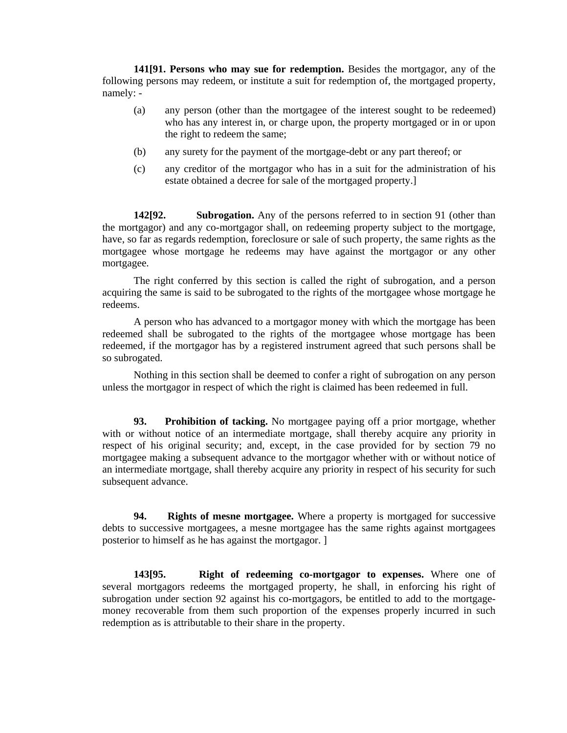**141[91. Persons who may sue for redemption.** Besides the mortgagor, any of the following persons may redeem, or institute a suit for redemption of, the mortgaged property, namely: -

(a) any person (other than the mortgagee of the interest sought to be redeemed) who has any interest in, or charge upon, the property mortgaged or in or upon the right to redeem the same;

(b) any surety for the payment of the mortgage-debt or any part thereof; or

(c) any creditor of the mortgagor who has in a suit for the administration of his estate obtained a decree for sale of the mortgaged property.]

**142[92. Subrogation.** Any of the persons referred to in section 91 (other than the mortgagor) and any co-mortgagor shall, on redeeming property subject to the mortgage, have, so far as regards redemption, foreclosure or sale of such property, the same rights as the mortgagee whose mortgage he redeems may have against the mortgagor or any other mortgagee.

The right conferred by this section is called the right of subrogation, and a person acquiring the same is said to be subrogated to the rights of the mortgagee whose mortgage he redeems.

A person who has advanced to a mortgagor money with which the mortgage has been redeemed shall be subrogated to the rights of the mortgagee whose mortgage has been redeemed, if the mortgagor has by a registered instrument agreed that such persons shall be so subrogated.

Nothing in this section shall be deemed to confer a right of subrogation on any person unless the mortgagor in respect of which the right is claimed has been redeemed in full.

**93. Prohibition of tacking.** No mortgagee paying off a prior mortgage, whether with or without notice of an intermediate mortgage, shall thereby acquire any priority in respect of his original security; and, except, in the case provided for by section 79 no mortgagee making a subsequent advance to the mortgagor whether with or without notice of an intermediate mortgage, shall thereby acquire any priority in respect of his security for such subsequent advance.

**94. Rights of mesne mortgagee.** Where a property is mortgaged for successive debts to successive mortgagees, a mesne mortgagee has the same rights against mortgagees posterior to himself as he has against the mortgagor. ]

**143[95. Right of redeeming co-mortgagor to expenses.** Where one of several mortgagors redeems the mortgaged property, he shall, in enforcing his right of subrogation under section 92 against his co-mortgagors, be entitled to add to the mortgage-money recoverable from them such proportion of the expenses properly incurred in such redemption as is attributable to their share in the property.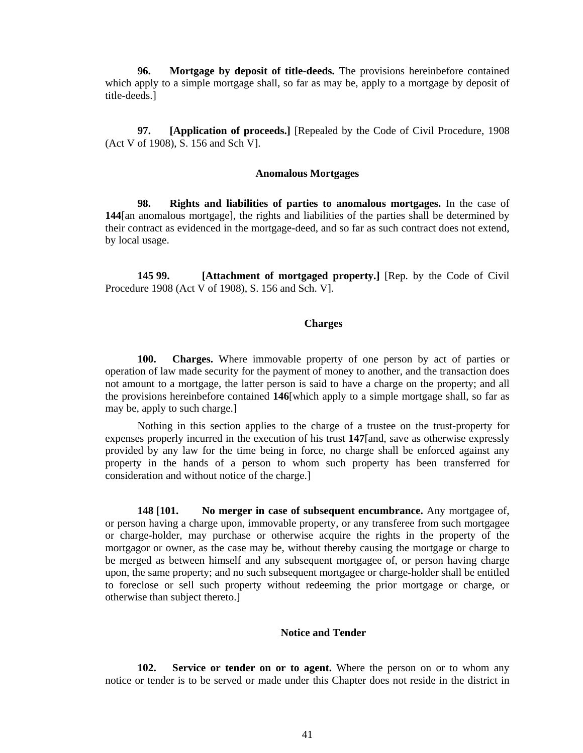**96. Mortgage by deposit of title-deeds.** The provisions hereinbefore contained which apply to a simple mortgage shall, so far as may be, apply to a mortgage by deposit of title-deeds.]

**97. [Application of proceeds.]** [Repealed by the Code of Civil Procedure, 1908 (Act V of 1908), S. 156 and Sch V].

**Anomalous Mortgages**

**98. Rights and liabilities of parties to anomalous mortgages.** In the case of **144**[an anomalous mortgage], the rights and liabilities of the parties shall be determined by their contract as evidenced in the mortgage-deed, and so far as such contract does not extend, by local usage.

**145 99. [Attachment of mortgaged property.]** [Rep. by the Code of Civil Procedure 1908 (Act V of 1908), S. 156 and Sch. V].

**Charges**

**100. Charges.** Where immovable property of one person by act of parties or operation of law made security for the payment of money to another, and the transaction does not amount to a mortgage, the latter person is said to have a charge on the property; and all the provisions hereinbefore contained **146**[which apply to a simple mortgage shall, so far as may be, apply to such charge.]

Nothing in this section applies to the charge of a trustee on the trust-property for expenses properly incurred in the execution of his trust **147**[and, save as otherwise expressly provided by any law for the time being in force, no charge shall be enforced against any property in the hands of a person to whom such property has been transferred for consideration and without notice of the charge.]

**148 [101. No merger in case of subsequent encumbrance.** Any mortgagee of, or person having a charge upon, immovable property, or any transferee from such mortgagee or charge-holder, may purchase or otherwise acquire the rights in the property of the mortgagor or owner, as the case may be, without thereby causing the mortgage or charge to be merged as between himself and any subsequent mortgagee of, or person having charge upon, the same property; and no such subsequent mortgagee or charge-holder shall be entitled to foreclose or sell such property without redeeming the prior mortgage or charge, or otherwise than subject thereto.]

**Notice and Tender**

**102. Service or tender on or to agent.** Where the person on or to whom any notice or tender is to be served or made under this Chapter does not reside in the district in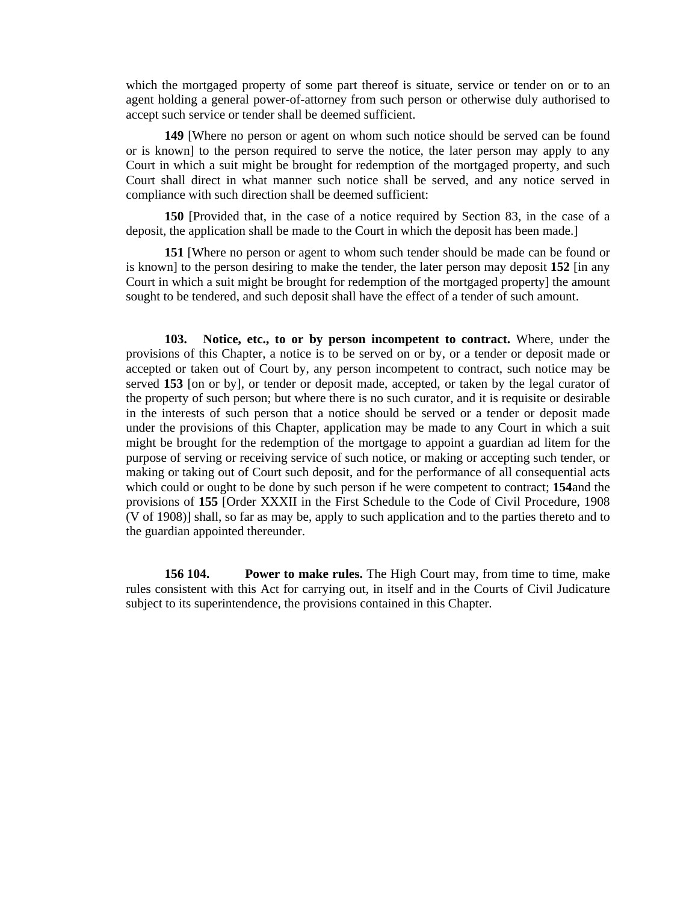which the mortgaged property of some part thereof is situate, service or tender on or to an agent holding a general power-of-attorney from such person or otherwise duly authorised to accept such service or tender shall be deemed sufficient.

**149** [Where no person or agent on whom such notice should be served can be found or is known] to the person required to serve the notice, the later person may apply to any Court in which a suit might be brought for redemption of the mortgaged property, and such Court shall direct in what manner such notice shall be served, and any notice served in compliance with such direction shall be deemed sufficient:

**150** [Provided that, in the case of a notice required by Section 83, in the case of a deposit, the application shall be made to the Court in which the deposit has been made.]

**151** [Where no person or agent to whom such tender should be made can be found or is known] to the person desiring to make the tender, the later person may deposit **152** [in any Court in which a suit might be brought for redemption of the mortgaged property] the amount sought to be tendered, and such deposit shall have the effect of a tender of such amount.

**103. Notice, etc., to or by person incompetent to contract.** Where, under the provisions of this Chapter, a notice is to be served on or by, or a tender or deposit made or accepted or taken out of Court by, any person incompetent to contract, such notice may be served **153** [on or by], or tender or deposit made, accepted, or taken by the legal curator of the property of such person; but where there is no such curator, and it is requisite or desirable in the interests of such person that a notice should be served or a tender or deposit made under the provisions of this Chapter, application may be made to any Court in which a suit might be brought for the redemption of the mortgage to appoint a guardian ad litem for the purpose of serving or receiving service of such notice, or making or accepting such tender, or making or taking out of Court such deposit, and for the performance of all consequential acts which could or ought to be done by such person if he were competent to contract; **154**and the provisions of **155** [Order XXXII in the First Schedule to the Code of Civil Procedure, 1908 (V of 1908)] shall, so far as may be, apply to such application and to the parties thereto and to the guardian appointed thereunder.

**156 104. Power to make rules.** The High Court may, from time to time, make rules consistent with this Act for carrying out, in itself and in the Courts of Civil Judicature subject to its superintendence, the provisions contained in this Chapter.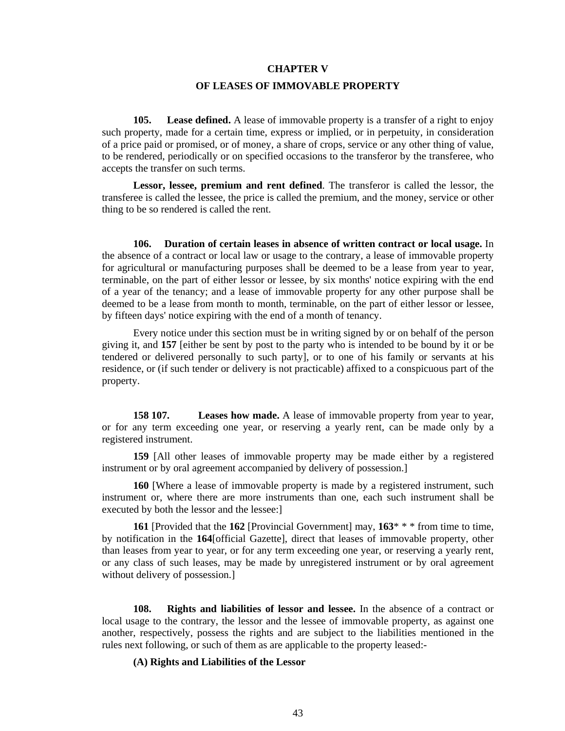## CHAPTER V

## OF LEASES OF IMMOVABLE PROPERTY

**105. Lease defined.** A lease of immovable property is a transfer of a right to enjoy such property, made for a certain time, express or implied, or in perpetuity, in consideration of a price paid or promised, or of money, a share of crops, service or any other thing of value, to be rendered, periodically or on specified occasions to the transferor by the transferee, who accepts the transfer on such terms.

**Lessor, lessee, premium and rent defined**. The transferor is called the lessor, the transferee is called the lessee, the price is called the premium, and the money, service or other thing to be so rendered is called the rent.

**106. Duration of certain leases in absence of written contract or local usage.** In the absence of a contract or local law or usage to the contrary, a lease of immovable property for agricultural or manufacturing purposes shall be deemed to be a lease from year to year, terminable, on the part of either lessor or lessee, by six months' notice expiring with the end of a year of the tenancy; and a lease of immovable property for any other purpose shall be deemed to be a lease from month to month, terminable, on the part of either lessor or lessee, by fifteen days' notice expiring with the end of a month of tenancy.

Every notice under this section must be in writing signed by or on behalf of the person giving it, and **157** [either be sent by post to the party who is intended to be bound by it or be tendered or delivered personally to such party], or to one of his family or servants at his residence, or (if such tender or delivery is not practicable) affixed to a conspicuous part of the property.

**158 107. Leases how made.** A lease of immovable property from year to year, or for any term exceeding one year, or reserving a yearly rent, can be made only by a registered instrument.

**159** [All other leases of immovable property may be made either by a registered instrument or by oral agreement accompanied by delivery of possession.]

**160** [Where a lease of immovable property is made by a registered instrument, such instrument or, where there are more instruments than one, each such instrument shall be executed by both the lessor and the lessee:]

**161** [Provided that the **162** [Provincial Government] may, **163*** * * from time to time, by notification in the **164**[official Gazette], direct that leases of immovable property, other than leases from year to year, or for any term exceeding one year, or reserving a yearly rent, or any class of such leases, may be made by unregistered instrument or by oral agreement without delivery of possession.]

**108. Rights and liabilities of lessor and lessee.** In the absence of a contract or local usage to the contrary, the lessor and the lessee of immovable property, as against one another, respectively, possess the rights and are subject to the liabilities mentioned in the rules next following, or such of them as are applicable to the property leased:-

**(A) Rights and Liabilities of the Lessor**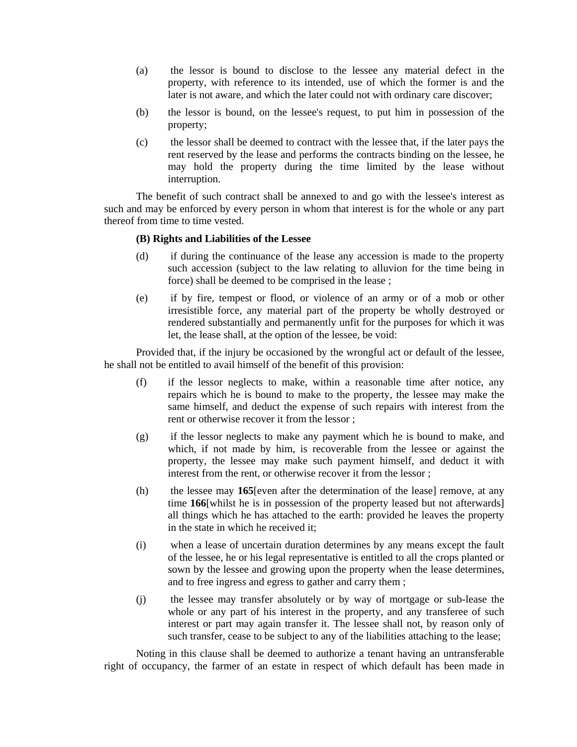(a) the lessor is bound to disclose to the lessee any material defect in the property, with reference to its intended, use of which the former is and the later is not aware, and which the later could not with ordinary care discover;

(b) the lessor is bound, on the lessee's request, to put him in possession of the property;

(c) the lessor shall be deemed to contract with the lessee that, if the later pays the rent reserved by the lease and performs the contracts binding on the lessee, he may hold the property during the time limited by the lease without interruption.

The benefit of such contract shall be annexed to and go with the lessee's interest as such and may be enforced by every person in whom that interest is for the whole or any part thereof from time to time vested.

**(B) Rights and Liabilities of the Lessee**

(d) if during the continuance of the lease any accession is made to the property such accession (subject to the law relating to alluvion for the time being in force) shall be deemed to be comprised in the lease ;

(e) if by fire, tempest or flood, or violence of an army or of a mob or other irresistible force, any material part of the property be wholly destroyed or rendered substantially and permanently unfit for the purposes for which it was let, the lease shall, at the option of the lessee, be void:

Provided that, if the injury be occasioned by the wrongful act or default of the lessee, he shall not be entitled to avail himself of the benefit of this provision:

(f) if the lessor neglects to make, within a reasonable time after notice, any repairs which he is bound to make to the property, the lessee may make the same himself, and deduct the expense of such repairs with interest from the rent or otherwise recover it from the lessor ;

(g) if the lessor neglects to make any payment which he is bound to make, and which, if not made by him, is recoverable from the lessee or against the property, the lessee may make such payment himself, and deduct it with interest from the rent, or otherwise recover it from the lessor ;

(h) the lessee may **165**[even after the determination of the lease] remove, at any time **166**[whilst he is in possession of the property leased but not afterwards] all things which he has attached to the earth: provided he leaves the property in the state in which he received it;

(i) when a lease of uncertain duration determines by any means except the fault of the lessee, he or his legal representative is entitled to all the crops planted or sown by the lessee and growing upon the property when the lease determines, and to free ingress and egress to gather and carry them ;

(j) the lessee may transfer absolutely or by way of mortgage or sub-lease the whole or any part of his interest in the property, and any transferee of such interest or part may again transfer it. The lessee shall not, by reason only of such transfer, cease to be subject to any of the liabilities attaching to the lease;

Noting in this clause shall be deemed to authorize a tenant having an untransferable right of occupancy, the farmer of an estate in respect of which default has been made in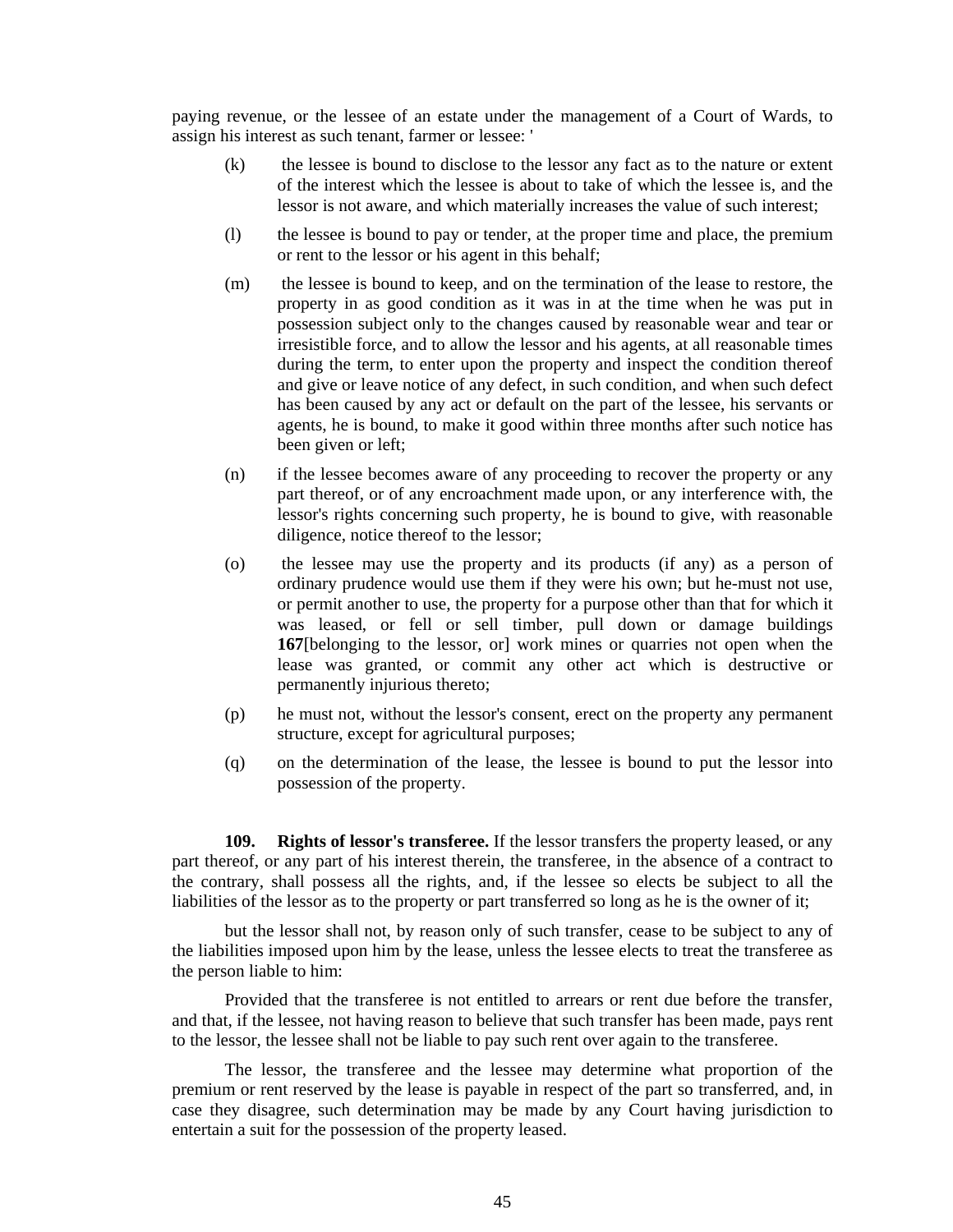paying revenue, or the lessee of an estate under the management of a Court of Wards, to assign his interest as such tenant, farmer or lessee: '

(k) the lessee is bound to disclose to the lessor any fact as to the nature or extent of the interest which the lessee is about to take of which the lessee is, and the lessor is not aware, and which materially increases the value of such interest;

(l) the lessee is bound to pay or tender, at the proper time and place, the premium or rent to the lessor or his agent in this behalf;

(m) the lessee is bound to keep, and on the termination of the lease to restore, the property in as good condition as it was in at the time when he was put in possession subject only to the changes caused by reasonable wear and tear or irresistible force, and to allow the lessor and his agents, at all reasonable times during the term, to enter upon the property and inspect the condition thereof and give or leave notice of any defect, in such condition, and when such defect has been caused by any act or default on the part of the lessee, his servants or agents, he is bound, to make it good within three months after such notice has been given or left;

(n) if the lessee becomes aware of any proceeding to recover the property or any part thereof, or of any encroachment made upon, or any interference with, the lessor's rights concerning such property, he is bound to give, with reasonable diligence, notice thereof to the lessor;

(o) the lessee may use the property and its products (if any) as a person of ordinary prudence would use them if they were his own; but he-must not use, or permit another to use, the property for a purpose other than that for which it was leased, or fell or sell timber, pull down or damage buildings **167**[belonging to the lessor, or] work mines or quarries not open when the lease was granted, or commit any other act which is destructive or permanently injurious thereto;

(p) he must not, without the lessor's consent, erect on the property any permanent structure, except for agricultural purposes;

(q) on the determination of the lease, the lessee is bound to put the lessor into possession of the property.

**109. Rights of lessor's transferee.** If the lessor transfers the property leased, or any part thereof, or any part of his interest therein, the transferee, in the absence of a contract to the contrary, shall possess all the rights, and, if the lessee so elects be subject to all the liabilities of the lessor as to the property or part transferred so long as he is the owner of it;

but the lessor shall not, by reason only of such transfer, cease to be subject to any of the liabilities imposed upon him by the lease, unless the lessee elects to treat the transferee as the person liable to him:

Provided that the transferee is not entitled to arrears or rent due before the transfer, and that, if the lessee, not having reason to believe that such transfer has been made, pays rent to the lessor, the lessee shall not be liable to pay such rent over again to the transferee.

The lessor, the transferee and the lessee may determine what proportion of the premium or rent reserved by the lease is payable in respect of the part so transferred, and, in case they disagree, such determination may be made by any Court having jurisdiction to entertain a suit for the possession of the property leased.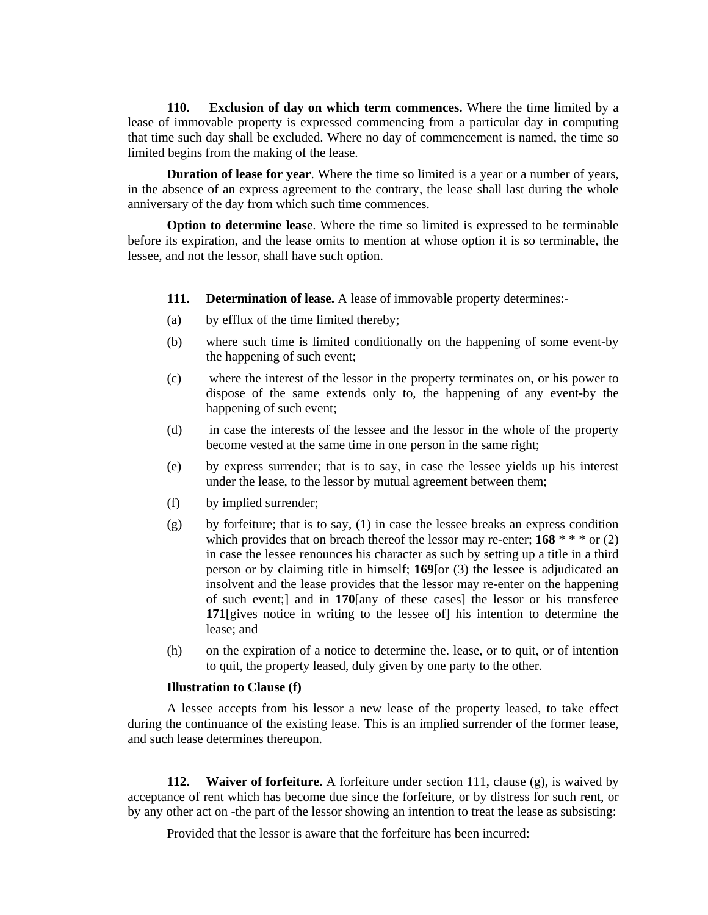**110. Exclusion of day on which term commences.** Where the time limited by a lease of immovable property is expressed commencing from a particular day in computing that time such day shall be excluded. Where no day of commencement is named, the time so limited begins from the making of the lease.

**Duration of lease for year**. Where the time so limited is a year or a number of years, in the absence of an express agreement to the contrary, the lease shall last during the whole anniversary of the day from which such time commences.

**Option to determine lease**. Where the time so limited is expressed to be terminable before its expiration, and the lease omits to mention at whose option it is so terminable, the lessee, and not the lessor, shall have such option.

**111. Determination of lease.** A lease of immovable property determines:-

(a) by efflux of the time limited thereby;

(b) where such time is limited conditionally on the happening of some event-by the happening of such event;

(c) where the interest of the lessor in the property terminates on, or his power to dispose of the same extends only to, the happening of any event-by the happening of such event;

(d) in case the interests of the lessee and the lessor in the whole of the property become vested at the same time in one person in the same right;

(e) by express surrender; that is to say, in case the lessee yields up his interest under the lease, to the lessor by mutual agreement between them;

(f) by implied surrender;

(g) by forfeiture; that is to say, (1) in case the lessee breaks an express condition which provides that on breach thereof the lessor may re-enter; **168** * * * or (2) in case the lessee renounces his character as such by setting up a title in a third person or by claiming title in himself; **169**[or (3) the lessee is adjudicated an insolvent and the lease provides that the lessor may re-enter on the happening of such event;] and in **170**[any of these cases] the lessor or his transferee **171**[gives notice in writing to the lessee of] his intention to determine the lease; and

(h) on the expiration of a notice to determine the. lease, or to quit, or of intention to quit, the property leased, duly given by one party to the other.

**Illustration to Clause (f)**

A lessee accepts from his lessor a new lease of the property leased, to take effect during the continuance of the existing lease. This is an implied surrender of the former lease, and such lease determines thereupon.

**112. Waiver of forfeiture.** A forfeiture under section 111, clause (g), is waived by acceptance of rent which has become due since the forfeiture, or by distress for such rent, or by any other act on -the part of the lessor showing an intention to treat the lease as subsisting:

Provided that the lessor is aware that the forfeiture has been incurred: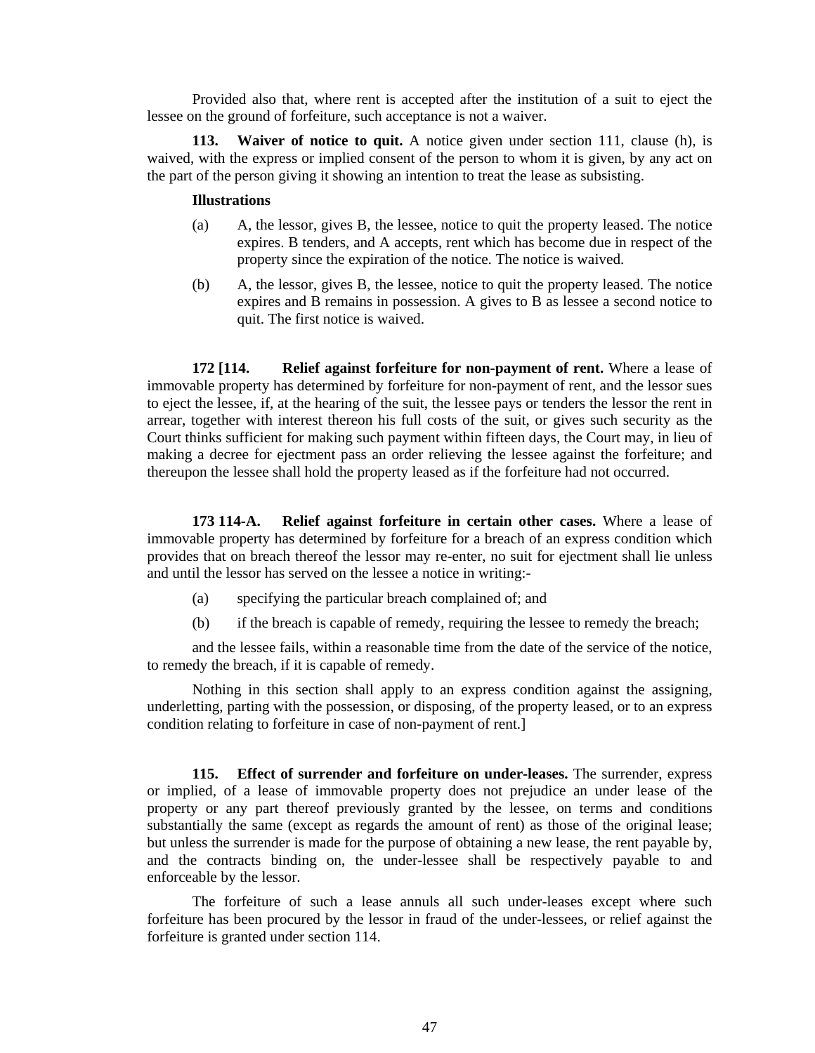Provided also that, where rent is accepted after the institution of a suit to eject the lessee on the ground of forfeiture, such acceptance is not a waiver.

**113. Waiver of notice to quit.** A notice given under section 111, clause (h), is waived, with the express or implied consent of the person to whom it is given, by any act on the part of the person giving it showing an intention to treat the lease as subsisting.

**Illustrations**

(a) A, the lessor, gives B, the lessee, notice to quit the property leased. The notice expires. B tenders, and A accepts, rent which has become due in respect of the property since the expiration of the notice. The notice is waived.

(b) A, the lessor, gives B, the lessee, notice to quit the property leased. The notice expires and B remains in possession. A gives to B as lessee a second notice to quit. The first notice is waived.

**172 [114. Relief against forfeiture for non-payment of rent.** Where a lease of immovable property has determined by forfeiture for non-payment of rent, and the lessor sues to eject the lessee, if, at the hearing of the suit, the lessee pays or tenders the lessor the rent in arrear, together with interest thereon his full costs of the suit, or gives such security as the Court thinks sufficient for making such payment within fifteen days, the Court may, in lieu of making a decree for ejectment pass an order relieving the lessee against the forfeiture; and thereupon the lessee shall hold the property leased as if the forfeiture had not occurred.

**173 114-A. Relief against forfeiture in certain other cases.** Where a lease of immovable property has determined by forfeiture for a breach of an express condition which provides that on breach thereof the lessor may re-enter, no suit for ejectment shall lie unless and until the lessor has served on the lessee a notice in writing:-

(a) specifying the particular breach complained of; and

(b) if the breach is capable of remedy, requiring the lessee to remedy the breach;

and the lessee fails, within a reasonable time from the date of the service of the notice, to remedy the breach, if it is capable of remedy.

Nothing in this section shall apply to an express condition against the assigning, underletting, parting with the possession, or disposing, of the property leased, or to an express condition relating to forfeiture in case of non-payment of rent.]

**115. Effect of surrender and forfeiture on under-leases.** The surrender, express or implied, of a lease of immovable property does not prejudice an under lease of the property or any part thereof previously granted by the lessee, on terms and conditions substantially the same (except as regards the amount of rent) as those of the original lease; but unless the surrender is made for the purpose of obtaining a new lease, the rent payable by, and the contracts binding on, the under-lessee shall be respectively payable to and enforceable by the lessor.

The forfeiture of such a lease annuls all such under-leases except where such forfeiture has been procured by the lessor in fraud of the under-lessees, or relief against the forfeiture is granted under section 114.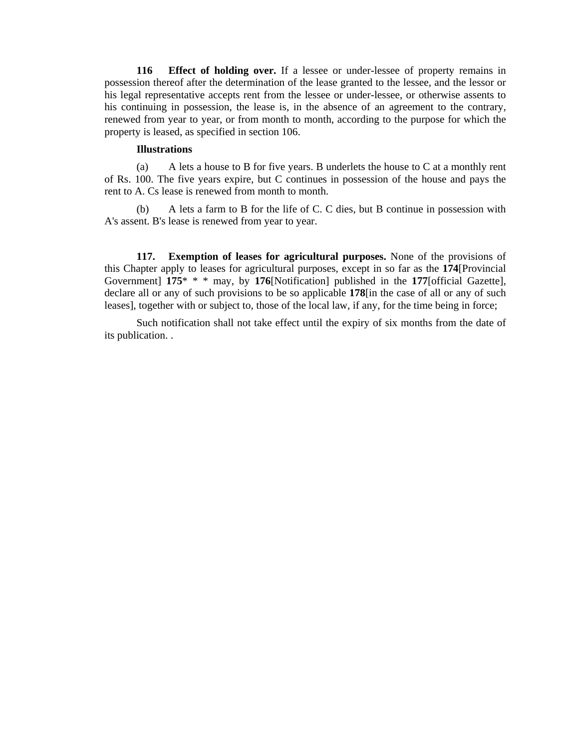**116 Effect of holding over.** If a lessee or under-lessee of property remains in possession thereof after the determination of the lease granted to the lessee, and the lessor or his legal representative accepts rent from the lessee or under-lessee, or otherwise assents to his continuing in possession, the lease is, in the absence of an agreement to the contrary, renewed from year to year, or from month to month, according to the purpose for which the property is leased, as specified in section 106.

**Illustrations**

(a) A lets a house to B for five years. B underlets the house to C at a monthly rent of Rs. 100. The five years expire, but C continues in possession of the house and pays the rent to A. Cs lease is renewed from month to month.

(b) A lets a farm to B for the life of C. C dies, but B continue in possession with A's assent. B's lease is renewed from year to year.

**117. Exemption of leases for agricultural purposes.** None of the provisions of this Chapter apply to leases for agricultural purposes, except in so far as the **174**[Provincial Government] **175*** * * may, by **176**[Notification] published in the **177**[official Gazette], declare all or any of such provisions to be so applicable **178**[in the case of all or any of such leases], together with or subject to, those of the local law, if any, for the time being in force;

Such notification shall not take effect until the expiry of six months from the date of its publication. .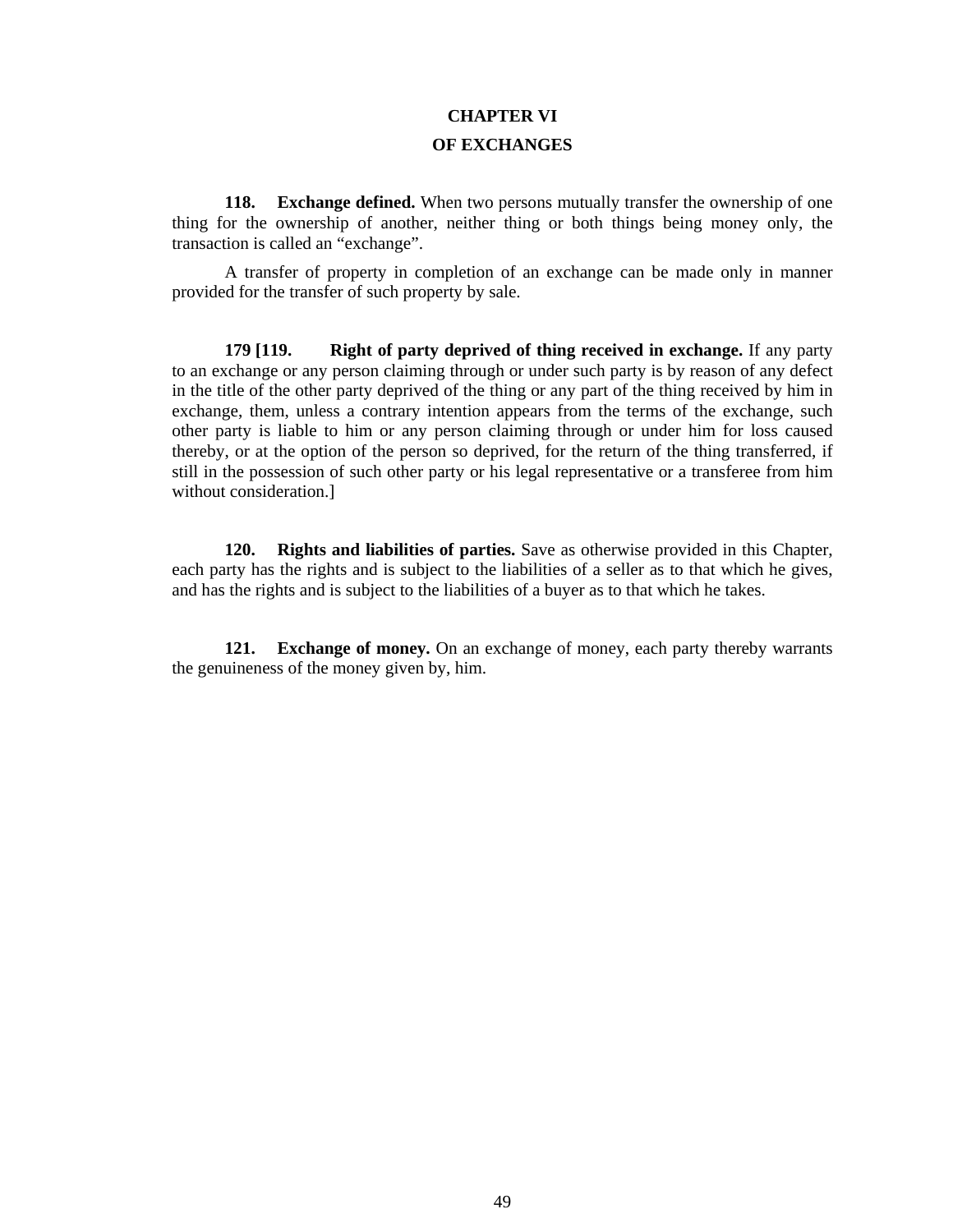# CHAPTER VI

## OF EXCHANGES

**118. Exchange defined.** When two persons mutually transfer the ownership of one thing for the ownership of another, neither thing or both things being money only, the transaction is called an "exchange".

A transfer of property in completion of an exchange can be made only in manner provided for the transfer of such property by sale.

**179 [119. Right of party deprived of thing received in exchange.** If any party to an exchange or any person claiming through or under such party is by reason of any defect in the title of the other party deprived of the thing or any part of the thing received by him in exchange, them, unless a contrary intention appears from the terms of the exchange, such other party is liable to him or any person claiming through or under him for loss caused thereby, or at the option of the person so deprived, for the return of the thing transferred, if still in the possession of such other party or his legal representative or a transferee from him without consideration.]

**120. Rights and liabilities of parties.** Save as otherwise provided in this Chapter, each party has the rights and is subject to the liabilities of a seller as to that which he gives, and has the rights and is subject to the liabilities of a buyer as to that which he takes.

**121. Exchange of money.** On an exchange of money, each party thereby warrants the genuineness of the money given by, him.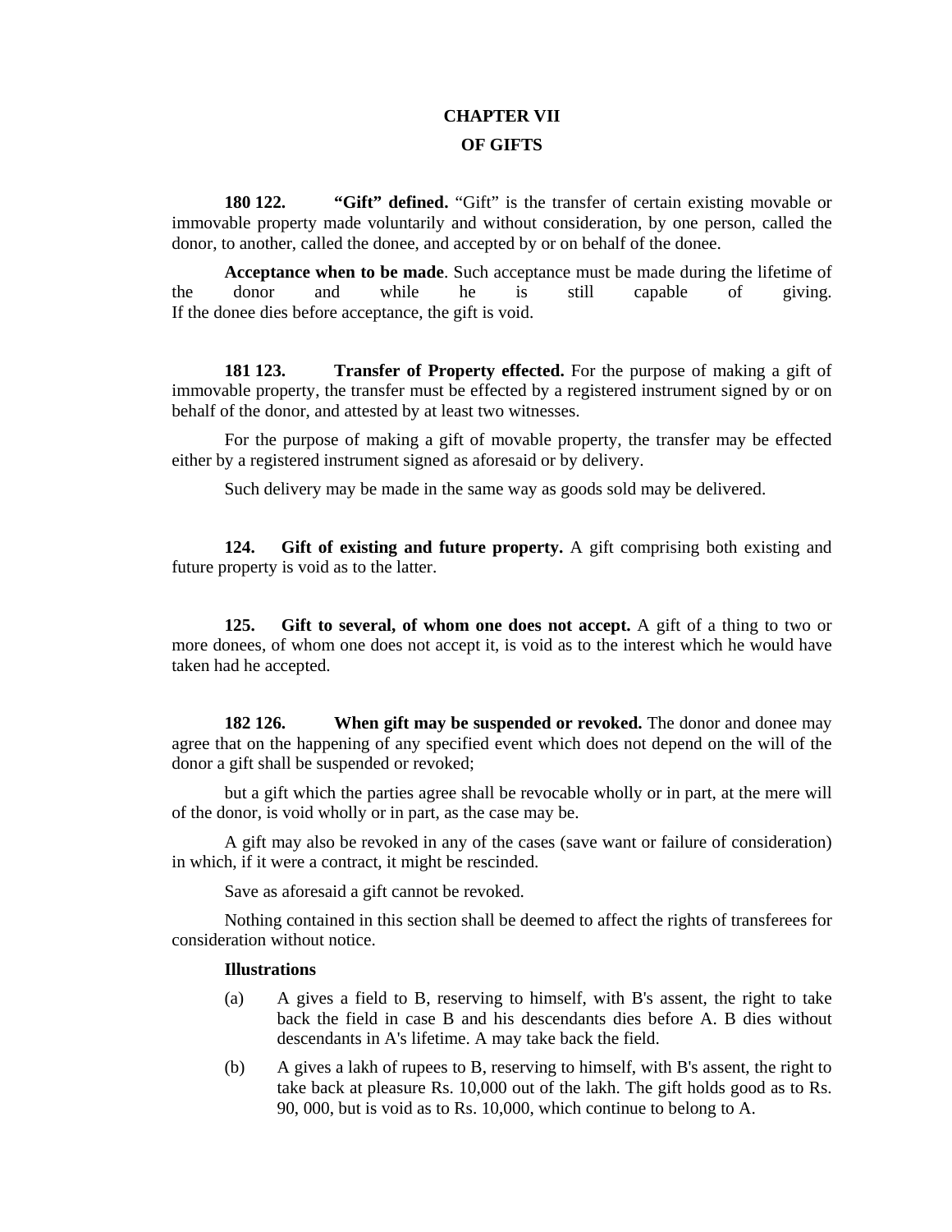# CHAPTER VII

## OF GIFTS

**180 122. "Gift" defined.** "Gift" is the transfer of certain existing movable or immovable property made voluntarily and without consideration, by one person, called the donor, to another, called the donee, and accepted by or on behalf of the donee.

**Acceptance when to be made**. Such acceptance must be made during the lifetime of the donor and while he is still capable of giving.
If the donee dies before acceptance, the gift is void.

**181 123. Transfer of Property effected.** For the purpose of making a gift of immovable property, the transfer must be effected by a registered instrument signed by or on behalf of the donor, and attested by at least two witnesses.

For the purpose of making a gift of movable property, the transfer may be effected either by a registered instrument signed as aforesaid or by delivery.

Such delivery may be made in the same way as goods sold may be delivered.

**124. Gift of existing and future property.** A gift comprising both existing and future property is void as to the latter.

**125. Gift to several, of whom one does not accept.** A gift of a thing to two or more donees, of whom one does not accept it, is void as to the interest which he would have taken had he accepted.

**182 126. When gift may be suspended or revoked.** The donor and donee may agree that on the happening of any specified event which does not depend on the will of the donor a gift shall be suspended or revoked;

but a gift which the parties agree shall be revocable wholly or in part, at the mere will of the donor, is void wholly or in part, as the case may be.

A gift may also be revoked in any of the cases (save want or failure of consideration) in which, if it were a contract, it might be rescinded.

Save as aforesaid a gift cannot be revoked.

Nothing contained in this section shall be deemed to affect the rights of transferees for consideration without notice.

**Illustrations**

(a) A gives a field to B, reserving to himself, with B's assent, the right to take back the field in case B and his descendants dies before A. B dies without descendants in A's lifetime. A may take back the field.

(b) A gives a lakh of rupees to B, reserving to himself, with B's assent, the right to take back at pleasure Rs. 10,000 out of the lakh. The gift holds good as to Rs. 90, 000, but is void as to Rs. 10,000, which continue to belong to A.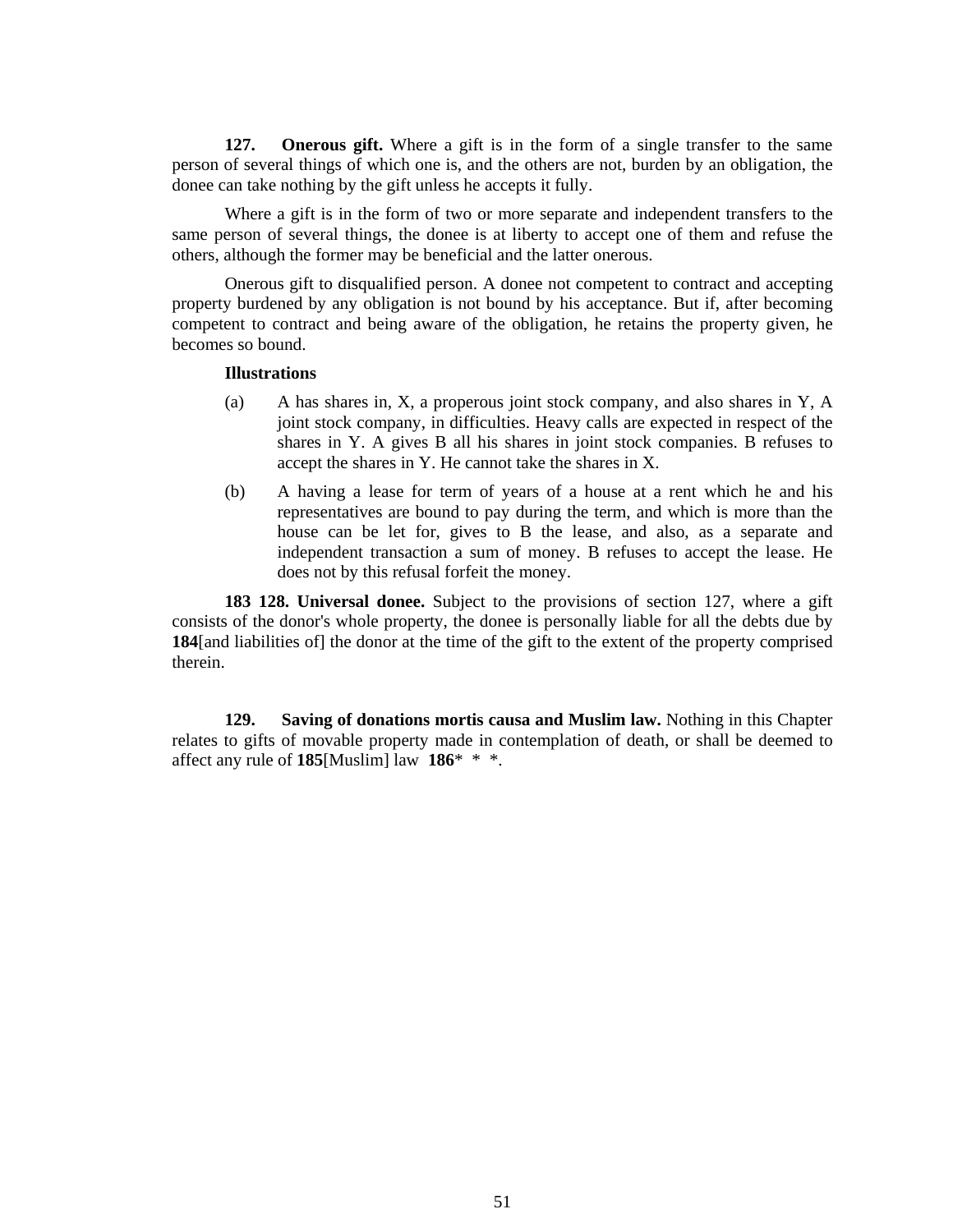**127. Onerous gift.** Where a gift is in the form of a single transfer to the same person of several things of which one is, and the others are not, burden by an obligation, the donee can take nothing by the gift unless he accepts it fully.

Where a gift is in the form of two or more separate and independent transfers to the same person of several things, the donee is at liberty to accept one of them and refuse the others, although the former may be beneficial and the latter onerous.

Onerous gift to disqualified person. A donee not competent to contract and accepting property burdened by any obligation is not bound by his acceptance. But if, after becoming competent to contract and being aware of the obligation, he retains the property given, he becomes so bound.

**Illustrations**

(a) A has shares in, X, a properous joint stock company, and also shares in Y, A joint stock company, in difficulties. Heavy calls are expected in respect of the shares in Y. A gives B all his shares in joint stock companies. B refuses to accept the shares in Y. He cannot take the shares in X.

(b) A having a lease for term of years of a house at a rent which he and his representatives are bound to pay during the term, and which is more than the house can be let for, gives to B the lease, and also, as a separate and independent transaction a sum of money. B refuses to accept the lease. He does not by this refusal forfeit the money.

**183 128. Universal donee.** Subject to the provisions of section 127, where a gift consists of the donor's whole property, the donee is personally liable for all the debts due by **184**[and liabilities of] the donor at the time of the gift to the extent of the property comprised therein.

**129. Saving of donations mortis causa and Muslim law.** Nothing in this Chapter relates to gifts of movable property made in contemplation of death, or shall be deemed to affect any rule of **185**[Muslim] law **186*** * *.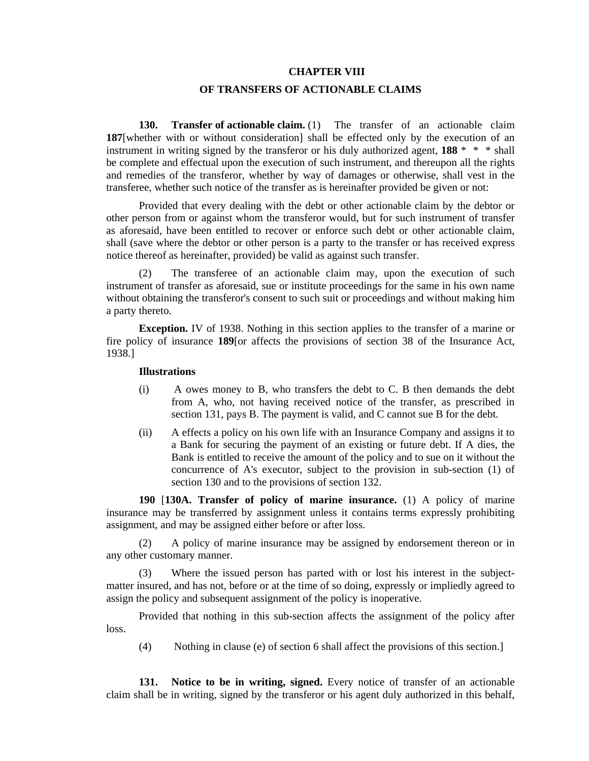## CHAPTER VIII

## OF TRANSFERS OF ACTIONABLE CLAIMS

**130. Transfer of actionable claim.** (1) The transfer of an actionable claim **187**[whether with or without consideration] shall be effected only by the execution of an instrument in writing signed by the transferor or his duly authorized agent, **188** * * * shall be complete and effectual upon the execution of such instrument, and thereupon all the rights and remedies of the transferor, whether by way of damages or otherwise, shall vest in the transferee, whether such notice of the transfer as is hereinafter provided be given or not:

Provided that every dealing with the debt or other actionable claim by the debtor or other person from or against whom the transferor would, but for such instrument of transfer as aforesaid, have been entitled to recover or enforce such debt or other actionable claim, shall (save where the debtor or other person is a party to the transfer or has received express notice thereof as hereinafter, provided) be valid as against such transfer.

(2) The transferee of an actionable claim may, upon the execution of such instrument of transfer as aforesaid, sue or institute proceedings for the same in his own name without obtaining the transferor's consent to such suit or proceedings and without making him a party thereto.

**Exception.** IV of 1938. Nothing in this section applies to the transfer of a marine or fire policy of insurance **189**[or affects the provisions of section 38 of the Insurance Act, 1938.]

**Illustrations**

(i) A owes money to B, who transfers the debt to C. B then demands the debt from A, who, not having received notice of the transfer, as prescribed in section 131, pays B. The payment is valid, and C cannot sue B for the debt.

(ii) A effects a policy on his own life with an Insurance Company and assigns it to a Bank for securing the payment of an existing or future debt. If A dies, the Bank is entitled to receive the amount of the policy and to sue on it without the concurrence of A's executor, subject to the provision in sub-section (1) of section 130 and to the provisions of section 132.

**190** [**130A. Transfer of policy of marine insurance.** (1) A policy of marine insurance may be transferred by assignment unless it contains terms expressly prohibiting assignment, and may be assigned either before or after loss.

(2) A policy of marine insurance may be assigned by endorsement thereon or in any other customary manner.

(3) Where the issued person has parted with or lost his interest in the subject-matter insured, and has not, before or at the time of so doing, expressly or impliedly agreed to assign the policy and subsequent assignment of the policy is inoperative.

Provided that nothing in this sub-section affects the assignment of the policy after loss.

(4) Nothing in clause (e) of section 6 shall affect the provisions of this section.]

**131. Notice to be in writing, signed.** Every notice of transfer of an actionable claim shall be in writing, signed by the transferor or his agent duly authorized in this behalf,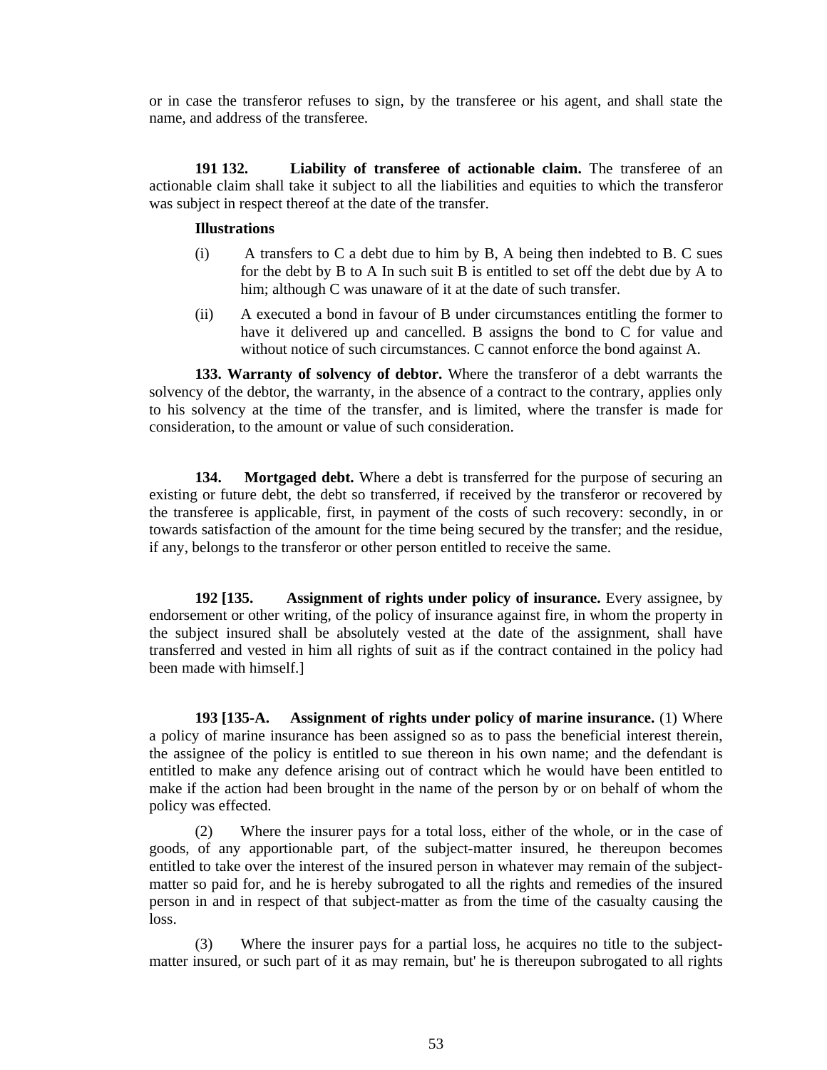or in case the transferor refuses to sign, by the transferee or his agent, and shall state the name, and address of the transferee.

**191 132. Liability of transferee of actionable claim.** The transferee of an actionable claim shall take it subject to all the liabilities and equities to which the transferor was subject in respect thereof at the date of the transfer.

**Illustrations**

(i) A transfers to C a debt due to him by B, A being then indebted to B. C sues for the debt by B to A In such suit B is entitled to set off the debt due by A to him; although C was unaware of it at the date of such transfer.

(ii) A executed a bond in favour of B under circumstances entitling the former to have it delivered up and cancelled. B assigns the bond to C for value and without notice of such circumstances. C cannot enforce the bond against A.

**133. Warranty of solvency of debtor.** Where the transferor of a debt warrants the solvency of the debtor, the warranty, in the absence of a contract to the contrary, applies only to his solvency at the time of the transfer, and is limited, where the transfer is made for consideration, to the amount or value of such consideration.

**134. Mortgaged debt.** Where a debt is transferred for the purpose of securing an existing or future debt, the debt so transferred, if received by the transferor or recovered by the transferee is applicable, first, in payment of the costs of such recovery: secondly, in or towards satisfaction of the amount for the time being secured by the transfer; and the residue, if any, belongs to the transferor or other person entitled to receive the same.

**192 [135. Assignment of rights under policy of insurance.** Every assignee, by endorsement or other writing, of the policy of insurance against fire, in whom the property in the subject insured shall be absolutely vested at the date of the assignment, shall have transferred and vested in him all rights of suit as if the contract contained in the policy had been made with himself.]

**193 [135-A. Assignment of rights under policy of marine insurance.** (1) Where a policy of marine insurance has been assigned so as to pass the beneficial interest therein, the assignee of the policy is entitled to sue thereon in his own name; and the defendant is entitled to make any defence arising out of contract which he would have been entitled to make if the action had been brought in the name of the person by or on behalf of whom the policy was effected.

(2) Where the insurer pays for a total loss, either of the whole, or in the case of goods, of any apportionable part, of the subject-matter insured, he thereupon becomes entitled to take over the interest of the insured person in whatever may remain of the subject-matter so paid for, and he is hereby subrogated to all the rights and remedies of the insured person in and in respect of that subject-matter as from the time of the casualty causing the loss.

(3) Where the insurer pays for a partial loss, he acquires no title to the subject-matter insured, or such part of it as may remain, but' he is thereupon subrogated to all rights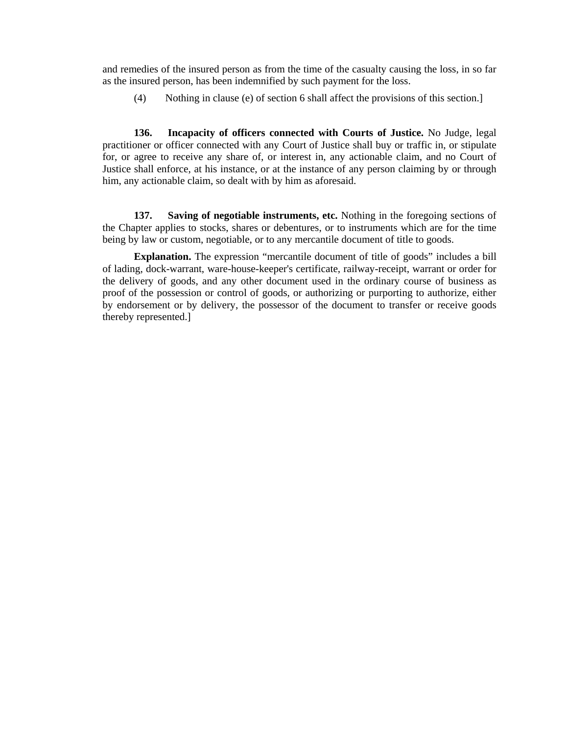and remedies of the insured person as from the time of the casualty causing the loss, in so far as the insured person, has been indemnified by such payment for the loss.

(4) Nothing in clause (e) of section 6 shall affect the provisions of this section.]

**136. Incapacity of officers connected with Courts of Justice.** No Judge, legal practitioner or officer connected with any Court of Justice shall buy or traffic in, or stipulate for, or agree to receive any share of, or interest in, any actionable claim, and no Court of Justice shall enforce, at his instance, or at the instance of any person claiming by or through him, any actionable claim, so dealt with by him as aforesaid.

**137. Saving of negotiable instruments, etc.** Nothing in the foregoing sections of the Chapter applies to stocks, shares or debentures, or to instruments which are for the time being by law or custom, negotiable, or to any mercantile document of title to goods.

**Explanation.** The expression “mercantile document of title of goods” includes a bill of lading, dock-warrant, ware-house-keeper's certificate, railway-receipt, warrant or order for the delivery of goods, and any other document used in the ordinary course of business as proof of the possession or control of goods, or authorizing or purporting to authorize, either by endorsement or by delivery, the possessor of the document to transfer or receive goods thereby represented.]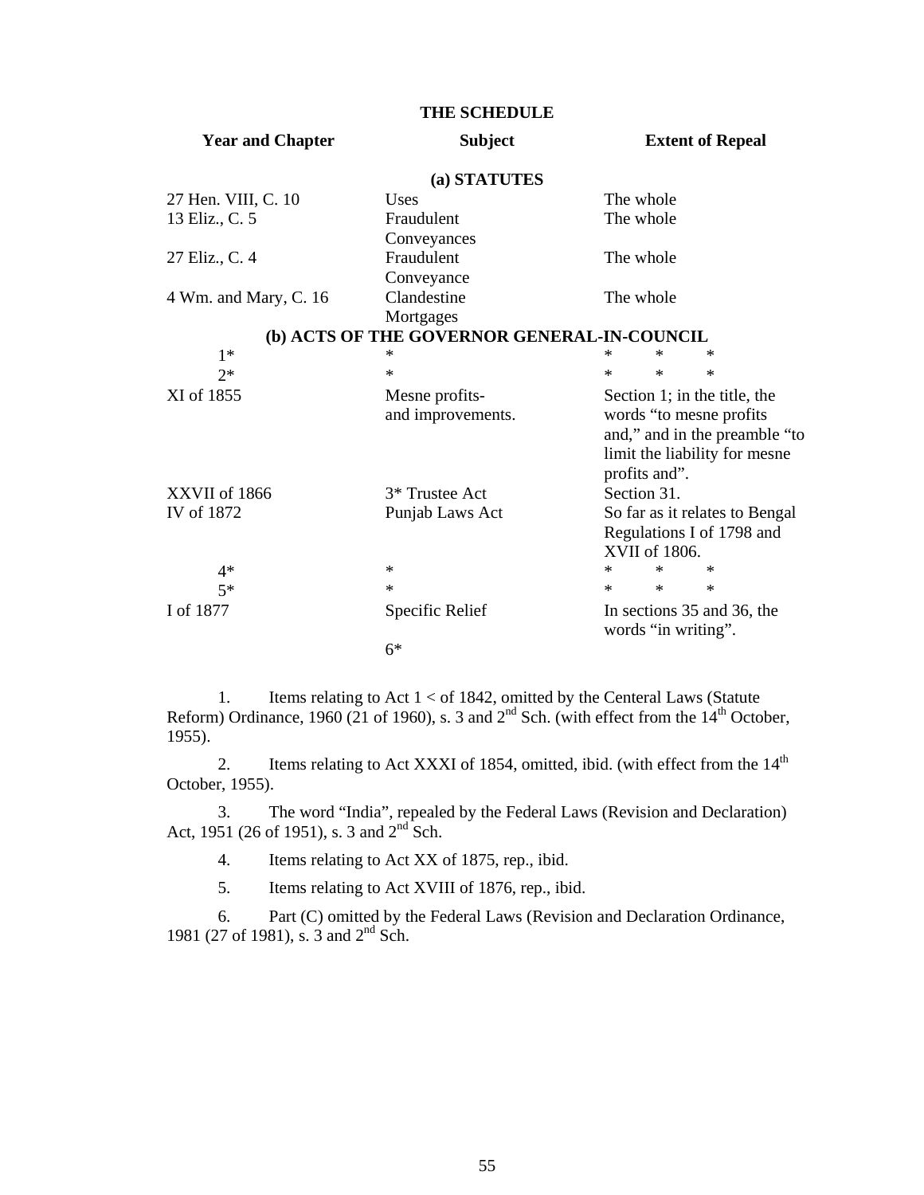## THE SCHEDULE

| Year and Chapter | Subject | Extent of Repeal |
|---|---|---|
| | **(a) STATUTES** | |
| 27 Hen. VIII, C. 10 | Uses | The whole |
| 13 Eliz., C. 5 | Fraudulent Conveyances | The whole |
| 27 Eliz., C. 4 | Fraudulent Conveyance | The whole |
| 4 Wm. and Mary, C. 16 | Clandestine Mortgages | The whole |
| | **(b) ACTS OF THE GOVERNOR GENERAL-IN-COUNCIL** | |
| 1* | * | * * * |
| 2* | * | * * * |
| XI of 1855 | Mesne profits- and improvements. | Section 1; in the title, the words "to mesne profits and," and in the preamble "to limit the liability for mesne profits and". |
| XXVII of 1866 | 3* Trustee Act | Section 31. |
| IV of 1872 | Punjab Laws Act | So far as it relates to Bengal Regulations I of 1798 and XVII of 1806. |
| 4* | * | * * * |
| 5* | * | * * * |
| I of 1877 | Specific Relief | In sections 35 and 36, the words "in writing". |
| | 6* | |

1. Items relating to Act 1 < of 1842, omitted by the Centeral Laws (Statute Reform) Ordinance, 1960 (21 of 1960), s. 3 and 2nd Sch. (with effect from the 14th October, 1955).

2. Items relating to Act XXXI of 1854, omitted, ibid. (with effect from the 14th October, 1955).

3. The word "India", repealed by the Federal Laws (Revision and Declaration) Act, 1951 (26 of 1951), s. 3 and 2nd Sch.

4. Items relating to Act XX of 1875, rep., ibid.

5. Items relating to Act XVIII of 1876, rep., ibid.

6. Part (C) omitted by the Federal Laws (Revision and Declaration Ordinance, 1981 (27 of 1981), s. 3 and 2nd Sch.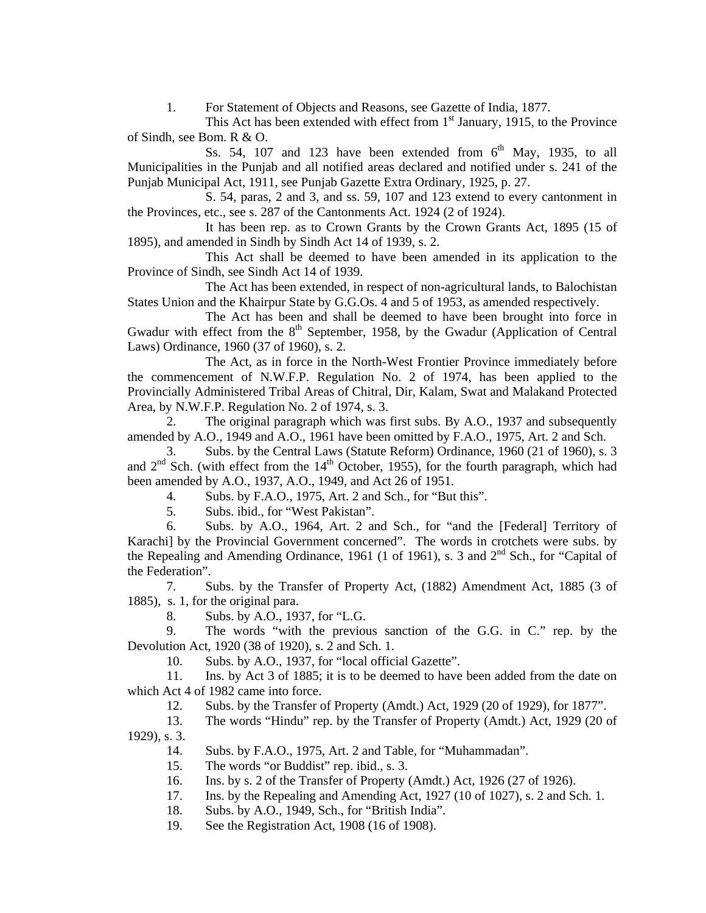1. For Statement of Objects and Reasons, see Gazette of India, 1877.

This Act has been extended with effect from 1st January, 1915, to the Province of Sindh, see Bom. R & O.

Ss. 54, 107 and 123 have been extended from 6th May, 1935, to all Municipalities in the Punjab and all notified areas declared and notified under s. 241 of the Punjab Municipal Act, 1911, see Punjab Gazette Extra Ordinary, 1925, p. 27.

S. 54, paras, 2 and 3, and ss. 59, 107 and 123 extend to every cantonment in the Provinces, etc., see s. 287 of the Cantonments Act. 1924 (2 of 1924).

It has been rep. as to Crown Grants by the Crown Grants Act, 1895 (15 of 1895), and amended in Sindh by Sindh Act 14 of 1939, s. 2.

This Act shall be deemed to have been amended in its application to the Province of Sindh, see Sindh Act 14 of 1939.

The Act has been extended, in respect of non-agricultural lands, to Balochistan States Union and the Khairpur State by G.G.Os. 4 and 5 of 1953, as amended respectively.

The Act has been and shall be deemed to have been brought into force in Gwadur with effect from the 8th September, 1958, by the Gwadur (Application of Central Laws) Ordinance, 1960 (37 of 1960), s. 2.

The Act, as in force in the North-West Frontier Province immediately before the commencement of N.W.F.P. Regulation No. 2 of 1974, has been applied to the Provincially Administered Tribal Areas of Chitral, Dir, Kalam, Swat and Malakand Protected Area, by N.W.F.P. Regulation No. 2 of 1974, s. 3.

2. The original paragraph which was first subs. By A.O., 1937 and subsequently amended by A.O., 1949 and A.O., 1961 have been omitted by F.A.O., 1975, Art. 2 and Sch.

3. Subs. by the Central Laws (Statute Reform) Ordinance, 1960 (21 of 1960), s. 3 and 2nd Sch. (with effect from the 14th October, 1955), for the fourth paragraph, which had been amended by A.O., 1937, A.O., 1949, and Act 26 of 1951.

4. Subs. by F.A.O., 1975, Art. 2 and Sch., for "But this".

5. Subs. ibid., for "West Pakistan".

6. Subs. by A.O., 1964, Art. 2 and Sch., for "and the [Federal] Territory of Karachi] by the Provincial Government concerned". The words in crotchets were subs. by the Repealing and Amending Ordinance, 1961 (1 of 1961), s. 3 and 2nd Sch., for "Capital of the Federation".

7. Subs. by the Transfer of Property Act, (1882) Amendment Act, 1885 (3 of 1885), s. 1, for the original para.

8. Subs. by A.O., 1937, for "L.G.

9. The words "with the previous sanction of the G.G. in C." rep. by the Devolution Act, 1920 (38 of 1920), s. 2 and Sch. 1.

10. Subs. by A.O., 1937, for "local official Gazette".

11. Ins. by Act 3 of 1885; it is to be deemed to have been added from the date on which Act 4 of 1982 came into force.

12. Subs. by the Transfer of Property (Amdt.) Act, 1929 (20 of 1929), for 1877".

13. The words "Hindu" rep. by the Transfer of Property (Amdt.) Act, 1929 (20 of 1929), s. 3.

14. Subs. by F.A.O., 1975, Art. 2 and Table, for "Muhammadan".

15. The words "or Buddist" rep. ibid., s. 3.

16. Ins. by s. 2 of the Transfer of Property (Amdt.) Act, 1926 (27 of 1926).

17. Ins. by the Repealing and Amending Act, 1927 (10 of 1027), s. 2 and Sch. 1.

18. Subs. by A.O., 1949, Sch., for "British India".

19. See the Registration Act, 1908 (16 of 1908).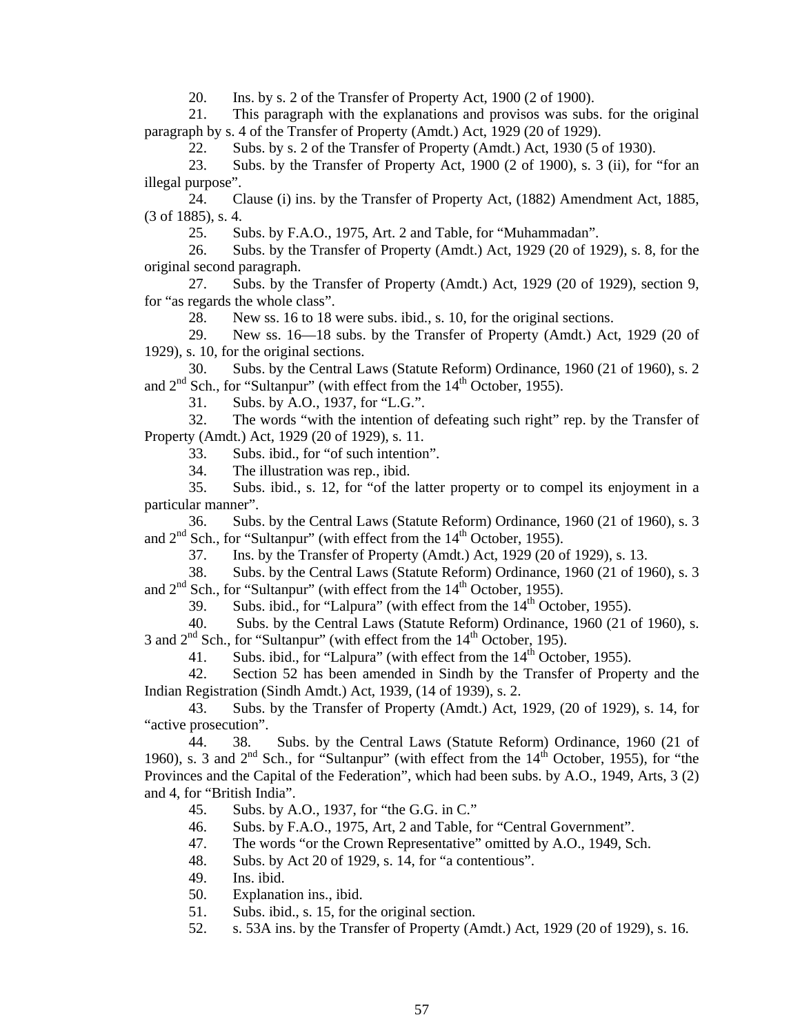20. Ins. by s. 2 of the Transfer of Property Act, 1900 (2 of 1900).

21. This paragraph with the explanations and provisos was subs. for the original paragraph by s. 4 of the Transfer of Property (Amdt.) Act, 1929 (20 of 1929).

22. Subs. by s. 2 of the Transfer of Property (Amdt.) Act, 1930 (5 of 1930).

23. Subs. by the Transfer of Property Act, 1900 (2 of 1900), s. 3 (ii), for "for an illegal purpose".

24. Clause (i) ins. by the Transfer of Property Act, (1882) Amendment Act, 1885, (3 of 1885), s. 4.

25. Subs. by F.A.O., 1975, Art. 2 and Table, for "Muhammadan".

26. Subs. by the Transfer of Property (Amdt.) Act, 1929 (20 of 1929), s. 8, for the original second paragraph.

27. Subs. by the Transfer of Property (Amdt.) Act, 1929 (20 of 1929), section 9, for "as regards the whole class".

28. New ss. 16 to 18 were subs. ibid., s. 10, for the original sections.

29. New ss. 16—18 subs. by the Transfer of Property (Amdt.) Act, 1929 (20 of 1929), s. 10, for the original sections.

30. Subs. by the Central Laws (Statute Reform) Ordinance, 1960 (21 of 1960), s. 2 and 2[nd] Sch., for "Sultanpur" (with effect from the 14[th] October, 1955).

31. Subs. by A.O., 1937, for "L.G.".

32. The words "with the intention of defeating such right" rep. by the Transfer of Property (Amdt.) Act, 1929 (20 of 1929), s. 11.

33. Subs. ibid., for "of such intention".

34. The illustration was rep., ibid.

35. Subs. ibid., s. 12, for "of the latter property or to compel its enjoyment in a particular manner".

36. Subs. by the Central Laws (Statute Reform) Ordinance, 1960 (21 of 1960), s. 3 and 2[nd] Sch., for "Sultanpur" (with effect from the 14[th] October, 1955).

37. Ins. by the Transfer of Property (Amdt.) Act, 1929 (20 of 1929), s. 13.

38. Subs. by the Central Laws (Statute Reform) Ordinance, 1960 (21 of 1960), s. 3 and 2[nd] Sch., for "Sultanpur" (with effect from the 14[th] October, 1955).

39. Subs. ibid., for "Lalpura" (with effect from the 14[th] October, 1955).

40. Subs. by the Central Laws (Statute Reform) Ordinance, 1960 (21 of 1960), s. 3 and 2[nd] Sch., for "Sultanpur" (with effect from the 14[th] October, 195).

41. Subs. ibid., for "Lalpura" (with effect from the 14[th] October, 1955).

42. Section 52 has been amended in Sindh by the Transfer of Property and the Indian Registration (Sindh Amdt.) Act, 1939, (14 of 1939), s. 2.

43. Subs. by the Transfer of Property (Amdt.) Act, 1929, (20 of 1929), s. 14, for "active prosecution".

44. 38. Subs. by the Central Laws (Statute Reform) Ordinance, 1960 (21 of 1960), s. 3 and 2[nd] Sch., for "Sultanpur" (with effect from the 14[th] October, 1955), for "the Provinces and the Capital of the Federation", which had been subs. by A.O., 1949, Arts, 3 (2) and 4, for "British India".

45. Subs. by A.O., 1937, for "the G.G. in C."

46. Subs. by F.A.O., 1975, Art, 2 and Table, for "Central Government".

47. The words "or the Crown Representative" omitted by A.O., 1949, Sch.

48. Subs. by Act 20 of 1929, s. 14, for "a contentious".

49. Ins. ibid.

50. Explanation ins., ibid.

51. Subs. ibid., s. 15, for the original section.

52. s. 53A ins. by the Transfer of Property (Amdt.) Act, 1929 (20 of 1929), s. 16.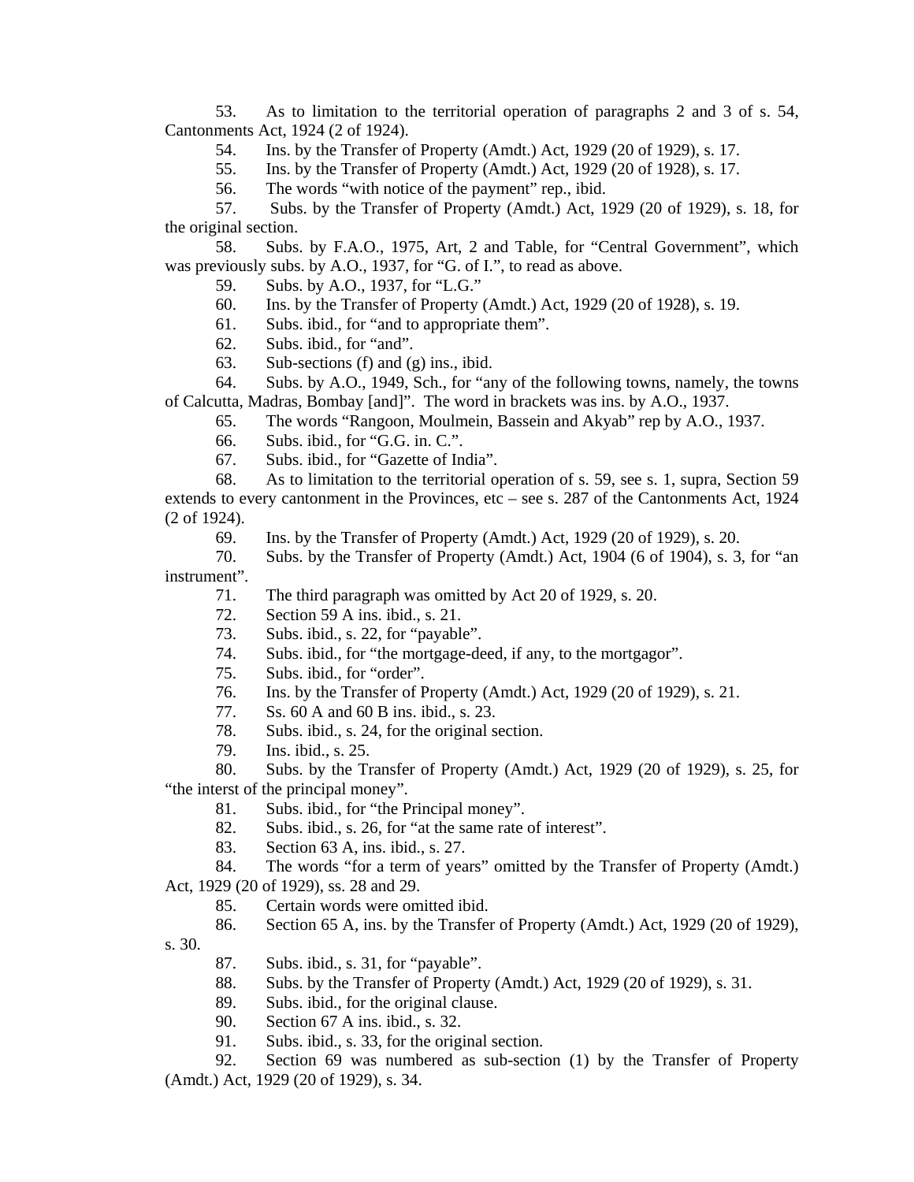53. As to limitation to the territorial operation of paragraphs 2 and 3 of s. 54, Cantonments Act, 1924 (2 of 1924).

54. Ins. by the Transfer of Property (Amdt.) Act, 1929 (20 of 1929), s. 17.

55. Ins. by the Transfer of Property (Amdt.) Act, 1929 (20 of 1928), s. 17.

56. The words "with notice of the payment" rep., ibid.

57. Subs. by the Transfer of Property (Amdt.) Act, 1929 (20 of 1929), s. 18, for the original section.

58. Subs. by F.A.O., 1975, Art, 2 and Table, for "Central Government", which was previously subs. by A.O., 1937, for "G. of I.", to read as above.

59. Subs. by A.O., 1937, for "L.G."

60. Ins. by the Transfer of Property (Amdt.) Act, 1929 (20 of 1928), s. 19.

61. Subs. ibid., for "and to appropriate them".

62. Subs. ibid., for "and".

63. Sub-sections (f) and (g) ins., ibid.

64. Subs. by A.O., 1949, Sch., for "any of the following towns, namely, the towns of Calcutta, Madras, Bombay [and]". The word in brackets was ins. by A.O., 1937.

65. The words "Rangoon, Moulmein, Bassein and Akyab" rep by A.O., 1937.

66. Subs. ibid., for "G.G. in. C.".

67. Subs. ibid., for "Gazette of India".

68. As to limitation to the territorial operation of s. 59, see s. 1, supra, Section 59 extends to every cantonment in the Provinces, etc – see s. 287 of the Cantonments Act, 1924 (2 of 1924).

69. Ins. by the Transfer of Property (Amdt.) Act, 1929 (20 of 1929), s. 20.

70. Subs. by the Transfer of Property (Amdt.) Act, 1904 (6 of 1904), s. 3, for "an instrument".

71. The third paragraph was omitted by Act 20 of 1929, s. 20.

72. Section 59 A ins. ibid., s. 21.

73. Subs. ibid., s. 22, for "payable".

74. Subs. ibid., for "the mortgage-deed, if any, to the mortgagor".

75. Subs. ibid., for "order".

76. Ins. by the Transfer of Property (Amdt.) Act, 1929 (20 of 1929), s. 21.

77. Ss. 60 A and 60 B ins. ibid., s. 23.

78. Subs. ibid., s. 24, for the original section.

79. Ins. ibid., s. 25.

80. Subs. by the Transfer of Property (Amdt.) Act, 1929 (20 of 1929), s. 25, for "the interst of the principal money".

81. Subs. ibid., for "the Principal money".

82. Subs. ibid., s. 26, for "at the same rate of interest".

83. Section 63 A, ins. ibid., s. 27.

84. The words "for a term of years" omitted by the Transfer of Property (Amdt.) Act, 1929 (20 of 1929), ss. 28 and 29.

85. Certain words were omitted ibid.

86. Section 65 A, ins. by the Transfer of Property (Amdt.) Act, 1929 (20 of 1929), s. 30.

87. Subs. ibid., s. 31, for "payable".

88. Subs. by the Transfer of Property (Amdt.) Act, 1929 (20 of 1929), s. 31.

89. Subs. ibid., for the original clause.

90. Section 67 A ins. ibid., s. 32.

91. Subs. ibid., s. 33, for the original section.

92. Section 69 was numbered as sub-section (1) by the Transfer of Property (Amdt.) Act, 1929 (20 of 1929), s. 34.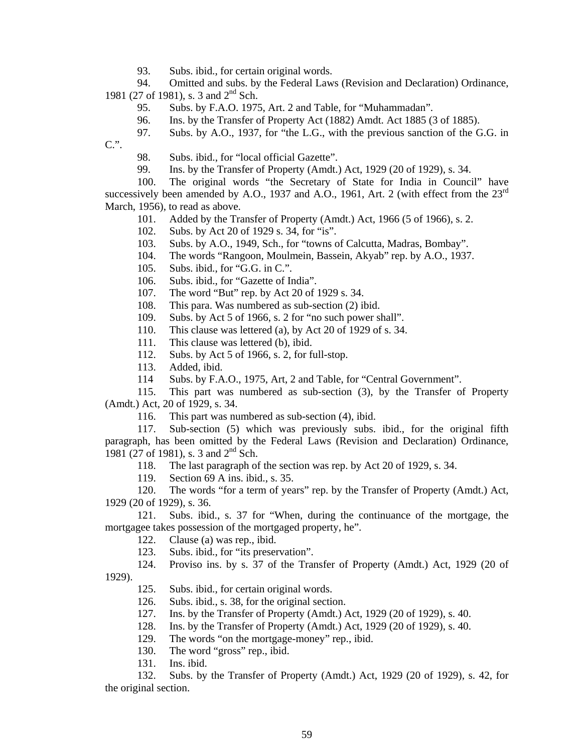93. Subs. ibid., for certain original words.

94. Omitted and subs. by the Federal Laws (Revision and Declaration) Ordinance, 1981 (27 of 1981), s. 3 and 2nd Sch.

95. Subs. by F.A.O. 1975, Art. 2 and Table, for "Muhammadan".

96. Ins. by the Transfer of Property Act (1882) Amdt. Act 1885 (3 of 1885).

97. Subs. by A.O., 1937, for "the L.G., with the previous sanction of the G.G. in C.".

98. Subs. ibid., for "local official Gazette".

99. Ins. by the Transfer of Property (Amdt.) Act, 1929 (20 of 1929), s. 34.

100. The original words "the Secretary of State for India in Council" have successively been amended by A.O., 1937 and A.O., 1961, Art. 2 (with effect from the 23rd March, 1956), to read as above.

101. Added by the Transfer of Property (Amdt.) Act, 1966 (5 of 1966), s. 2.

102. Subs. by Act 20 of 1929 s. 34, for "is".

103. Subs. by A.O., 1949, Sch., for "towns of Calcutta, Madras, Bombay".

104. The words "Rangoon, Moulmein, Bassein, Akyab" rep. by A.O., 1937.

105. Subs. ibid., for "G.G. in C.".

106. Subs. ibid., for "Gazette of India".

107. The word "But" rep. by Act 20 of 1929 s. 34.

108. This para. Was numbered as sub-section (2) ibid.

109. Subs. by Act 5 of 1966, s. 2 for "no such power shall".

110. This clause was lettered (a), by Act 20 of 1929 of s. 34.

111. This clause was lettered (b), ibid.

112. Subs. by Act 5 of 1966, s. 2, for full-stop.

113. Added, ibid.

114 Subs. by F.A.O., 1975, Art, 2 and Table, for "Central Government".

115. This part was numbered as sub-section (3), by the Transfer of Property (Amdt.) Act, 20 of 1929, s. 34.

116. This part was numbered as sub-section (4), ibid.

117. Sub-section (5) which was previously subs. ibid., for the original fifth paragraph, has been omitted by the Federal Laws (Revision and Declaration) Ordinance, 1981 (27 of 1981), s. 3 and 2nd Sch.

118. The last paragraph of the section was rep. by Act 20 of 1929, s. 34.

119. Section 69 A ins. ibid., s. 35.

120. The words "for a term of years" rep. by the Transfer of Property (Amdt.) Act, 1929 (20 of 1929), s. 36.

121. Subs. ibid., s. 37 for "When, during the continuance of the mortgage, the mortgagee takes possession of the mortgaged property, he".

122. Clause (a) was rep., ibid.

123. Subs. ibid., for "its preservation".

124. Proviso ins. by s. 37 of the Transfer of Property (Amdt.) Act, 1929 (20 of 1929).

125. Subs. ibid., for certain original words.

126. Subs. ibid., s. 38, for the original section.

127. Ins. by the Transfer of Property (Amdt.) Act, 1929 (20 of 1929), s. 40.

128. Ins. by the Transfer of Property (Amdt.) Act, 1929 (20 of 1929), s. 40.

129. The words "on the mortgage-money" rep., ibid.

130. The word "gross" rep., ibid.

131. Ins. ibid.

132. Subs. by the Transfer of Property (Amdt.) Act, 1929 (20 of 1929), s. 42, for the original section.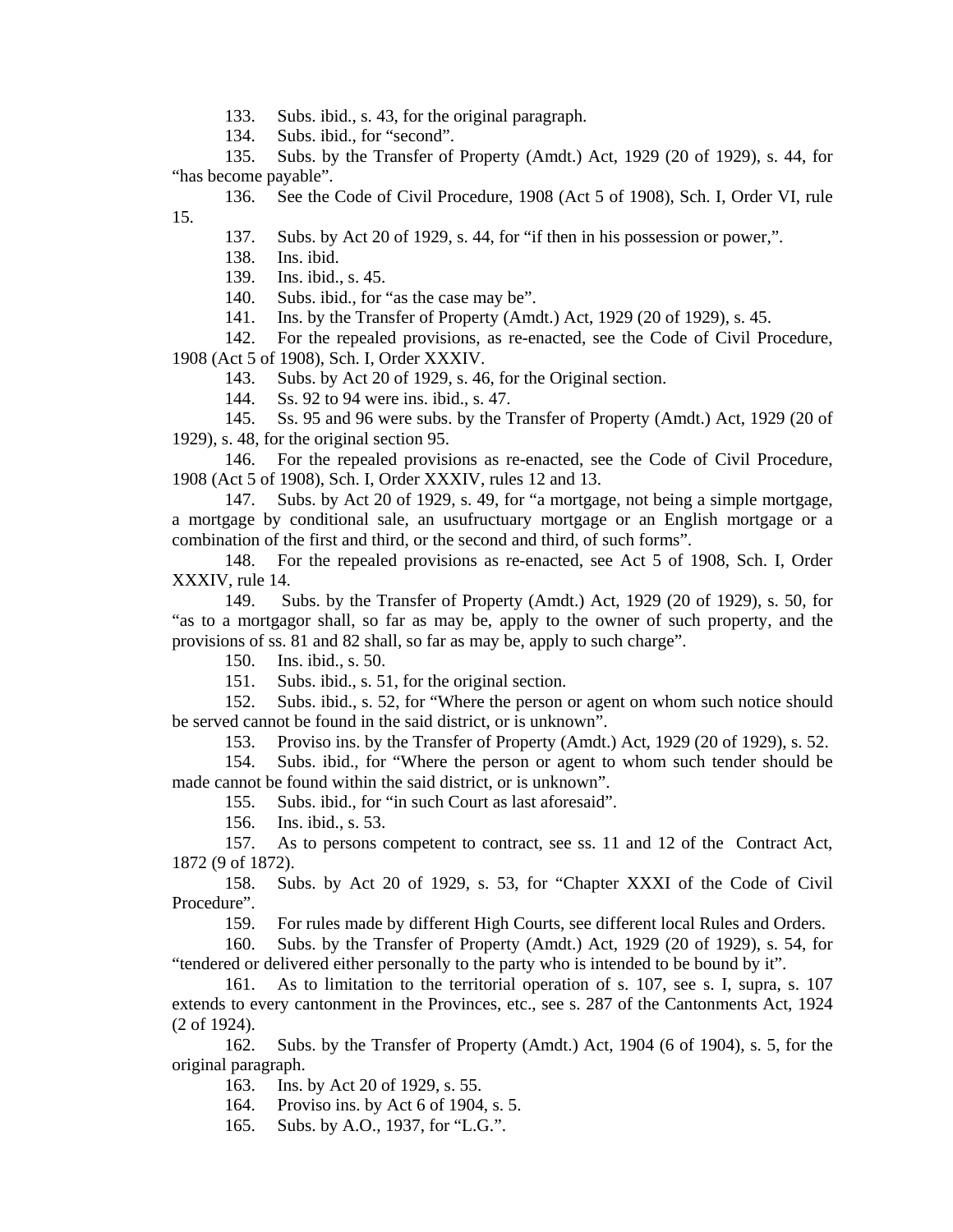133. Subs. ibid., s. 43, for the original paragraph.

134. Subs. ibid., for "second".

135. Subs. by the Transfer of Property (Amdt.) Act, 1929 (20 of 1929), s. 44, for "has become payable".

136. See the Code of Civil Procedure, 1908 (Act 5 of 1908), Sch. I, Order VI, rule 15.

137. Subs. by Act 20 of 1929, s. 44, for "if then in his possession or power,".

138. Ins. ibid.

139. Ins. ibid., s. 45.

140. Subs. ibid., for "as the case may be".

141. Ins. by the Transfer of Property (Amdt.) Act, 1929 (20 of 1929), s. 45.

142. For the repealed provisions, as re-enacted, see the Code of Civil Procedure, 1908 (Act 5 of 1908), Sch. I, Order XXXIV.

143. Subs. by Act 20 of 1929, s. 46, for the Original section.

144. Ss. 92 to 94 were ins. ibid., s. 47.

145. Ss. 95 and 96 were subs. by the Transfer of Property (Amdt.) Act, 1929 (20 of 1929), s. 48, for the original section 95.

146. For the repealed provisions as re-enacted, see the Code of Civil Procedure, 1908 (Act 5 of 1908), Sch. I, Order XXXIV, rules 12 and 13.

147. Subs. by Act 20 of 1929, s. 49, for "a mortgage, not being a simple mortgage, a mortgage by conditional sale, an usufructuary mortgage or an English mortgage or a combination of the first and third, or the second and third, of such forms".

148. For the repealed provisions as re-enacted, see Act 5 of 1908, Sch. I, Order XXXIV, rule 14.

149. Subs. by the Transfer of Property (Amdt.) Act, 1929 (20 of 1929), s. 50, for "as to a mortgagor shall, so far as may be, apply to the owner of such property, and the provisions of ss. 81 and 82 shall, so far as may be, apply to such charge".

150. Ins. ibid., s. 50.

151. Subs. ibid., s. 51, for the original section.

152. Subs. ibid., s. 52, for "Where the person or agent on whom such notice should be served cannot be found in the said district, or is unknown".

153. Proviso ins. by the Transfer of Property (Amdt.) Act, 1929 (20 of 1929), s. 52.

154. Subs. ibid., for "Where the person or agent to whom such tender should be made cannot be found within the said district, or is unknown".

155. Subs. ibid., for "in such Court as last aforesaid".

156. Ins. ibid., s. 53.

157. As to persons competent to contract, see ss. 11 and 12 of the Contract Act, 1872 (9 of 1872).

158. Subs. by Act 20 of 1929, s. 53, for "Chapter XXXI of the Code of Civil Procedure".

159. For rules made by different High Courts, see different local Rules and Orders.

160. Subs. by the Transfer of Property (Amdt.) Act, 1929 (20 of 1929), s. 54, for "tendered or delivered either personally to the party who is intended to be bound by it".

161. As to limitation to the territorial operation of s. 107, see s. I, supra, s. 107 extends to every cantonment in the Provinces, etc., see s. 287 of the Cantonments Act, 1924 (2 of 1924).

162. Subs. by the Transfer of Property (Amdt.) Act, 1904 (6 of 1904), s. 5, for the original paragraph.

163. Ins. by Act 20 of 1929, s. 55.

164. Proviso ins. by Act 6 of 1904, s. 5.

165. Subs. by A.O., 1937, for "L.G.".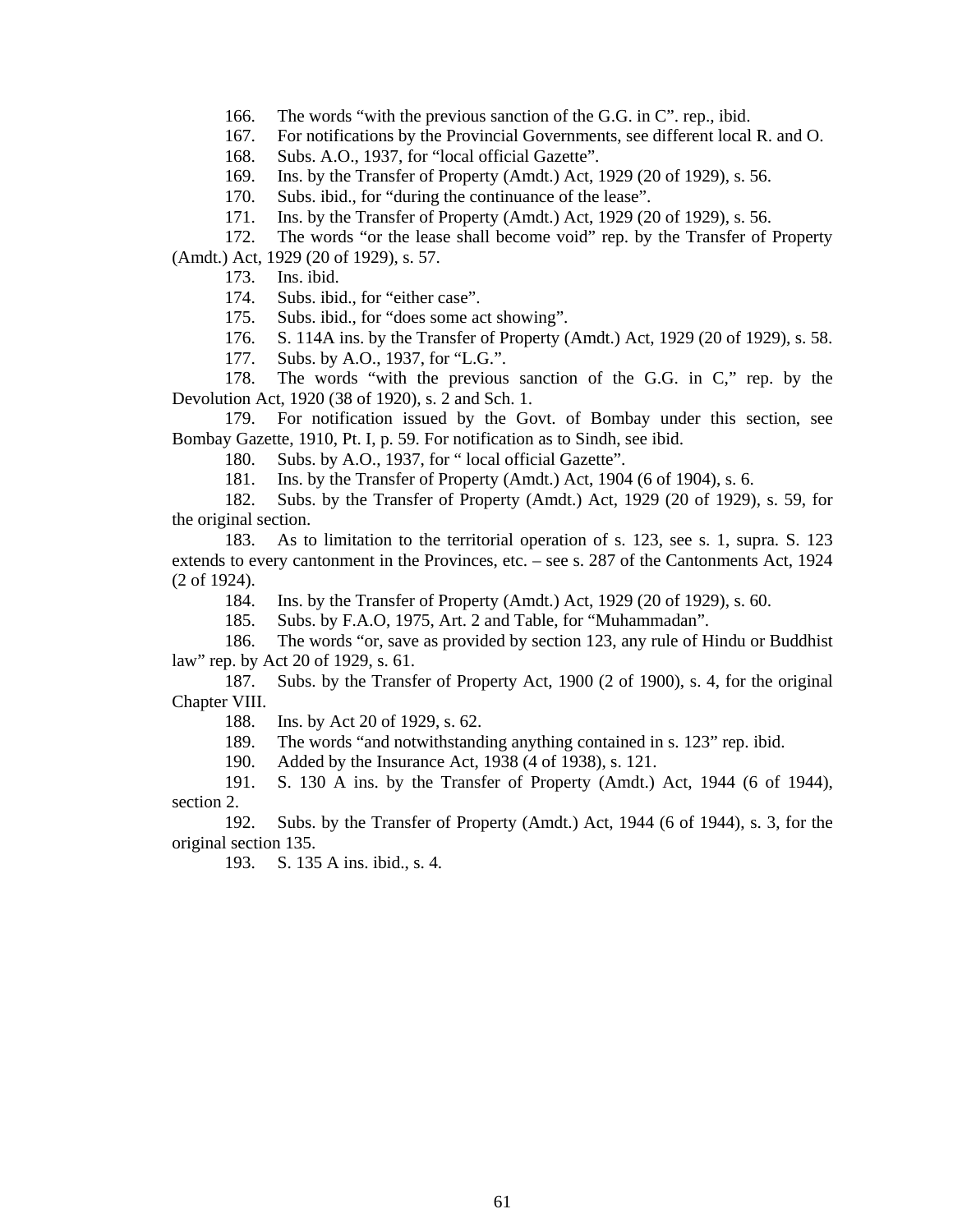166. The words "with the previous sanction of the G.G. in C". rep., ibid.

167. For notifications by the Provincial Governments, see different local R. and O.

168. Subs. A.O., 1937, for "local official Gazette".

169. Ins. by the Transfer of Property (Amdt.) Act, 1929 (20 of 1929), s. 56.

170. Subs. ibid., for "during the continuance of the lease".

171. Ins. by the Transfer of Property (Amdt.) Act, 1929 (20 of 1929), s. 56.

172. The words "or the lease shall become void" rep. by the Transfer of Property (Amdt.) Act, 1929 (20 of 1929), s. 57.

173. Ins. ibid.

174. Subs. ibid., for "either case".

175. Subs. ibid., for "does some act showing".

176. S. 114A ins. by the Transfer of Property (Amdt.) Act, 1929 (20 of 1929), s. 58.

177. Subs. by A.O., 1937, for "L.G.".

178. The words "with the previous sanction of the G.G. in C," rep. by the Devolution Act, 1920 (38 of 1920), s. 2 and Sch. 1.

179. For notification issued by the Govt. of Bombay under this section, see Bombay Gazette, 1910, Pt. I, p. 59. For notification as to Sindh, see ibid.

180. Subs. by A.O., 1937, for " local official Gazette".

181. Ins. by the Transfer of Property (Amdt.) Act, 1904 (6 of 1904), s. 6.

182. Subs. by the Transfer of Property (Amdt.) Act, 1929 (20 of 1929), s. 59, for the original section.

183. As to limitation to the territorial operation of s. 123, see s. 1, supra. S. 123 extends to every cantonment in the Provinces, etc. – see s. 287 of the Cantonments Act, 1924 (2 of 1924).

184. Ins. by the Transfer of Property (Amdt.) Act, 1929 (20 of 1929), s. 60.

185. Subs. by F.A.O, 1975, Art. 2 and Table, for "Muhammadan".

186. The words "or, save as provided by section 123, any rule of Hindu or Buddhist law" rep. by Act 20 of 1929, s. 61.

187. Subs. by the Transfer of Property Act, 1900 (2 of 1900), s. 4, for the original Chapter VIII.

188. Ins. by Act 20 of 1929, s. 62.

189. The words "and notwithstanding anything contained in s. 123" rep. ibid.

190. Added by the Insurance Act, 1938 (4 of 1938), s. 121.

191. S. 130 A ins. by the Transfer of Property (Amdt.) Act, 1944 (6 of 1944), section 2.

192. Subs. by the Transfer of Property (Amdt.) Act, 1944 (6 of 1944), s. 3, for the original section 135.

193. S. 135 A ins. ibid., s. 4.